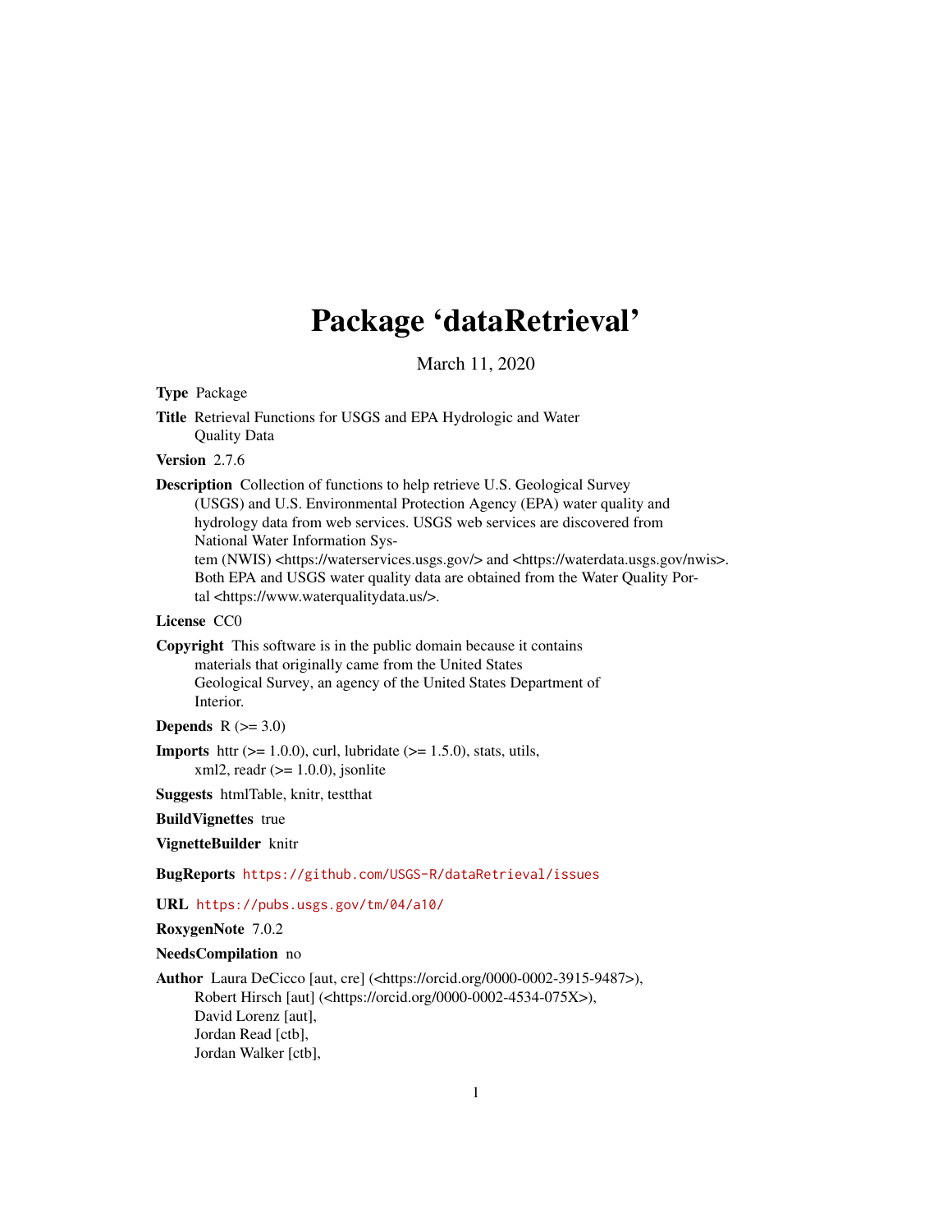# Package 'dataRetrieval'

March 11, 2020

**Type** Package

**Title** Retrieval Functions for USGS and EPA Hydrologic and Water Quality Data

**Version** 2.7.6

**Description** Collection of functions to help retrieve U.S. Geological Survey (USGS) and U.S. Environmental Protection Agency (EPA) water quality and hydrology data from web services. USGS web services are discovered from National Water Information System (NWIS) <https://waterservices.usgs.gov/> and <https://waterdata.usgs.gov/nwis>. Both EPA and USGS water quality data are obtained from the Water Quality Portal <https://www.waterqualitydata.us/>.

**License** CC0

**Copyright** This software is in the public domain because it contains materials that originally came from the United States Geological Survey, an agency of the United States Department of Interior.

**Depends** R (>= 3.0)

**Imports** httr (>= 1.0.0), curl, lubridate (>= 1.5.0), stats, utils, xml2, readr (>= 1.0.0), jsonlite

**Suggests** htmlTable, knitr, testthat

**BuildVignettes** true

**VignetteBuilder** knitr

**BugReports** https://github.com/USGS-R/dataRetrieval/issues

**URL** https://pubs.usgs.gov/tm/04/a10/

**RoxygenNote** 7.0.2

**NeedsCompilation** no

**Author** Laura DeCicco [aut, cre] (<https://orcid.org/0000-0002-3915-9487>),
Robert Hirsch [aut] (<https://orcid.org/0000-0002-4534-075X>),
David Lorenz [aut],
Jordan Read [ctb],
Jordan Walker [ctb],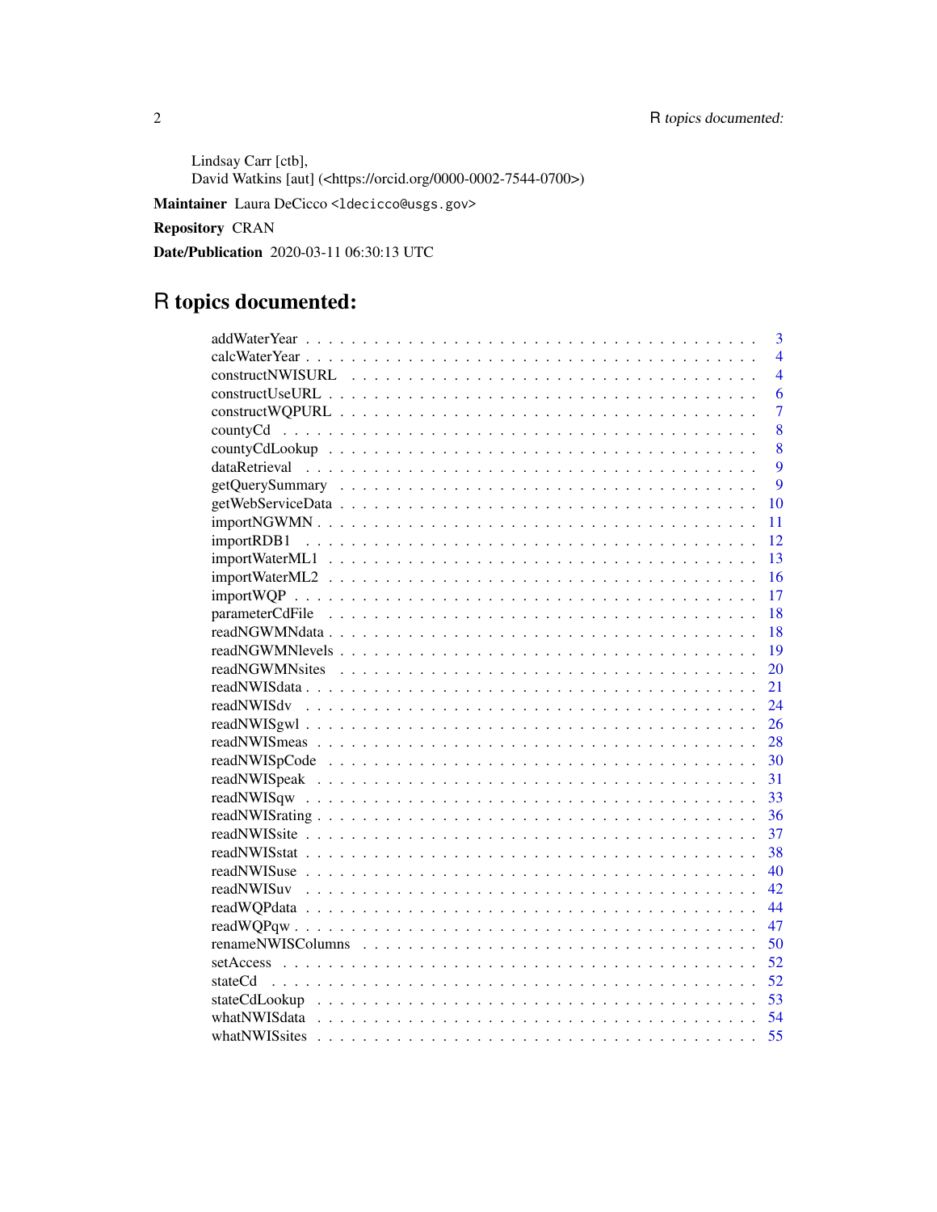Lindsay Carr [ctb],
David Watkins [aut] (<https://orcid.org/0000-0002-7544-0700>)

**Maintainer** Laura DeCicco <ldecicco@usgs.gov>

**Repository** CRAN

**Date/Publication** 2020-03-11 06:30:13 UTC

# R topics documented:

| | |
|---|---|
| addWaterYear | 3 |
| calcWaterYear | 4 |
| constructNWISURL | 4 |
| constructUseURL | 6 |
| constructWQPURL | 7 |
| countyCd | 8 |
| countyCdLookup | 8 |
| dataRetrieval | 9 |
| getQuerySummary | 9 |
| getWebServiceData | 10 |
| importNGWMN | 11 |
| importRDB1 | 12 |
| importWaterML1 | 13 |
| importWaterML2 | 16 |
| importWQP | 17 |
| parameterCdFile | 18 |
| readNGWMNdata | 18 |
| readNGWMNlevels | 19 |
| readNGWMNsites | 20 |
| readNWISdata | 21 |
| readNWISdv | 24 |
| readNWISgwl | 26 |
| readNWISmeas | 28 |
| readNWISpCode | 30 |
| readNWISpeak | 31 |
| readNWISqw | 33 |
| readNWISrating | 36 |
| readNWISsite | 37 |
| readNWISstat | 38 |
| readNWISuse | 40 |
| readNWISuv | 42 |
| readWQPdata | 44 |
| readWQPqw | 47 |
| renameNWISColumns | 50 |
| setAccess | 52 |
| stateCd | 52 |
| stateCdLookup | 53 |
| whatNWISdata | 54 |
| whatNWISsites | 55 |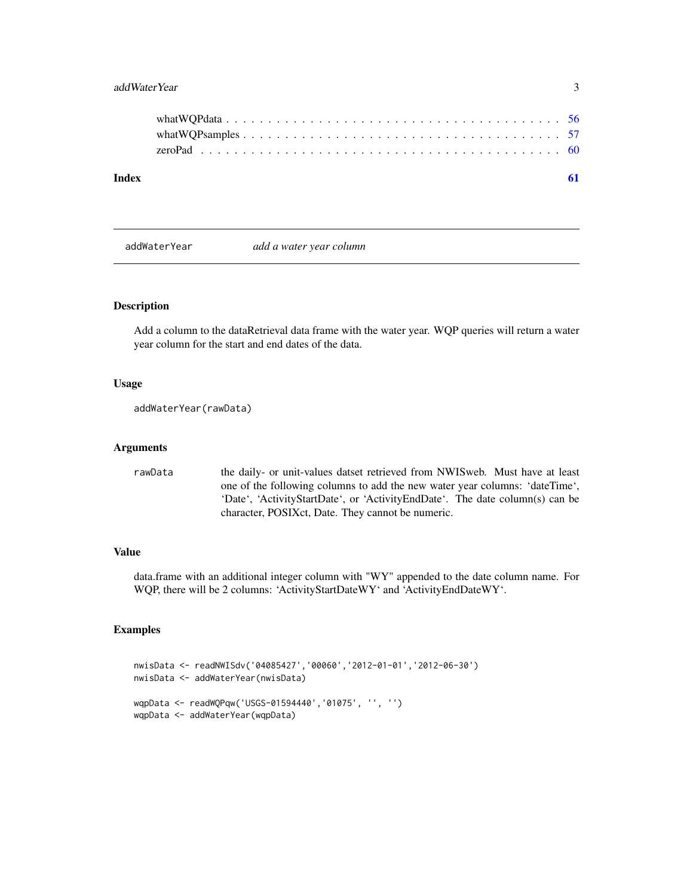whatWQPdata . . . . . . . . . . . . . . . . . . . . . . . . . . . . . . . . . . . . . 56
whatWQPsamples . . . . . . . . . . . . . . . . . . . . . . . . . . . . . . . . . . . 57
zeroPad . . . . . . . . . . . . . . . . . . . . . . . . . . . . . . . . . . . . . . . 60

**Index** **61**

---

`addWaterYear` *add a water year column*

---

## Description

Add a column to the dataRetrieval data frame with the water year. WQP queries will return a water year column for the start and end dates of the data.

## Usage

```
addWaterYear(rawData)
```

## Arguments

| | |
|---|---|
| rawData | the daily- or unit-values datset retrieved from NWISweb. Must have at least one of the following columns to add the new water year columns: 'dateTime', 'Date', 'ActivityStartDate', or 'ActivityEndDate'. The date column(s) can be character, POSIXct, Date. They cannot be numeric. |

## Value

data.frame with an additional integer column with "WY" appended to the date column name. For WQP, there will be 2 columns: 'ActivityStartDateWY' and 'ActivityEndDateWY'.

## Examples

```
nwisData <- readNWISdv('04085427','00060','2012-01-01','2012-06-30')
nwisData <- addWaterYear(nwisData)

wqpData <- readWQPqw('USGS-01594440','01075', '', '')
wqpData <- addWaterYear(wqpData)
```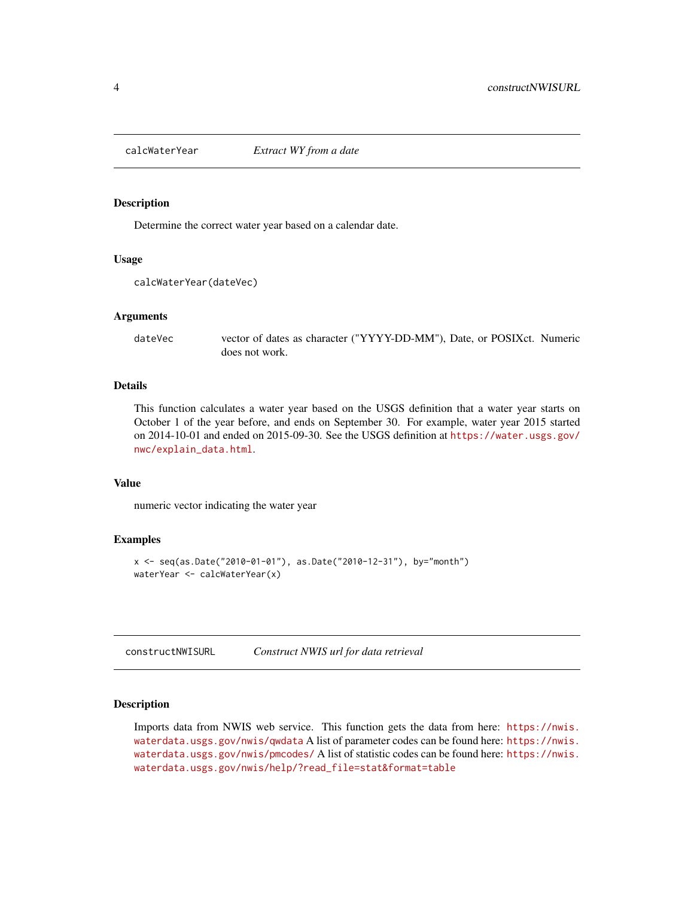## calcWaterYear — *Extract WY from a date*

### Description

Determine the correct water year based on a calendar date.

### Usage

```
calcWaterYear(dateVec)
```

### Arguments

| | |
|---|---|
| dateVec | vector of dates as character ("YYYY-DD-MM"), Date, or POSIXct. Numeric does not work. |

### Details

This function calculates a water year based on the USGS definition that a water year starts on October 1 of the year before, and ends on September 30. For example, water year 2015 started on 2014-10-01 and ended on 2015-09-30. See the USGS definition at https://water.usgs.gov/nwc/explain_data.html.

### Value

numeric vector indicating the water year

### Examples

```
x <- seq(as.Date("2010-01-01"), as.Date("2010-12-31"), by="month")
waterYear <- calcWaterYear(x)
```

## constructNWISURL — *Construct NWIS url for data retrieval*

### Description

Imports data from NWIS web service. This function gets the data from here: https://nwis.waterdata.usgs.gov/nwis/qwdata A list of parameter codes can be found here: https://nwis.waterdata.usgs.gov/nwis/pmcodes/ A list of statistic codes can be found here: https://nwis.waterdata.usgs.gov/nwis/help/?read_file=stat&format=table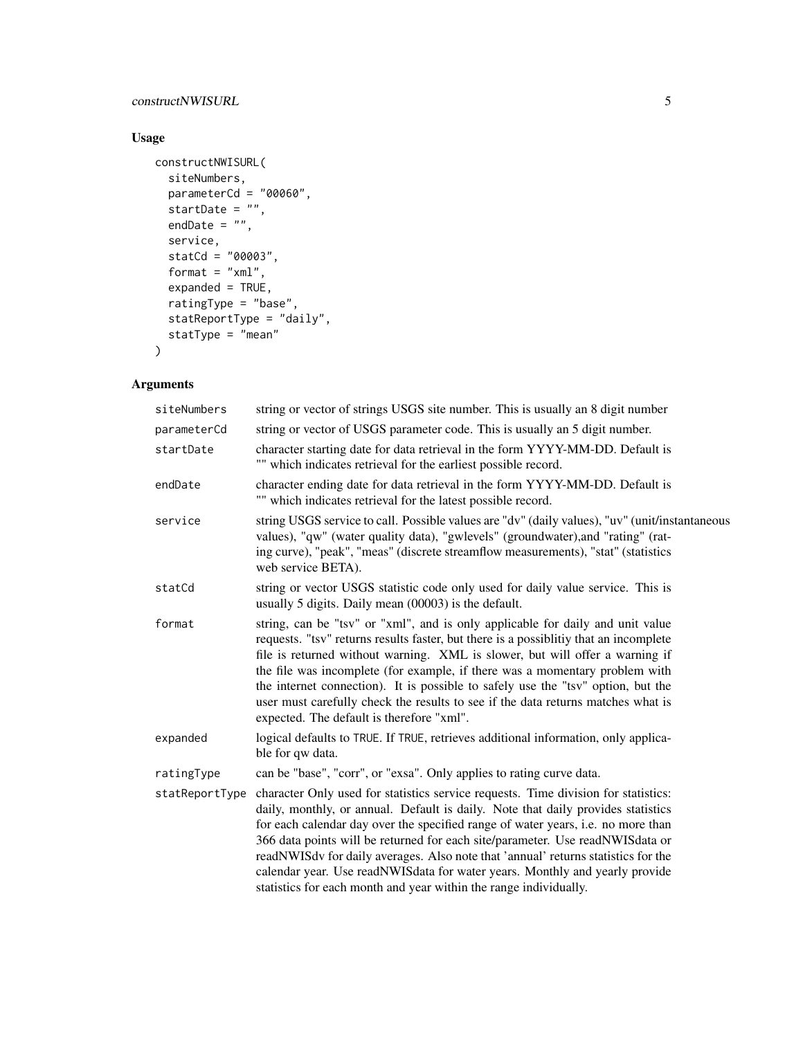## Usage

```
constructNWISURL(
  siteNumbers,
  parameterCd = "00060",
  startDate = "",
  endDate = "",
  service,
  statCd = "00003",
  format = "xml",
  expanded = TRUE,
  ratingType = "base",
  statReportType = "daily",
  statType = "mean"
)
```

## Arguments

| Argument | Description |
|---|---|
| siteNumbers | string or vector of strings USGS site number. This is usually an 8 digit number |
| parameterCd | string or vector of USGS parameter code. This is usually an 5 digit number. |
| startDate | character starting date for data retrieval in the form YYYY-MM-DD. Default is "" which indicates retrieval for the earliest possible record. |
| endDate | character ending date for data retrieval in the form YYYY-MM-DD. Default is "" which indicates retrieval for the latest possible record. |
| service | string USGS service to call. Possible values are "dv" (daily values), "uv" (unit/instantaneous values), "qw" (water quality data), "gwlevels" (groundwater),and "rating" (rating curve), "peak", "meas" (discrete streamflow measurements), "stat" (statistics web service BETA). |
| statCd | string or vector USGS statistic code only used for daily value service. This is usually 5 digits. Daily mean (00003) is the default. |
| format | string, can be "tsv" or "xml", and is only applicable for daily and unit value requests. "tsv" returns results faster, but there is a possiblitiy that an incomplete file is returned without warning. XML is slower, but will offer a warning if the file was incomplete (for example, if there was a momentary problem with the internet connection). It is possible to safely use the "tsv" option, but the user must carefully check the results to see if the data returns matches what is expected. The default is therefore "xml". |
| expanded | logical defaults to TRUE. If TRUE, retrieves additional information, only applicable for qw data. |
| ratingType | can be "base", "corr", or "exsa". Only applies to rating curve data. |
| statReportType | character Only used for statistics service requests. Time division for statistics: daily, monthly, or annual. Default is daily. Note that daily provides statistics for each calendar day over the specified range of water years, i.e. no more than 366 data points will be returned for each site/parameter. Use readNWISdata or readNWISdv for daily averages. Also note that 'annual' returns statistics for the calendar year. Use readNWISdata for water years. Monthly and yearly provide statistics for each month and year within the range individually. |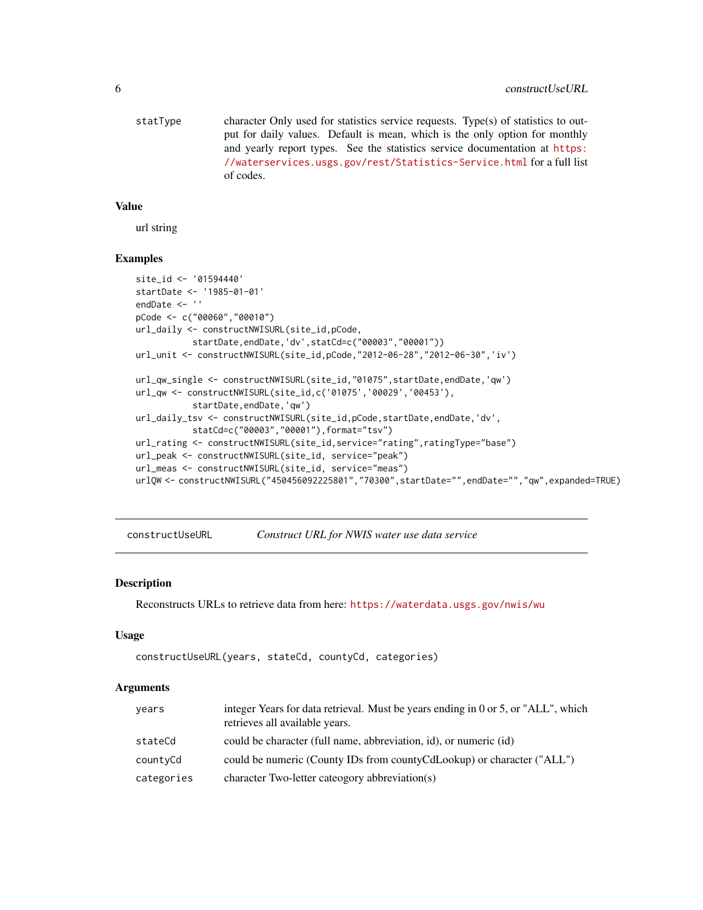statType — character Only used for statistics service requests. Type(s) of statistics to output for daily values. Default is mean, which is the only option for monthly and yearly report types. See the statistics service documentation at https://waterservices.usgs.gov/rest/Statistics-Service.html for a full list of codes.

### Value

url string

### Examples

```
site_id <- '01594440'
startDate <- '1985-01-01'
endDate <- ''
pCode <- c("00060","00010")
url_daily <- constructNWISURL(site_id,pCode,
           startDate,endDate,'dv',statCd=c("00003","00001"))
url_unit <- constructNWISURL(site_id,pCode,"2012-06-28","2012-06-30",'iv')

url_qw_single <- constructNWISURL(site_id,"01075",startDate,endDate,'qw')
url_qw <- constructNWISURL(site_id,c('01075','00029','00453'),
           startDate,endDate,'qw')
url_daily_tsv <- constructNWISURL(site_id,pCode,startDate,endDate,'dv',
           statCd=c("00003","00001"),format="tsv")
url_rating <- constructNWISURL(site_id,service="rating",ratingType="base")
url_peak <- constructNWISURL(site_id, service="peak")
url_meas <- constructNWISURL(site_id, service="meas")
urlQW <- constructNWISURL("450456092225801","70300",startDate="",endDate="","qw",expanded=TRUE)
```

---

## constructUseURL — *Construct URL for NWIS water use data service*

### Description

Reconstructs URLs to retrieve data from here: https://waterdata.usgs.gov/nwis/wu

### Usage

```
constructUseURL(years, stateCd, countyCd, categories)
```

### Arguments

| | |
|---|---|
| years | integer Years for data retrieval. Must be years ending in 0 or 5, or "ALL", which retrieves all available years. |
| stateCd | could be character (full name, abbreviation, id), or numeric (id) |
| countyCd | could be numeric (County IDs from countyCdLookup) or character ("ALL") |
| categories | character Two-letter cateogory abbreviation(s) |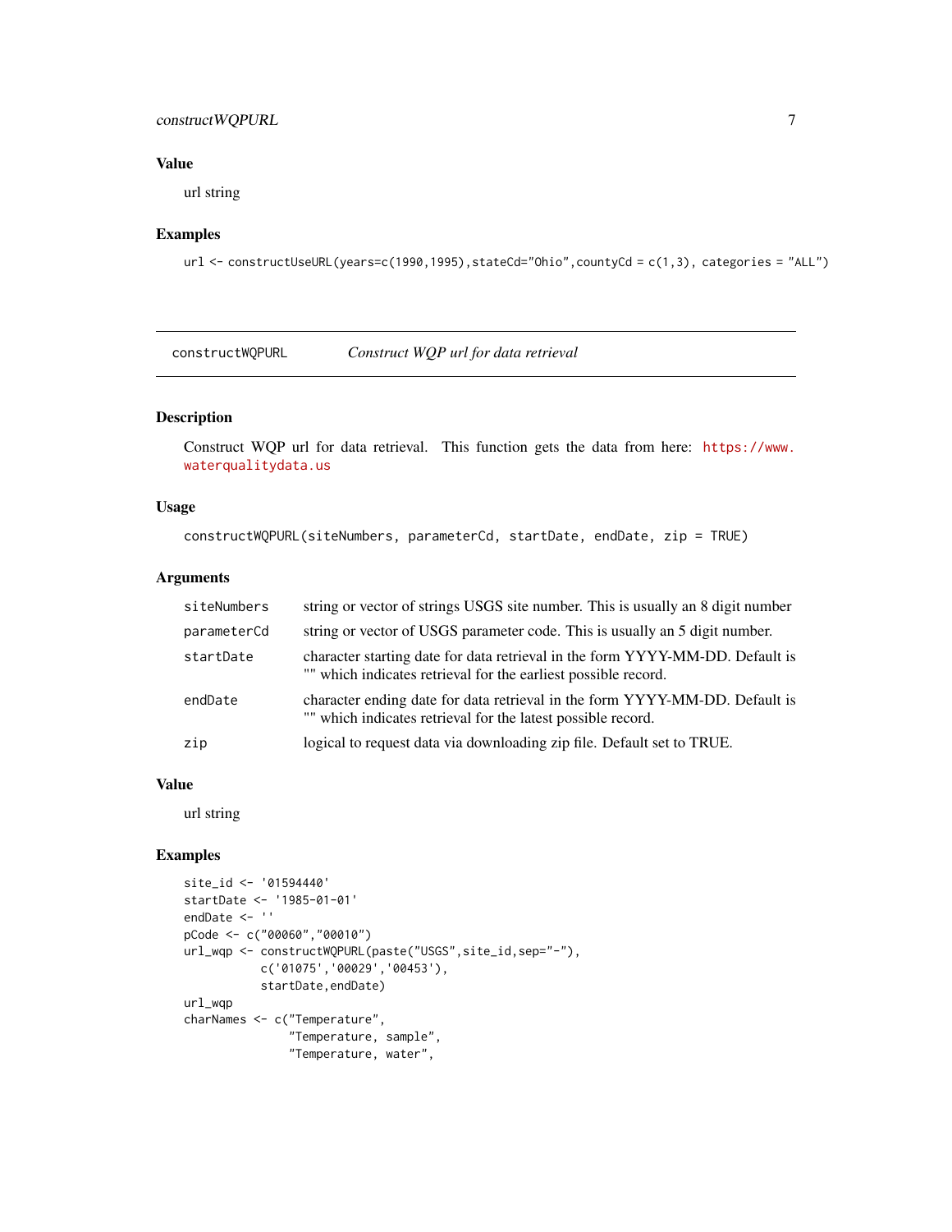### Value

url string

### Examples

```
url <- constructUseURL(years=c(1990,1995),stateCd="Ohio",countyCd = c(1,3), categories = "ALL")
```

---

## constructWQPURL *Construct WQP url for data retrieval*

### Description

Construct WQP url for data retrieval. This function gets the data from here: https://www.waterqualitydata.us

### Usage

```
constructWQPURL(siteNumbers, parameterCd, startDate, endDate, zip = TRUE)
```

### Arguments

| | |
|---|---|
| siteNumbers | string or vector of strings USGS site number. This is usually an 8 digit number |
| parameterCd | string or vector of USGS parameter code. This is usually an 5 digit number. |
| startDate | character starting date for data retrieval in the form YYYY-MM-DD. Default is "" which indicates retrieval for the earliest possible record. |
| endDate | character ending date for data retrieval in the form YYYY-MM-DD. Default is "" which indicates retrieval for the latest possible record. |
| zip | logical to request data via downloading zip file. Default set to TRUE. |

### Value

url string

### Examples

```
site_id <- '01594440'
startDate <- '1985-01-01'
endDate <- ''
pCode <- c("00060","00010")
url_wqp <- constructWQPURL(paste("USGS",site_id,sep="-"),
           c('01075','00029','00453'),
           startDate,endDate)
url_wqp
charNames <- c("Temperature",
               "Temperature, sample",
               "Temperature, water",
```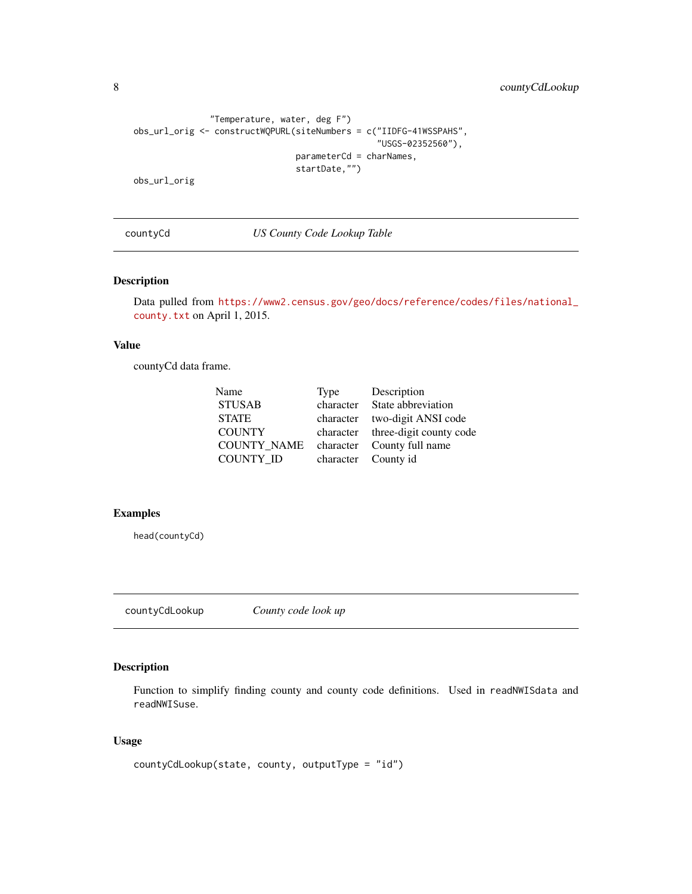```
               "Temperature, water, deg F")
obs_url_orig <- constructWQPURL(siteNumbers = c("IIDFG-41WSSPAHS",
                                              "USGS-02352560"),
                                parameterCd = charNames,
                                startDate,"")
obs_url_orig
```

## countyCd    *US County Code Lookup Table*

### Description

Data pulled from https://www2.census.gov/geo/docs/reference/codes/files/national_county.txt on April 1, 2015.

### Value

countyCd data frame.

| Name | Type | Description |
|---|---|---|
| STUSAB | character | State abbreviation |
| STATE | character | two-digit ANSI code |
| COUNTY | character | three-digit county code |
| COUNTY_NAME | character | County full name |
| COUNTY_ID | character | County id |

### Examples

```
head(countyCd)
```

## countyCdLookup    *County code look up*

### Description

Function to simplify finding county and county code definitions. Used in `readNWISdata` and `readNWISuse`.

### Usage

```
countyCdLookup(state, county, outputType = "id")
```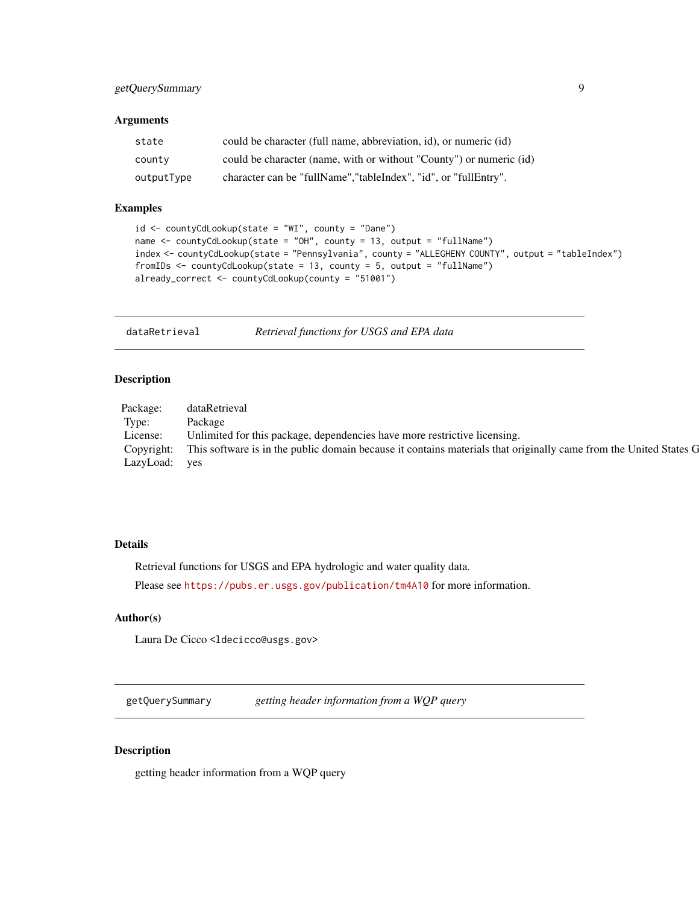## Arguments

| | |
|---|---|
| `state` | could be character (full name, abbreviation, id), or numeric (id) |
| `county` | could be character (name, with or without "County") or numeric (id) |
| `outputType` | character can be "fullName","tableIndex", "id", or "fullEntry". |

## Examples

```
id <- countyCdLookup(state = "WI", county = "Dane")
name <- countyCdLookup(state = "OH", county = 13, output = "fullName")
index <- countyCdLookup(state = "Pennsylvania", county = "ALLEGHENY COUNTY", output = "tableIndex")
fromIDs <- countyCdLookup(state = 13, county = 5, output = "fullName")
already_correct <- countyCdLookup(county = "51001")
```

---

# dataRetrieval — *Retrieval functions for USGS and EPA data*

## Description

| | |
|---|---|
| Package: | dataRetrieval |
| Type: | Package |
| License: | Unlimited for this package, dependencies have more restrictive licensing. |
| Copyright: | This software is in the public domain because it contains materials that originally came from the United States G |
| LazyLoad: | yes |

## Details

Retrieval functions for USGS and EPA hydrologic and water quality data.

Please see https://pubs.er.usgs.gov/publication/tm4A10 for more information.

## Author(s)

Laura De Cicco <ldecicco@usgs.gov>

---

# getQuerySummary — *getting header information from a WQP query*

## Description

getting header information from a WQP query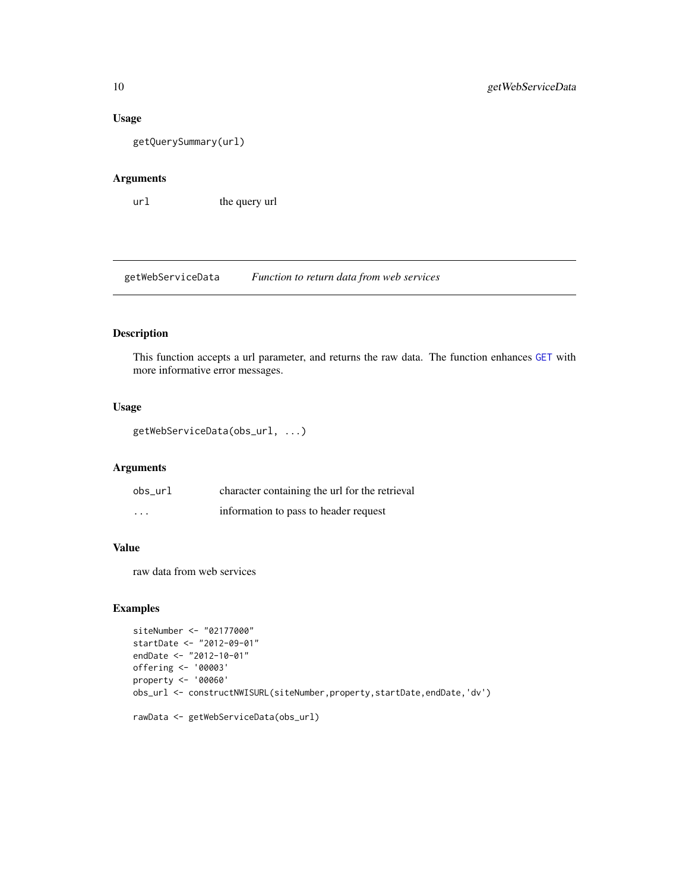### Usage

```
getQuerySummary(url)
```

### Arguments

| | |
|---|---|
| url | the query url |

## getWebServiceData *Function to return data from web services*

### Description

This function accepts a url parameter, and returns the raw data. The function enhances GET with more informative error messages.

### Usage

```
getWebServiceData(obs_url, ...)
```

### Arguments

| | |
|---|---|
| obs_url | character containing the url for the retrieval |
| ... | information to pass to header request |

### Value

raw data from web services

### Examples

```
siteNumber <- "02177000"
startDate <- "2012-09-01"
endDate <- "2012-10-01"
offering <- '00003'
property <- '00060'
obs_url <- constructNWISURL(siteNumber,property,startDate,endDate,'dv')

rawData <- getWebServiceData(obs_url)
```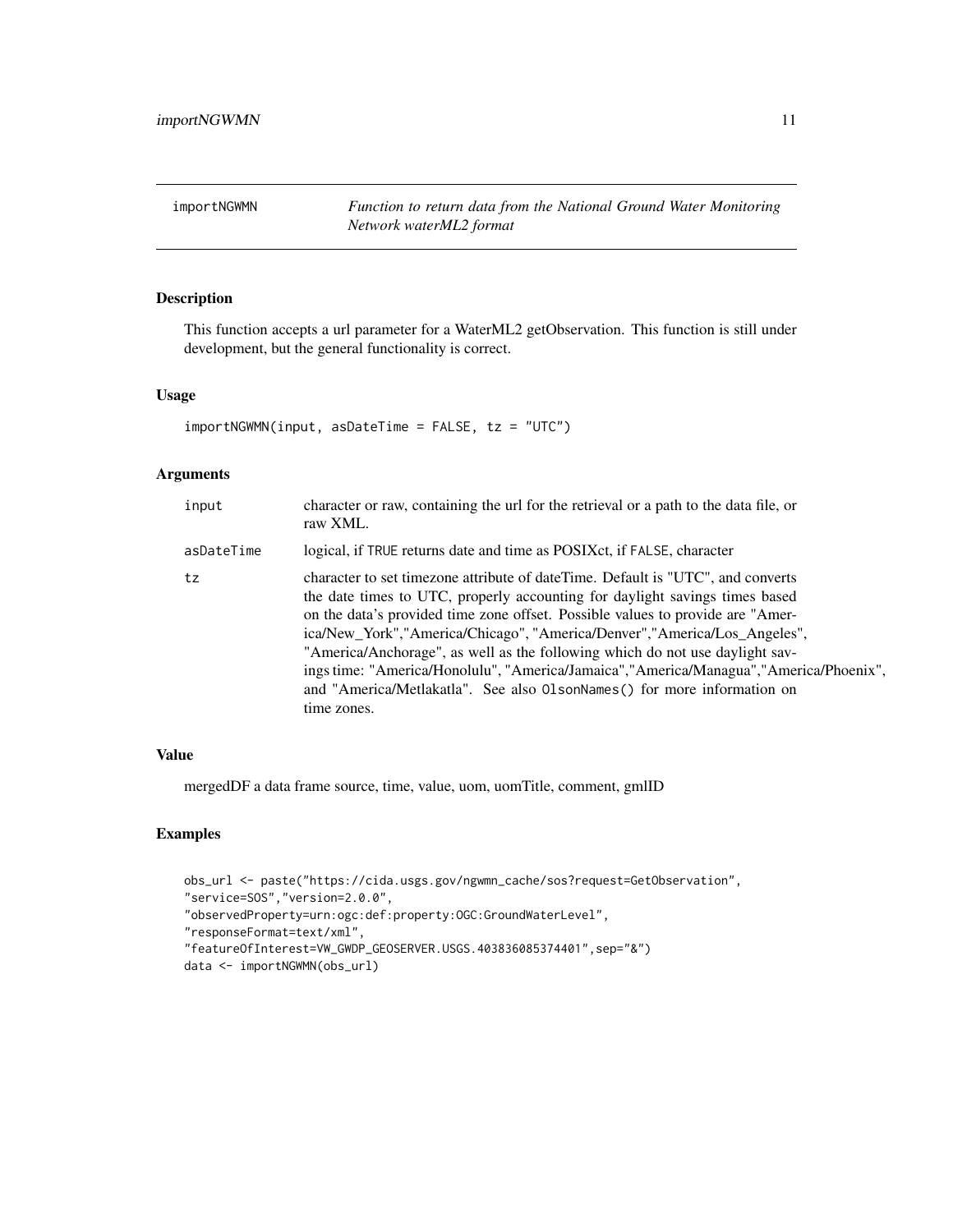# importNGWMN

*Function to return data from the National Ground Water Monitoring Network waterML2 format*

## Description

This function accepts a url parameter for a WaterML2 getObservation. This function is still under development, but the general functionality is correct.

## Usage

```
importNGWMN(input, asDateTime = FALSE, tz = "UTC")
```

## Arguments

| | |
|---|---|
| input | character or raw, containing the url for the retrieval or a path to the data file, or raw XML. |
| asDateTime | logical, if TRUE returns date and time as POSIXct, if FALSE, character |
| tz | character to set timezone attribute of dateTime. Default is "UTC", and converts the date times to UTC, properly accounting for daylight savings times based on the data's provided time zone offset. Possible values to provide are "America/New_York","America/Chicago", "America/Denver","America/Los_Angeles", "America/Anchorage", as well as the following which do not use daylight savings time: "America/Honolulu", "America/Jamaica","America/Managua","America/Phoenix", and "America/Metlakatla". See also OlsonNames() for more information on time zones. |

## Value

mergedDF a data frame source, time, value, uom, uomTitle, comment, gmlID

## Examples

```
obs_url <- paste("https://cida.usgs.gov/ngwmn_cache/sos?request=GetObservation",
"service=SOS","version=2.0.0",
"observedProperty=urn:ogc:def:property:OGC:GroundWaterLevel",
"responseFormat=text/xml",
"featureOfInterest=VW_GWDP_GEOSERVER.USGS.403836085374401",sep="&")
data <- importNGWMN(obs_url)
```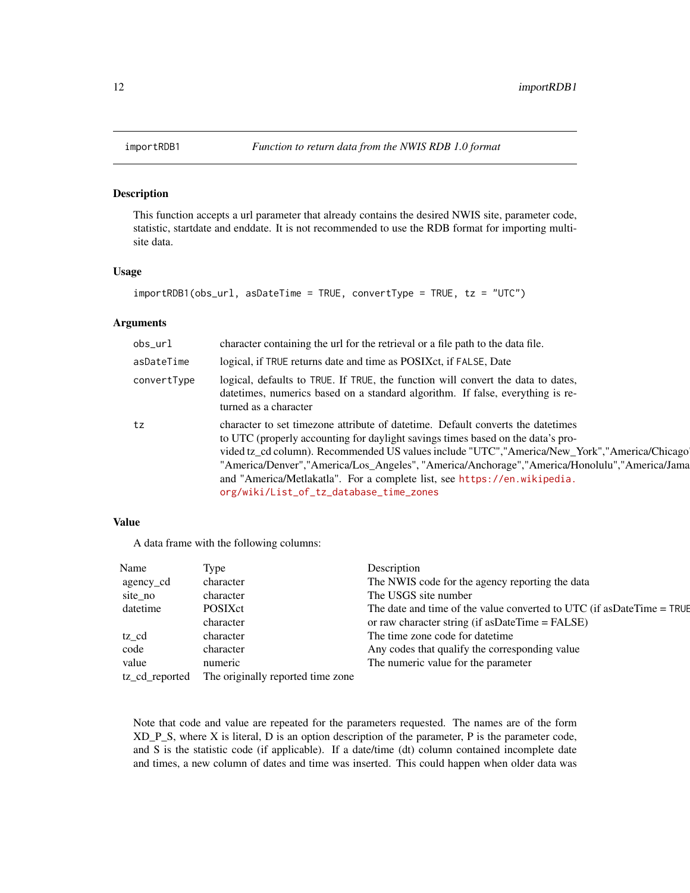## importRDB1 — *Function to return data from the NWIS RDB 1.0 format*

### Description

This function accepts a url parameter that already contains the desired NWIS site, parameter code, statistic, startdate and enddate. It is not recommended to use the RDB format for importing multi-site data.

### Usage

```
importRDB1(obs_url, asDateTime = TRUE, convertType = TRUE, tz = "UTC")
```

### Arguments

| | |
|---|---|
| obs_url | character containing the url for the retrieval or a file path to the data file. |
| asDateTime | logical, if TRUE returns date and time as POSIXct, if FALSE, Date |
| convertType | logical, defaults to TRUE. If TRUE, the function will convert the data to dates, datetimes, numerics based on a standard algorithm. If false, everything is returned as a character |
| tz | character to set timezone attribute of datetime. Default converts the datetimes to UTC (properly accounting for daylight savings times based on the data's provided tz_cd column). Recommended US values include "UTC","America/New_York","America/Chicago", "America/Denver","America/Los_Angeles", "America/Anchorage","America/Honolulu","America/Jamaica","America/Managua","America/Phoenix", and "America/Metlakatla". For a complete list, see https://en.wikipedia.org/wiki/List_of_tz_database_time_zones |

### Value

A data frame with the following columns:

| Name | Type | Description |
|---|---|---|
| agency_cd | character | The NWIS code for the agency reporting the data |
| site_no | character | The USGS site number |
| datetime | POSIXct | The date and time of the value converted to UTC (if asDateTime = TRUE), |
| | character | or raw character string (if asDateTime = FALSE) |
| tz_cd | character | The time zone code for datetime |
| code | character | Any codes that qualify the corresponding value |
| value | numeric | The numeric value for the parameter |
| tz_cd_reported | The originally reported time zone | |

Note that code and value are repeated for the parameters requested. The names are of the form XD_P_S, where X is literal, D is an option description of the parameter, P is the parameter code, and S is the statistic code (if applicable). If a date/time (dt) column contained incomplete date and times, a new column of dates and time was inserted. This could happen when older data was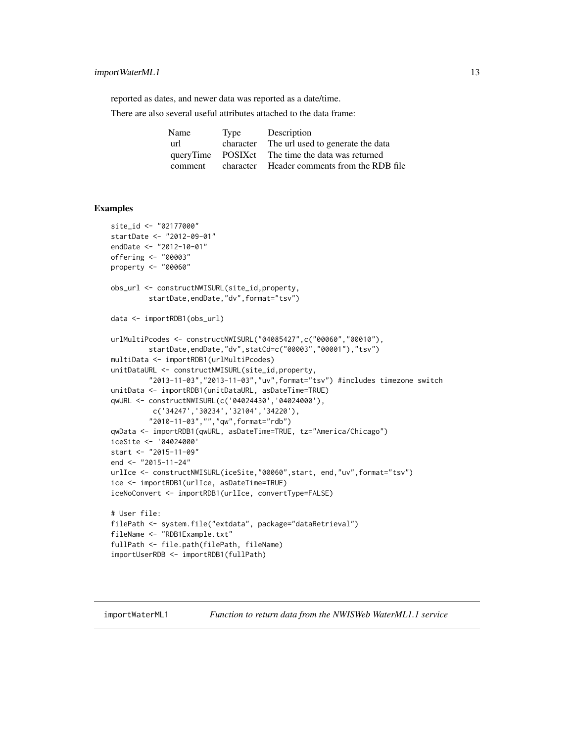reported as dates, and newer data was reported as a date/time.

There are also several useful attributes attached to the data frame:

| Name | Type | Description |
|---|---|---|
| url | character | The url used to generate the data |
| queryTime | POSIXct | The time the data was returned |
| comment | character | Header comments from the RDB file |

## Examples

```
site_id <- "02177000"
startDate <- "2012-09-01"
endDate <- "2012-10-01"
offering <- "00003"
property <- "00060"

obs_url <- constructNWISURL(site_id,property,
         startDate,endDate,"dv",format="tsv")

data <- importRDB1(obs_url)

urlMultiPcodes <- constructNWISURL("04085427",c("00060","00010"),
         startDate,endDate,"dv",statCd=c("00003","00001"),"tsv")
multiData <- importRDB1(urlMultiPcodes)
unitDataURL <- constructNWISURL(site_id,property,
         "2013-11-03","2013-11-03","uv",format="tsv") #includes timezone switch
unitData <- importRDB1(unitDataURL, asDateTime=TRUE)
qwURL <- constructNWISURL(c('04024430','04024000'),
          c('34247','30234','32104','34220'),
         "2010-11-03","","qw",format="rdb")
qwData <- importRDB1(qwURL, asDateTime=TRUE, tz="America/Chicago")
iceSite <- '04024000'
start <- "2015-11-09"
end <- "2015-11-24"
urlIce <- constructNWISURL(iceSite,"00060",start, end,"uv",format="tsv")
ice <- importRDB1(urlIce, asDateTime=TRUE)
iceNoConvert <- importRDB1(urlIce, convertType=FALSE)

# User file:
filePath <- system.file("extdata", package="dataRetrieval")
fileName <- "RDB1Example.txt"
fullPath <- file.path(filePath, fileName)
importUserRDB <- importRDB1(fullPath)
```

---

importWaterML1 *Function to return data from the NWISWeb WaterML1.1 service*

---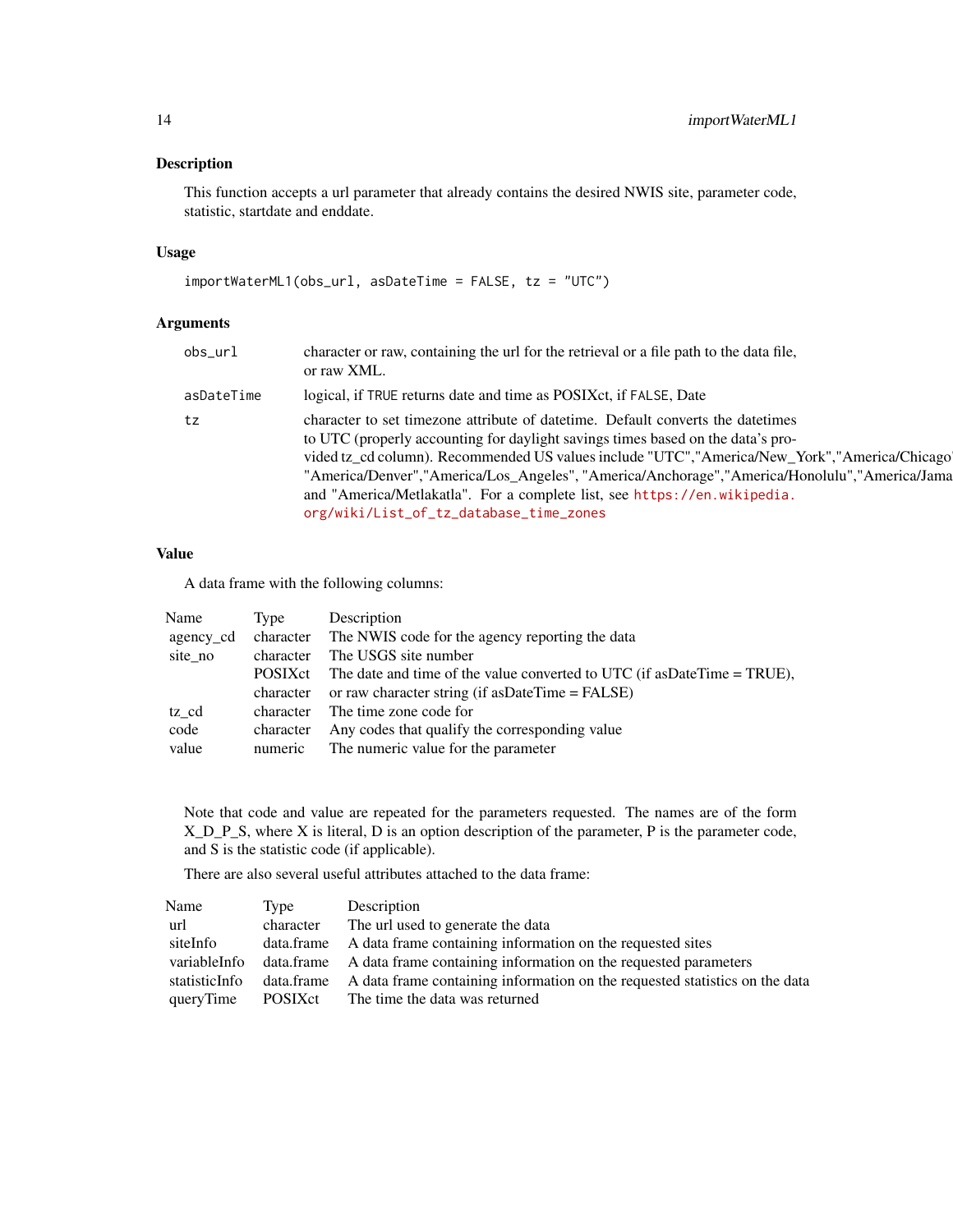## Description

This function accepts a url parameter that already contains the desired NWIS site, parameter code, statistic, startdate and enddate.

## Usage

```
importWaterML1(obs_url, asDateTime = FALSE, tz = "UTC")
```

## Arguments

| | |
|---|---|
| obs_url | character or raw, containing the url for the retrieval or a file path to the data file, or raw XML. |
| asDateTime | logical, if TRUE returns date and time as POSIXct, if FALSE, Date |
| tz | character to set timezone attribute of datetime. Default converts the datetimes to UTC (properly accounting for daylight savings times based on the data's provided tz_cd column). Recommended US values include "UTC","America/New_York","America/Chicago", "America/Denver","America/Los_Angeles", "America/Anchorage","America/Honolulu","America/Jamaica","America/Managua","America/Phoenix", and "America/Metlakatla". For a complete list, see https://en.wikipedia.org/wiki/List_of_tz_database_time_zones |

## Value

A data frame with the following columns:

| Name | Type | Description |
|---|---|---|
| agency_cd | character | The NWIS code for the agency reporting the data |
| site_no | character | The USGS site number |
| | POSIXct | The date and time of the value converted to UTC (if asDateTime = TRUE), |
| | character | or raw character string (if asDateTime = FALSE) |
| tz_cd | character | The time zone code for |
| code | character | Any codes that qualify the corresponding value |
| value | numeric | The numeric value for the parameter |

Note that code and value are repeated for the parameters requested. The names are of the form X_D_P_S, where X is literal, D is an option description of the parameter, P is the parameter code, and S is the statistic code (if applicable).

There are also several useful attributes attached to the data frame:

| Name | Type | Description |
|---|---|---|
| url | character | The url used to generate the data |
| siteInfo | data.frame | A data frame containing information on the requested sites |
| variableInfo | data.frame | A data frame containing information on the requested parameters |
| statisticInfo | data.frame | A data frame containing information on the requested statistics on the data |
| queryTime | POSIXct | The time the data was returned |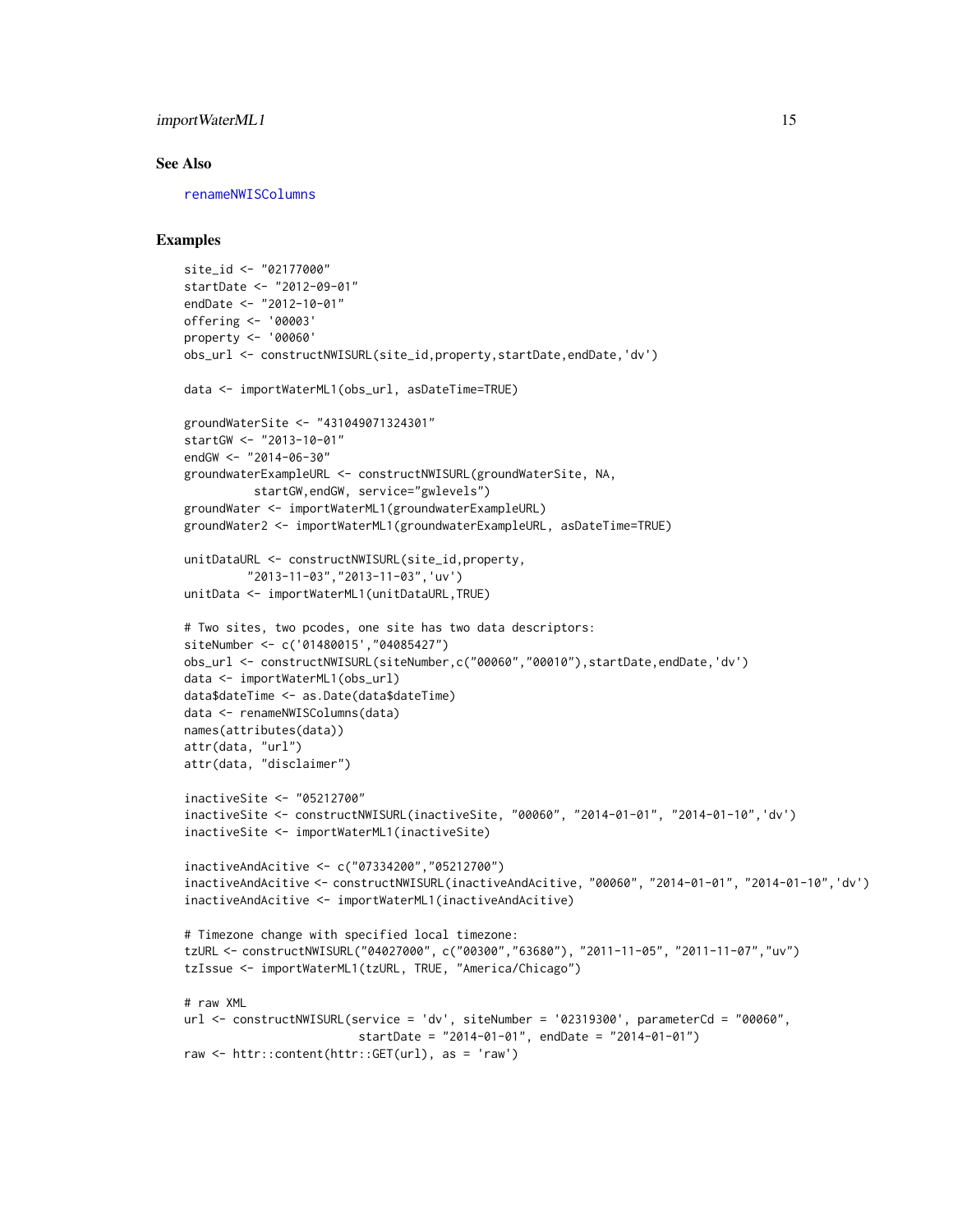## See Also

renameNWISColumns

## Examples

```
site_id <- "02177000"
startDate <- "2012-09-01"
endDate <- "2012-10-01"
offering <- '00003'
property <- '00060'
obs_url <- constructNWISURL(site_id,property,startDate,endDate,'dv')

data <- importWaterML1(obs_url, asDateTime=TRUE)

groundWaterSite <- "431049071324301"
startGW <- "2013-10-01"
endGW <- "2014-06-30"
groundwaterExampleURL <- constructNWISURL(groundWaterSite, NA,
          startGW,endGW, service="gwlevels")
groundWater <- importWaterML1(groundwaterExampleURL)
groundWater2 <- importWaterML1(groundwaterExampleURL, asDateTime=TRUE)

unitDataURL <- constructNWISURL(site_id,property,
         "2013-11-03","2013-11-03",'uv')
unitData <- importWaterML1(unitDataURL,TRUE)

# Two sites, two pcodes, one site has two data descriptors:
siteNumber <- c('01480015',"04085427")
obs_url <- constructNWISURL(siteNumber,c("00060","00010"),startDate,endDate,'dv')
data <- importWaterML1(obs_url)
data$dateTime <- as.Date(data$dateTime)
data <- renameNWISColumns(data)
names(attributes(data))
attr(data, "url")
attr(data, "disclaimer")

inactiveSite <- "05212700"
inactiveSite <- constructNWISURL(inactiveSite, "00060", "2014-01-01", "2014-01-10",'dv')
inactiveSite <- importWaterML1(inactiveSite)

inactiveAndAcitive <- c("07334200","05212700")
inactiveAndAcitive <- constructNWISURL(inactiveAndAcitive, "00060", "2014-01-01", "2014-01-10",'dv')
inactiveAndAcitive <- importWaterML1(inactiveAndAcitive)

# Timezone change with specified local timezone:
tzURL <- constructNWISURL("04027000", c("00300","63680"), "2011-11-05", "2011-11-07","uv")
tzIssue <- importWaterML1(tzURL, TRUE, "America/Chicago")

# raw XML
url <- constructNWISURL(service = 'dv', siteNumber = '02319300', parameterCd = "00060",
                         startDate = "2014-01-01", endDate = "2014-01-01")
raw <- httr::content(httr::GET(url), as = 'raw')
```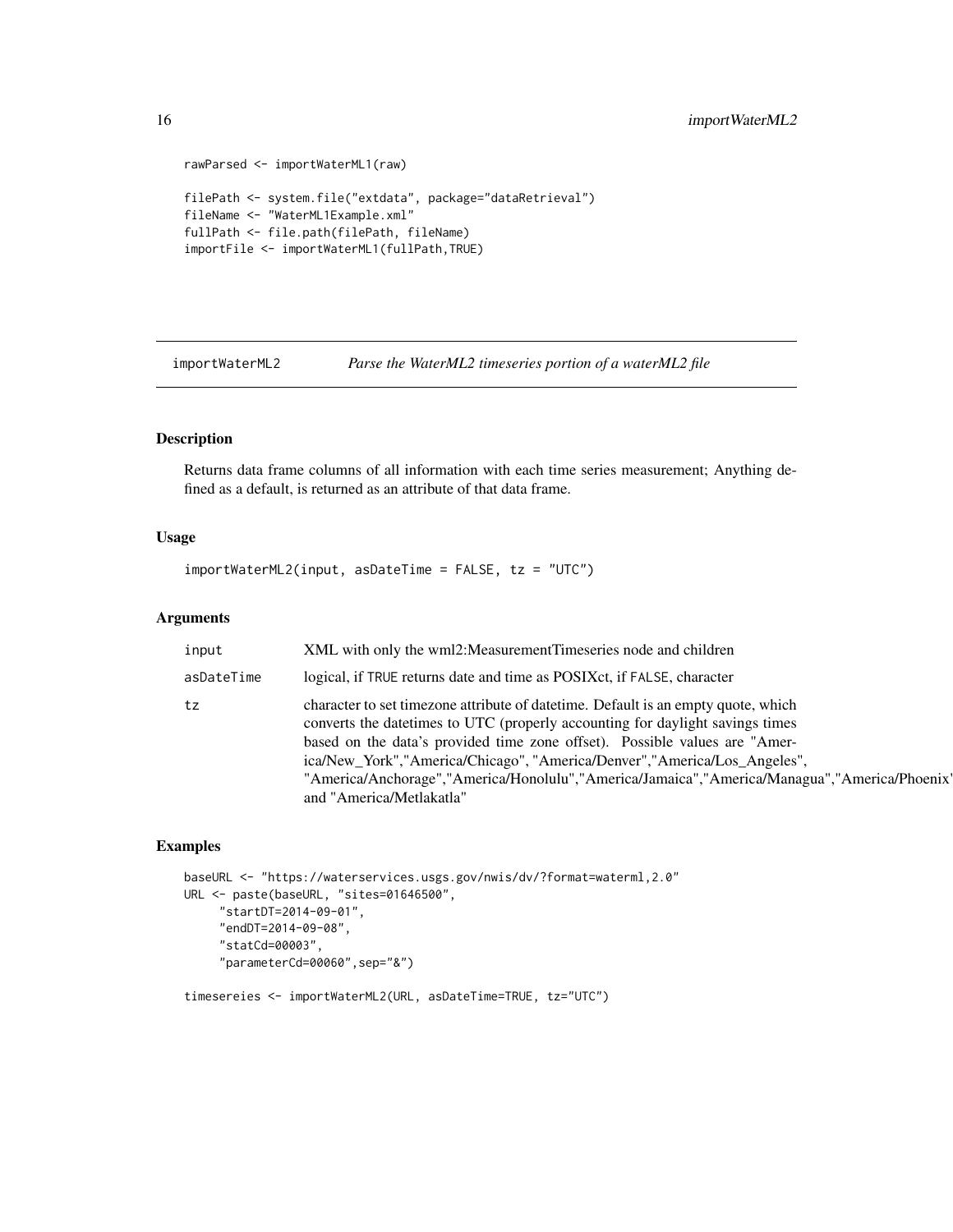```
rawParsed <- importWaterML1(raw)

filePath <- system.file("extdata", package="dataRetrieval")
fileName <- "WaterML1Example.xml"
fullPath <- file.path(filePath, fileName)
importFile <- importWaterML1(fullPath,TRUE)
```

## importWaterML2 — *Parse the WaterML2 timeseries portion of a waterML2 file*

### Description

Returns data frame columns of all information with each time series measurement; Anything defined as a default, is returned as an attribute of that data frame.

### Usage

```
importWaterML2(input, asDateTime = FALSE, tz = "UTC")
```

### Arguments

| | |
|---|---|
| input | XML with only the wml2:MeasurementTimeseries node and children |
| asDateTime | logical, if TRUE returns date and time as POSIXct, if FALSE, character |
| tz | character to set timezone attribute of datetime. Default is an empty quote, which converts the datetimes to UTC (properly accounting for daylight savings times based on the data's provided time zone offset). Possible values are "America/New_York","America/Chicago", "America/Denver","America/Los_Angeles", "America/Anchorage","America/Honolulu","America/Jamaica","America/Managua","America/Phoenix", and "America/Metlakatla" |

### Examples

```
baseURL <- "https://waterservices.usgs.gov/nwis/dv/?format=waterml,2.0"
URL <- paste(baseURL, "sites=01646500",
     "startDT=2014-09-01",
     "endDT=2014-09-08",
     "statCd=00003",
     "parameterCd=00060",sep="&")

timesereies <- importWaterML2(URL, asDateTime=TRUE, tz="UTC")
```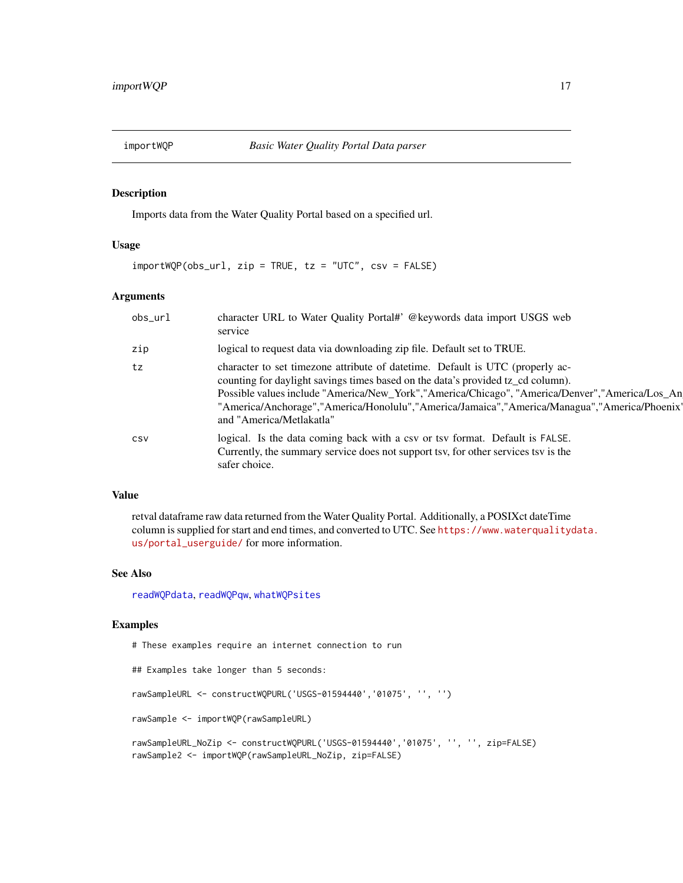# importWQP    *Basic Water Quality Portal Data parser*

## Description

Imports data from the Water Quality Portal based on a specified url.

## Usage

```
importWQP(obs_url, zip = TRUE, tz = "UTC", csv = FALSE)
```

## Arguments

| | |
|---|---|
| obs_url | character URL to Water Quality Portal#' @keywords data import USGS web service |
| zip | logical to request data via downloading zip file. Default set to TRUE. |
| tz | character to set timezone attribute of datetime. Default is UTC (properly accounting for daylight savings times based on the data's provided tz_cd column). Possible values include "America/New_York","America/Chicago", "America/Denver","America/Los_An "America/Anchorage","America/Honolulu","America/Jamaica","America/Managua","America/Phoenix' and "America/Metlakatla" |
| csv | logical. Is the data coming back with a csv or tsv format. Default is FALSE. Currently, the summary service does not support tsv, for other services tsv is the safer choice. |

## Value

retval dataframe raw data returned from the Water Quality Portal. Additionally, a POSIXct dateTime column is supplied for start and end times, and converted to UTC. See https://www.waterqualitydata.us/portal_userguide/ for more information.

## See Also

readWQPdata, readWQPqw, whatWQPsites

## Examples

```
# These examples require an internet connection to run

## Examples take longer than 5 seconds:

rawSampleURL <- constructWQPURL('USGS-01594440','01075', '', '')

rawSample <- importWQP(rawSampleURL)

rawSampleURL_NoZip <- constructWQPURL('USGS-01594440','01075', '', '', zip=FALSE)
rawSample2 <- importWQP(rawSampleURL_NoZip, zip=FALSE)
```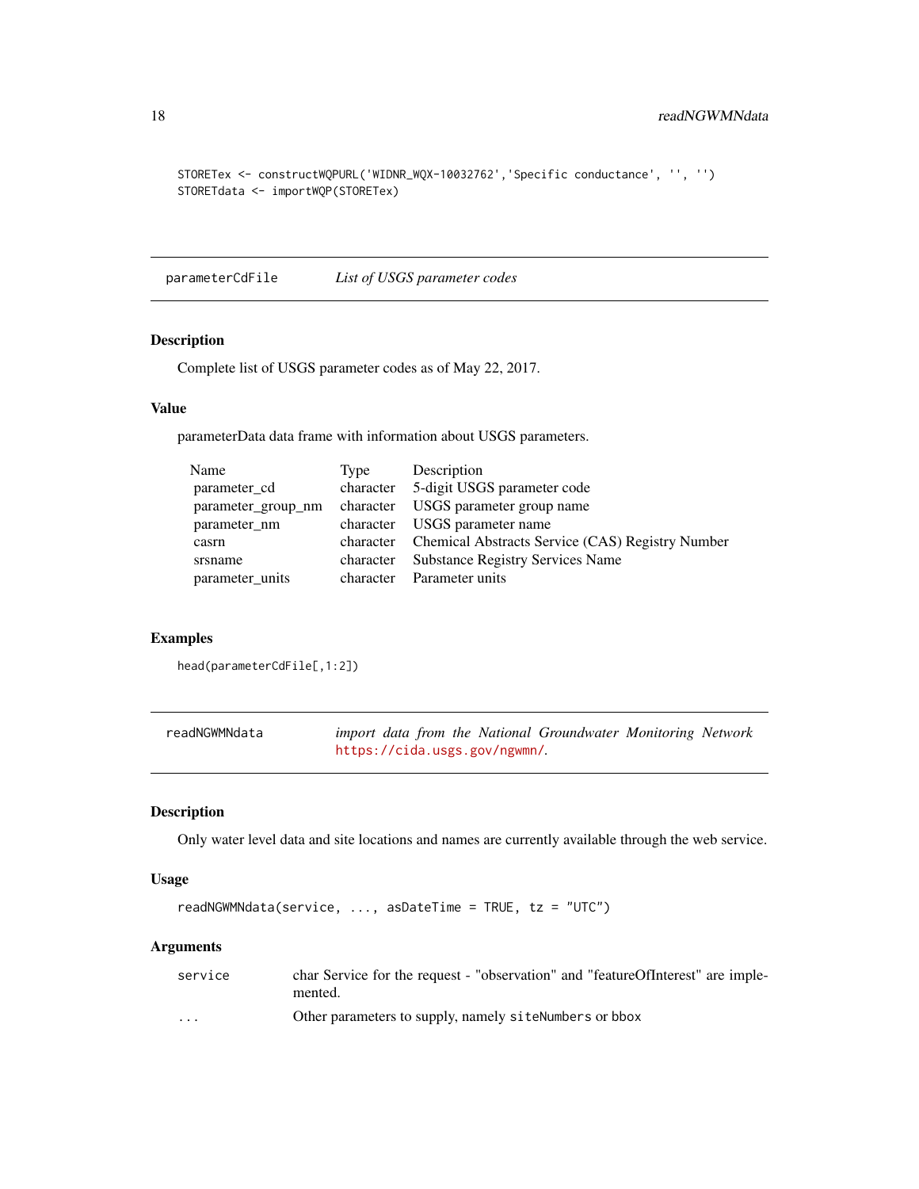```
STORETex <- constructWQPURL('WIDNR_WQX-10032762','Specific conductance', '', '')
STOREТdata <- importWQP(STORETex)
```

## parameterCdFile *List of USGS parameter codes*

### Description

Complete list of USGS parameter codes as of May 22, 2017.

### Value

parameterData data frame with information about USGS parameters.

| Name | Type | Description |
|---|---|---|
| parameter_cd | character | 5-digit USGS parameter code |
| parameter_group_nm | character | USGS parameter group name |
| parameter_nm | character | USGS parameter name |
| casrn | character | Chemical Abstracts Service (CAS) Registry Number |
| srsname | character | Substance Registry Services Name |
| parameter_units | character | Parameter units |

### Examples

```
head(parameterCdFile[,1:2])
```

## readNGWMNdata *import data from the National Groundwater Monitoring Network https://cida.usgs.gov/ngwmn/.*

### Description

Only water level data and site locations and names are currently available through the web service.

### Usage

```
readNGWMNdata(service, ..., asDateTime = TRUE, tz = "UTC")
```

### Arguments

| | |
|---|---|
| service | char Service for the request - "observation" and "featureOfInterest" are implemented. |
| ... | Other parameters to supply, namely `siteNumbers` or `bbox` |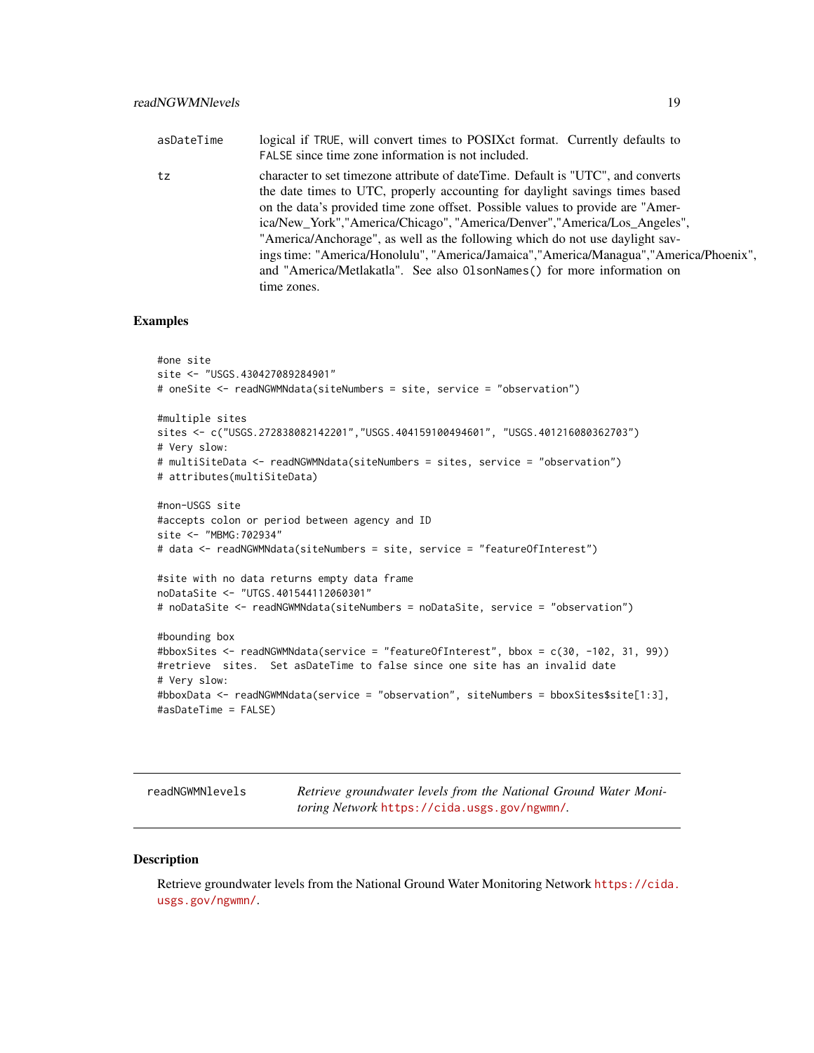| | |
|---|---|
| asDateTime | logical if TRUE, will convert times to POSIXct format. Currently defaults to FALSE since time zone information is not included. |
| tz | character to set timezone attribute of dateTime. Default is "UTC", and converts the date times to UTC, properly accounting for daylight savings times based on the data's provided time zone offset. Possible values to provide are "America/New_York","America/Chicago", "America/Denver","America/Los_Angeles", "America/Anchorage", as well as the following which do not use daylight savings time: "America/Honolulu", "America/Jamaica","America/Managua","America/Phoenix", and "America/Metlakatla". See also OlsonNames() for more information on time zones. |

## Examples

```
#one site
site <- "USGS.430427089284901"
# oneSite <- readNGWMNdata(siteNumbers = site, service = "observation")

#multiple sites
sites <- c("USGS.272838082142201","USGS.404159100494601", "USGS.401216080362703")
# Very slow:
# multiSiteData <- readNGWMNdata(siteNumbers = sites, service = "observation")
# attributes(multiSiteData)

#non-USGS site
#accepts colon or period between agency and ID
site <- "MBMG:702934"
# data <- readNGWMNdata(siteNumbers = site, service = "featureOfInterest")

#site with no data returns empty data frame
noDataSite <- "UTGS.401544112060301"
# noDataSite <- readNGWMNdata(siteNumbers = noDataSite, service = "observation")

#bounding box
#bboxSites <- readNGWMNdata(service = "featureOfInterest", bbox = c(30, -102, 31, 99))
#retrieve  sites.  Set asDateTime to false since one site has an invalid date
# Very slow:
#bboxData <- readNGWMNdata(service = "observation", siteNumbers = bboxSites$site[1:3],
#asDateTime = FALSE)
```

---

# readNGWMNlevels — *Retrieve groundwater levels from the National Ground Water Monitoring Network https://cida.usgs.gov/ngwmn/.*

## Description

Retrieve groundwater levels from the National Ground Water Monitoring Network https://cida.usgs.gov/ngwmn/.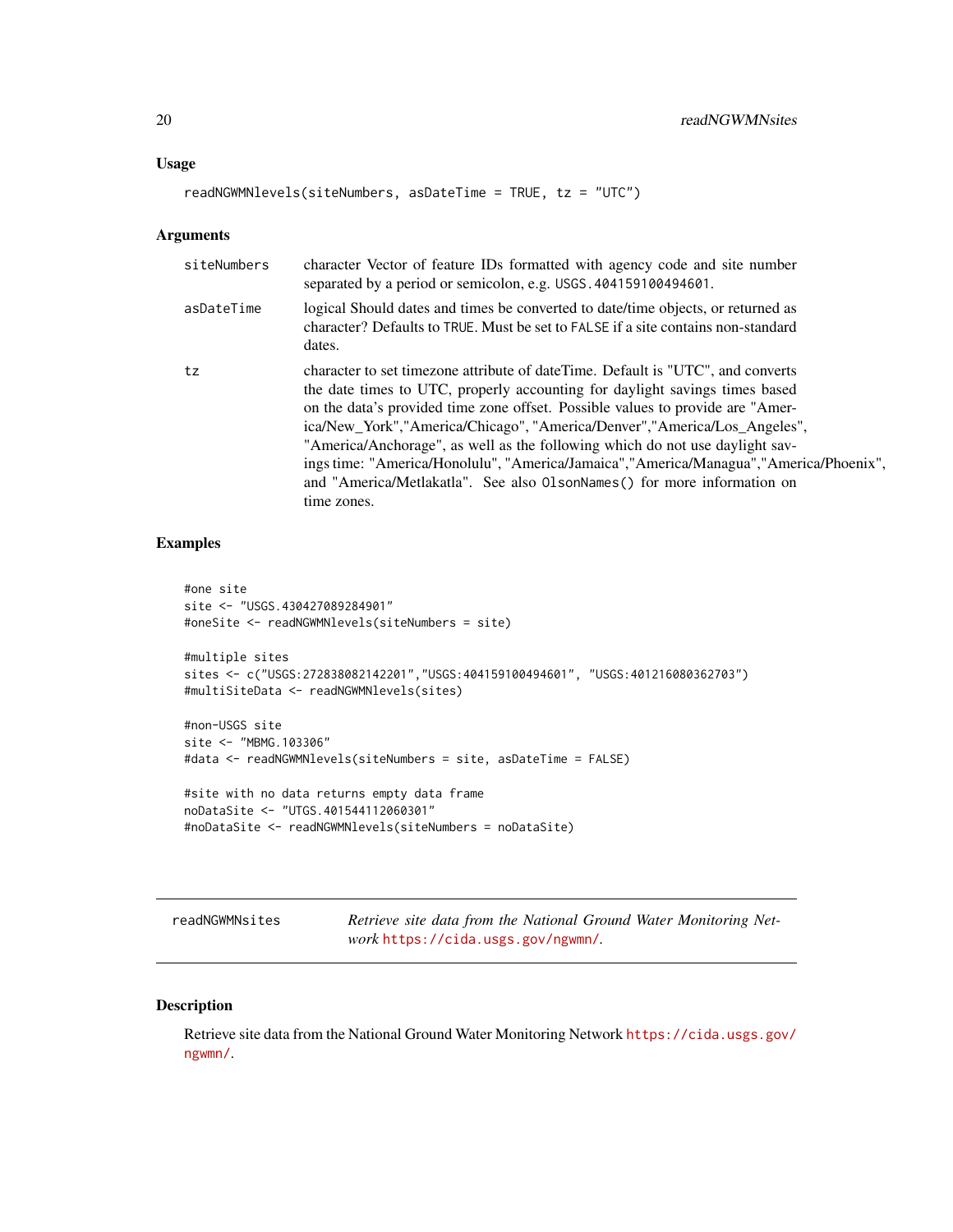### Usage

```
readNGWMNlevels(siteNumbers, asDateTime = TRUE, tz = "UTC")
```

### Arguments

| | |
|---|---|
| siteNumbers | character Vector of feature IDs formatted with agency code and site number separated by a period or semicolon, e.g. `USGS.404159100494601`. |
| asDateTime | logical Should dates and times be converted to date/time objects, or returned as character? Defaults to `TRUE`. Must be set to `FALSE` if a site contains non-standard dates. |
| tz | character to set timezone attribute of dateTime. Default is "UTC", and converts the date times to UTC, properly accounting for daylight savings times based on the data's provided time zone offset. Possible values to provide are "America/New_York","America/Chicago", "America/Denver","America/Los_Angeles", "America/Anchorage", as well as the following which do not use daylight savings time: "America/Honolulu", "America/Jamaica","America/Managua","America/Phoenix", and "America/Metlakatla". See also `OlsonNames()` for more information on time zones. |

### Examples

```
#one site
site <- "USGS.430427089284901"
#oneSite <- readNGWMNlevels(siteNumbers = site)

#multiple sites
sites <- c("USGS:272838082142201","USGS:404159100494601", "USGS:401216080362703")
#multiSiteData <- readNGWMNlevels(sites)

#non-USGS site
site <- "MBMG.103306"
#data <- readNGWMNlevels(siteNumbers = site, asDateTime = FALSE)

#site with no data returns empty data frame
noDataSite <- "UTGS.401544112060301"
#noDataSite <- readNGWMNlevels(siteNumbers = noDataSite)
```

---

## readNGWMNsites

*Retrieve site data from the National Ground Water Monitoring Network* https://cida.usgs.gov/ngwmn/.

---

### Description

Retrieve site data from the National Ground Water Monitoring Network https://cida.usgs.gov/ngwmn/.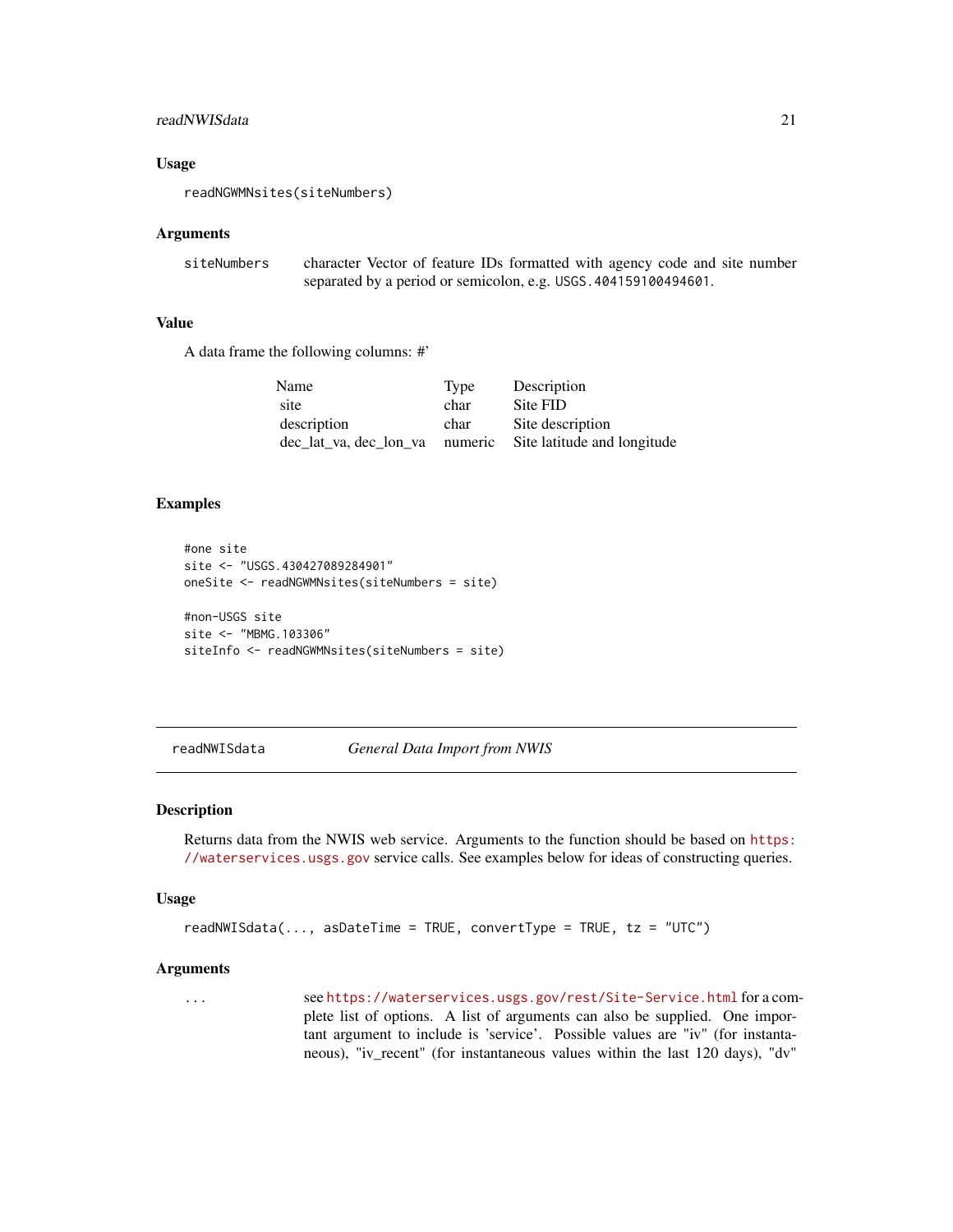### Usage

```
readNGWMNsites(siteNumbers)
```

### Arguments

| | |
|---|---|
| siteNumbers | character Vector of feature IDs formatted with agency code and site number separated by a period or semicolon, e.g. `USGS.404159100494601`. |

### Value

A data frame the following columns: #'

| Name | Type | Description |
|---|---|---|
| site | char | Site FID |
| description | char | Site description |
| dec_lat_va, dec_lon_va | numeric | Site latitude and longitude |

### Examples

```
#one site
site <- "USGS.430427089284901"
oneSite <- readNGWMNsites(siteNumbers = site)

#non-USGS site
site <- "MBMG.103306"
siteInfo <- readNGWMNsites(siteNumbers = site)
```

---

## readNWISdata *General Data Import from NWIS*

### Description

Returns data from the NWIS web service. Arguments to the function should be based on https://waterservices.usgs.gov service calls. See examples below for ideas of constructing queries.

### Usage

```
readNWISdata(..., asDateTime = TRUE, convertType = TRUE, tz = "UTC")
```

### Arguments

| | |
|---|---|
| ... | see https://waterservices.usgs.gov/rest/Site-Service.html for a complete list of options. A list of arguments can also be supplied. One important argument to include is 'service'. Possible values are "iv" (for instantaneous), "iv_recent" (for instantaneous values within the last 120 days), "dv" |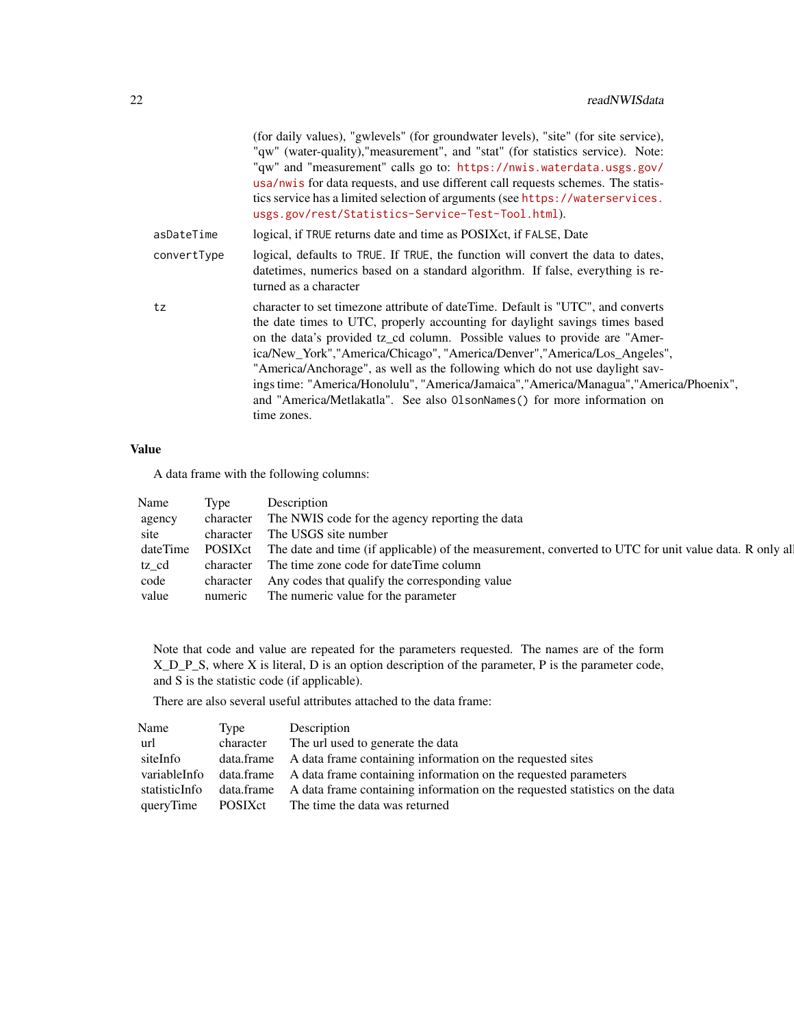(for daily values), "gwlevels" (for groundwater levels), "site" (for site service), "qw" (water-quality),"measurement", and "stat" (for statistics service). Note: "qw" and "measurement" calls go to: https://nwis.waterdata.usgs.gov/usa/nwis for data requests, and use different call requests schemes. The statistics service has a limited selection of arguments (see https://waterservices.usgs.gov/rest/Statistics-Service-Test-Tool.html).

`asDateTime` logical, if `TRUE` returns date and time as POSIXct, if `FALSE`, Date

`convertType` logical, defaults to `TRUE`. If `TRUE`, the function will convert the data to dates, datetimes, numerics based on a standard algorithm. If false, everything is returned as a character

`tz` character to set timezone attribute of dateTime. Default is "UTC", and converts the date times to UTC, properly accounting for daylight savings times based on the data's provided tz_cd column. Possible values to provide are "America/New_York","America/Chicago", "America/Denver","America/Los_Angeles", "America/Anchorage", as well as the following which do not use daylight savings time: "America/Honolulu", "America/Jamaica","America/Managua","America/Phoenix", and "America/Metlakatla". See also `OlsonNames()` for more information on time zones.

## Value

A data frame with the following columns:

| Name | Type | Description |
|---|---|---|
| agency | character | The NWIS code for the agency reporting the data |
| site | character | The USGS site number |
| dateTime | POSIXct | The date and time (if applicable) of the measurement, converted to UTC for unit value data. R only al |
| tz_cd | character | The time zone code for dateTime column |
| code | character | Any codes that qualify the corresponding value |
| value | numeric | The numeric value for the parameter |

Note that code and value are repeated for the parameters requested. The names are of the form X_D_P_S, where X is literal, D is an option description of the parameter, P is the parameter code, and S is the statistic code (if applicable).

There are also several useful attributes attached to the data frame:

| Name | Type | Description |
|---|---|---|
| url | character | The url used to generate the data |
| siteInfo | data.frame | A data frame containing information on the requested sites |
| variableInfo | data.frame | A data frame containing information on the requested parameters |
| statisticInfo | data.frame | A data frame containing information on the requested statistics on the data |
| queryTime | POSIXct | The time the data was returned |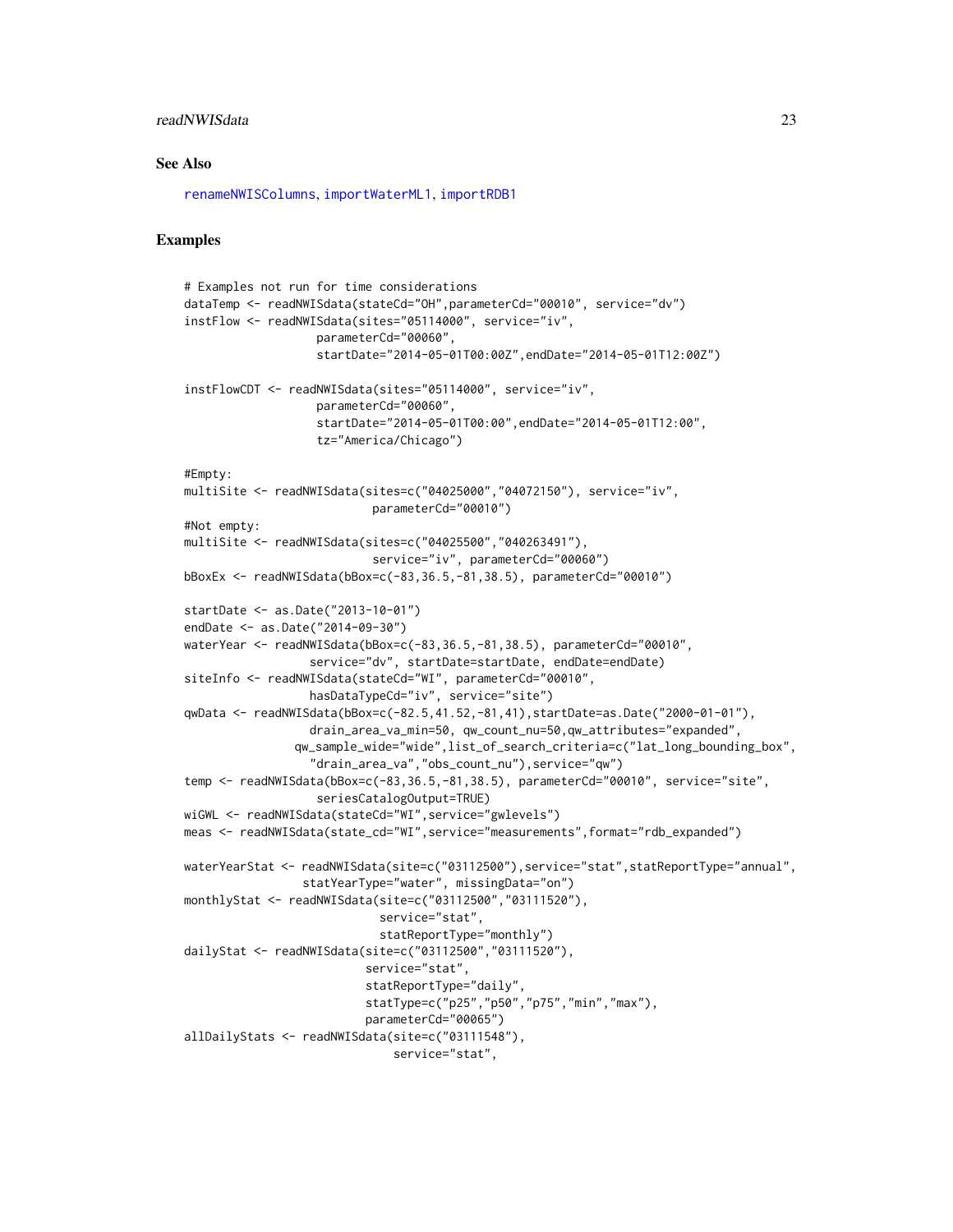### See Also

renameNWISColumns, importWaterML1, importRDB1

### Examples

```
# Examples not run for time considerations
dataTemp <- readNWISdata(stateCd="OH",parameterCd="00010", service="dv")
instFlow <- readNWISdata(sites="05114000", service="iv",
                   parameterCd="00060",
                   startDate="2014-05-01T00:00Z",endDate="2014-05-01T12:00Z")

instFlowCDT <- readNWISdata(sites="05114000", service="iv",
                   parameterCd="00060",
                   startDate="2014-05-01T00:00",endDate="2014-05-01T12:00",
                   tz="America/Chicago")

#Empty:
multiSite <- readNWISdata(sites=c("04025000","04072150"), service="iv",
                           parameterCd="00010")
#Not empty:
multiSite <- readNWISdata(sites=c("04025500","040263491"),
                           service="iv", parameterCd="00060")
bBoxEx <- readNWISdata(bBox=c(-83,36.5,-81,38.5), parameterCd="00010")

startDate <- as.Date("2013-10-01")
endDate <- as.Date("2014-09-30")
waterYear <- readNWISdata(bBox=c(-83,36.5,-81,38.5), parameterCd="00010",
                  service="dv", startDate=startDate, endDate=endDate)
siteInfo <- readNWISdata(stateCd="WI", parameterCd="00010",
                  hasDataTypeCd="iv", service="site")
qwData <- readNWISdata(bBox=c(-82.5,41.52,-81,41),startDate=as.Date("2000-01-01"),
                  drain_area_va_min=50, qw_count_nu=50,qw_attributes="expanded",
                qw_sample_wide="wide",list_of_search_criteria=c("lat_long_bounding_box",
                  "drain_area_va","obs_count_nu"),service="qw")
temp <- readNWISdata(bBox=c(-83,36.5,-81,38.5), parameterCd="00010", service="site",
                   seriesCatalogOutput=TRUE)
wiGWL <- readNWISdata(stateCd="WI",service="gwlevels")
meas <- readNWISdata(state_cd="WI",service="measurements",format="rdb_expanded")

waterYearStat <- readNWISdata(site=c("03112500"),service="stat",statReportType="annual",
                 statYearType="water", missingData="on")
monthlyStat <- readNWISdata(site=c("03112500","03111520"),
                            service="stat",
                            statReportType="monthly")
dailyStat <- readNWISdata(site=c("03112500","03111520"),
                          service="stat",
                          statReportType="daily",
                          statType=c("p25","p50","p75","min","max"),
                          parameterCd="00065")
allDailyStats <- readNWISdata(site=c("03111548"),
                              service="stat",
```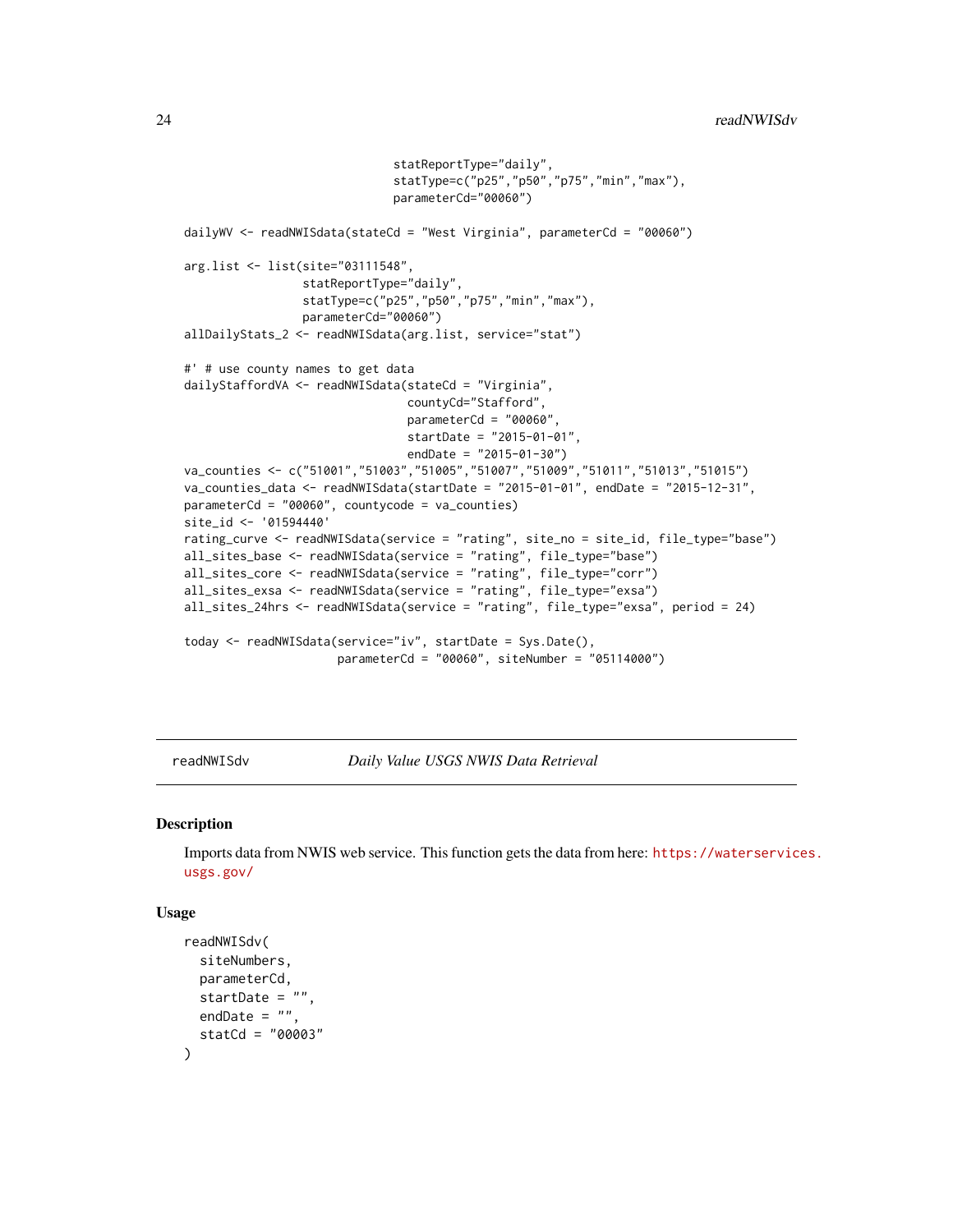```
                                  statReportType="daily",
                                  statType=c("p25","p50","p75","min","max"),
                                  parameterCd="00060")

dailyWV <- readNWISdata(stateCd = "West Virginia", parameterCd = "00060")

arg.list <- list(site="03111548",
                 statReportType="daily",
                 statType=c("p25","p50","p75","min","max"),
                 parameterCd="00060")
allDailyStats_2 <- readNWISdata(arg.list, service="stat")

#' # use county names to get data
dailyStaffordVA <- readNWISdata(stateCd = "Virginia",
                                countyCd="Stafford",
                                parameterCd = "00060",
                                startDate = "2015-01-01",
                                endDate = "2015-01-30")
va_counties <- c("51001","51003","51005","51007","51009","51011","51013","51015")
va_counties_data <- readNWISdata(startDate = "2015-01-01", endDate = "2015-12-31",
parameterCd = "00060", countycode = va_counties)
site_id <- '01594440'
rating_curve <- readNWISdata(service = "rating", site_no = site_id, file_type="base")
all_sites_base <- readNWISdata(service = "rating", file_type="base")
all_sites_core <- readNWISdata(service = "rating", file_type="corr")
all_sites_exsa <- readNWISdata(service = "rating", file_type="exsa")
all_sites_24hrs <- readNWISdata(service = "rating", file_type="exsa", period = 24)

today <- readNWISdata(service="iv", startDate = Sys.Date(),
                      parameterCd = "00060", siteNumber = "05114000")
```

## readNWISdv — *Daily Value USGS NWIS Data Retrieval*

### Description

Imports data from NWIS web service. This function gets the data from here: https://waterservices.usgs.gov/

### Usage

```
readNWISdv(
  siteNumbers,
  parameterCd,
  startDate = "",
  endDate = "",
  statCd = "00003"
)
```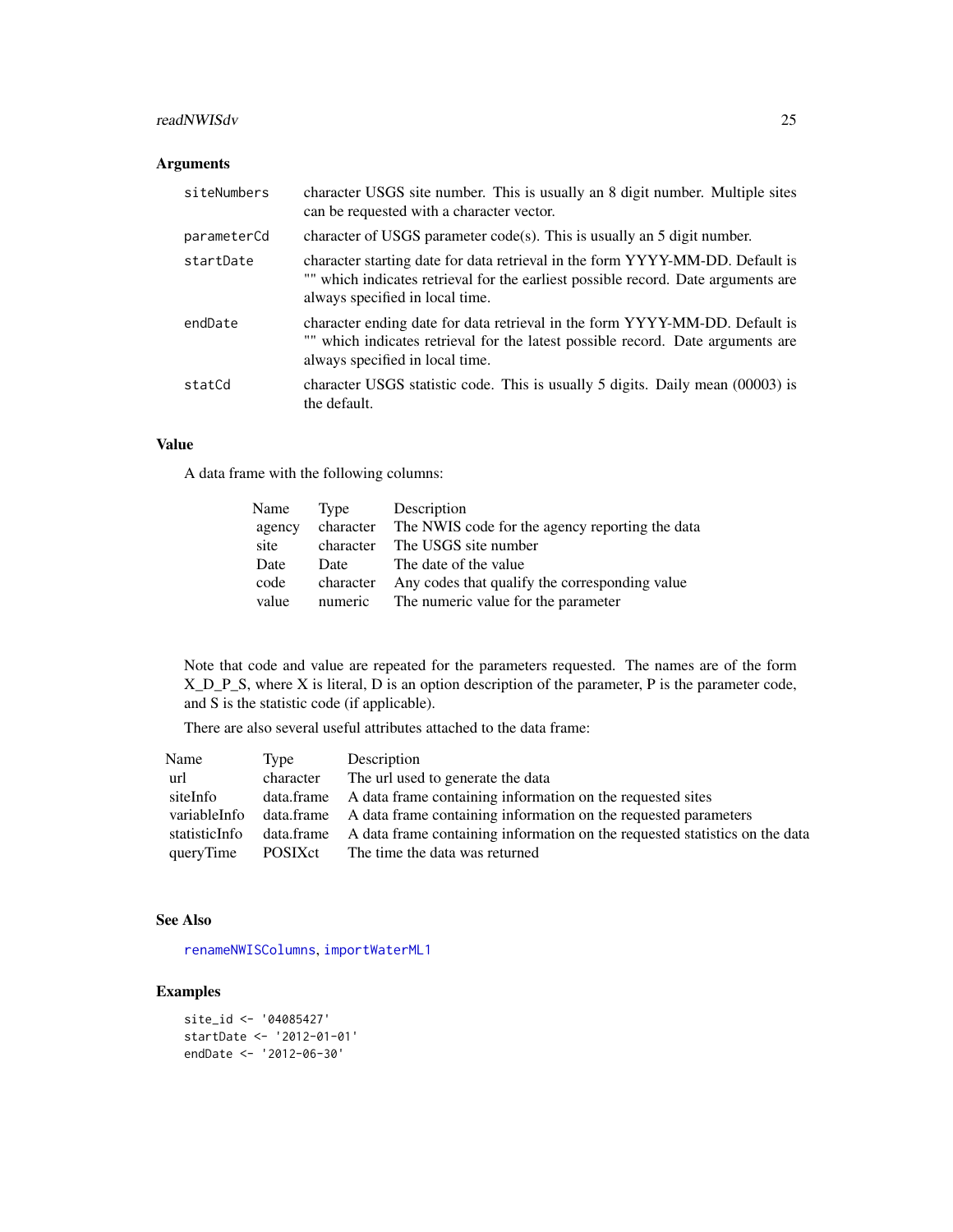### Arguments

| | |
|---|---|
| siteNumbers | character USGS site number. This is usually an 8 digit number. Multiple sites can be requested with a character vector. |
| parameterCd | character of USGS parameter code(s). This is usually an 5 digit number. |
| startDate | character starting date for data retrieval in the form YYYY-MM-DD. Default is "" which indicates retrieval for the earliest possible record. Date arguments are always specified in local time. |
| endDate | character ending date for data retrieval in the form YYYY-MM-DD. Default is "" which indicates retrieval for the latest possible record. Date arguments are always specified in local time. |
| statCd | character USGS statistic code. This is usually 5 digits. Daily mean (00003) is the default. |

### Value

A data frame with the following columns:

| Name | Type | Description |
|---|---|---|
| agency | character | The NWIS code for the agency reporting the data |
| site | character | The USGS site number |
| Date | Date | The date of the value |
| code | character | Any codes that qualify the corresponding value |
| value | numeric | The numeric value for the parameter |

Note that code and value are repeated for the parameters requested. The names are of the form X_D_P_S, where X is literal, D is an option description of the parameter, P is the parameter code, and S is the statistic code (if applicable).

There are also several useful attributes attached to the data frame:

| Name | Type | Description |
|---|---|---|
| url | character | The url used to generate the data |
| siteInfo | data.frame | A data frame containing information on the requested sites |
| variableInfo | data.frame | A data frame containing information on the requested parameters |
| statisticInfo | data.frame | A data frame containing information on the requested statistics on the data |
| queryTime | POSIXct | The time the data was returned |

### See Also

renameNWISColumns, importWaterML1

### Examples

```
site_id <- '04085427'
startDate <- '2012-01-01'
endDate <- '2012-06-30'
```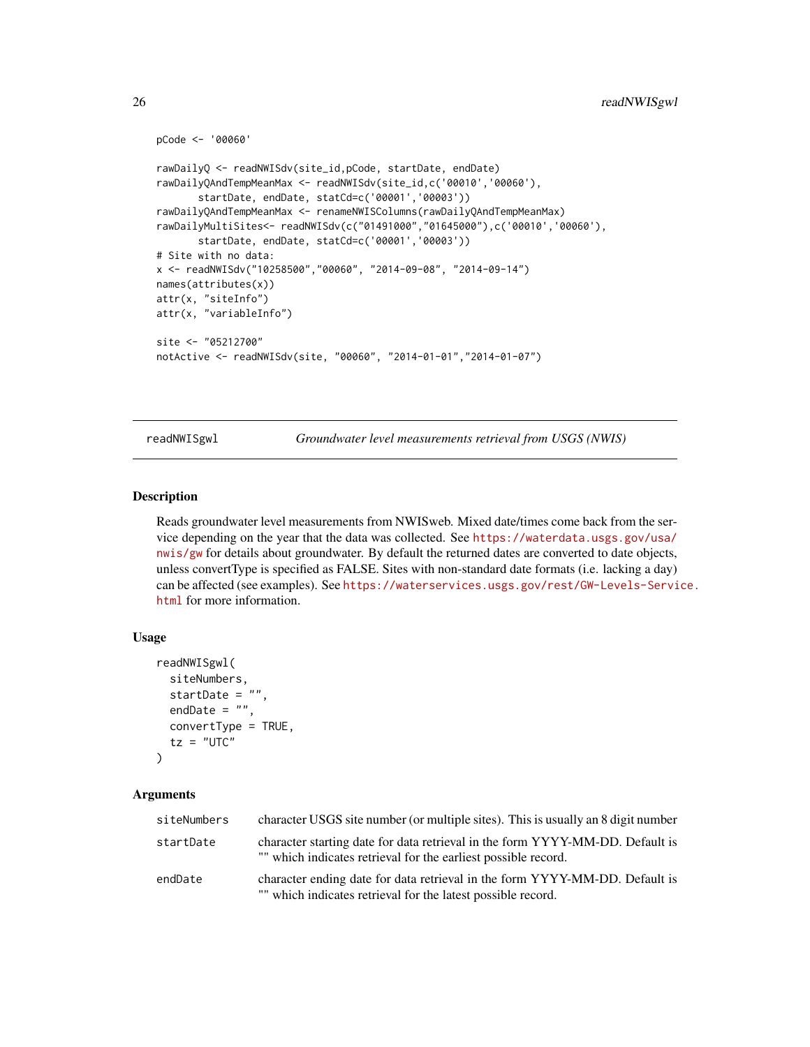```
pCode <- '00060'

rawDailyQ <- readNWISdv(site_id,pCode, startDate, endDate)
rawDailyQAndTempMeanMax <- readNWISdv(site_id,c('00010','00060'),
       startDate, endDate, statCd=c('00001','00003'))
rawDailyQAndTempMeanMax <- renameNWISColumns(rawDailyQAndTempMeanMax)
rawDailyMultiSites<- readNWISdv(c("01491000","01645000"),c('00010','00060'),
       startDate, endDate, statCd=c('00001','00003'))
# Site with no data:
x <- readNWISdv("10258500","00060", "2014-09-08", "2014-09-14")
names(attributes(x))
attr(x, "siteInfo")
attr(x, "variableInfo")

site <- "05212700"
notActive <- readNWISdv(site, "00060", "2014-01-01","2014-01-07")
```

---

## readNWISgwl — *Groundwater level measurements retrieval from USGS (NWIS)*

---

### Description

Reads groundwater level measurements from NWISweb. Mixed date/times come back from the service depending on the year that the data was collected. See https://waterdata.usgs.gov/usa/nwis/gw for details about groundwater. By default the returned dates are converted to date objects, unless convertType is specified as FALSE. Sites with non-standard date formats (i.e. lacking a day) can be affected (see examples). See https://waterservices.usgs.gov/rest/GW-Levels-Service.html for more information.

### Usage

```
readNWISgwl(
  siteNumbers,
  startDate = "",
  endDate = "",
  convertType = TRUE,
  tz = "UTC"
)
```

### Arguments

| | |
|---|---|
| `siteNumbers` | character USGS site number (or multiple sites). This is usually an 8 digit number |
| `startDate` | character starting date for data retrieval in the form YYYY-MM-DD. Default is "" which indicates retrieval for the earliest possible record. |
| `endDate` | character ending date for data retrieval in the form YYYY-MM-DD. Default is "" which indicates retrieval for the latest possible record. |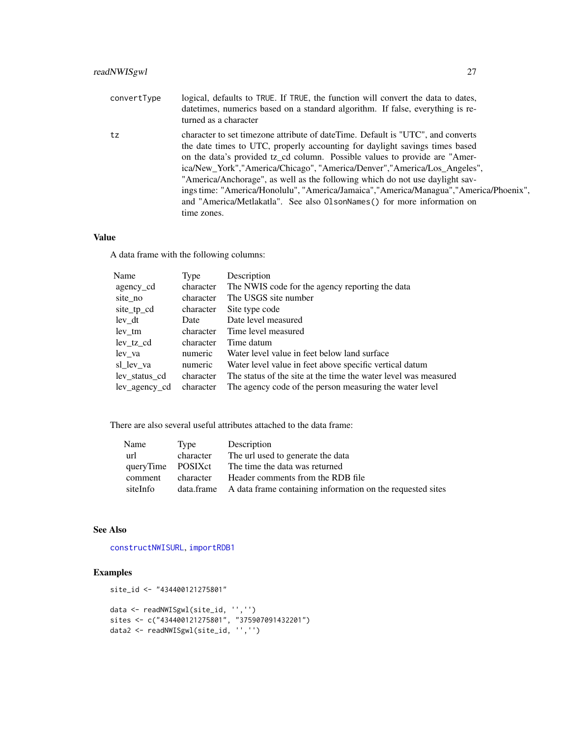| | |
|---|---|
| convertType | logical, defaults to TRUE. If TRUE, the function will convert the data to dates, datetimes, numerics based on a standard algorithm. If false, everything is returned as a character |
| tz | character to set timezone attribute of dateTime. Default is "UTC", and converts the date times to UTC, properly accounting for daylight savings times based on the data's provided tz_cd column. Possible values to provide are "America/New_York","America/Chicago", "America/Denver","America/Los_Angeles", "America/Anchorage", as well as the following which do not use daylight savings time: "America/Honolulu", "America/Jamaica","America/Managua","America/Phoenix", and "America/Metlakatla". See also OlsonNames() for more information on time zones. |

## Value

A data frame with the following columns:

| Name | Type | Description |
|---|---|---|
| agency_cd | character | The NWIS code for the agency reporting the data |
| site_no | character | The USGS site number |
| site_tp_cd | character | Site type code |
| lev_dt | Date | Date level measured |
| lev_tm | character | Time level measured |
| lev_tz_cd | character | Time datum |
| lev_va | numeric | Water level value in feet below land surface |
| sl_lev_va | numeric | Water level value in feet above specific vertical datum |
| lev_status_cd | character | The status of the site at the time the water level was measured |
| lev_agency_cd | character | The agency code of the person measuring the water level |

There are also several useful attributes attached to the data frame:

| Name | Type | Description |
|---|---|---|
| url | character | The url used to generate the data |
| queryTime | POSIXct | The time the data was returned |
| comment | character | Header comments from the RDB file |
| siteInfo | data.frame | A data frame containing information on the requested sites |

## See Also

constructNWISURL, importRDB1

## Examples

```
site_id <- "434400121275801"

data <- readNWISgwl(site_id, '','')
sites <- c("434400121275801", "375907091432201")
data2 <- readNWISgwl(site_id, '','')
```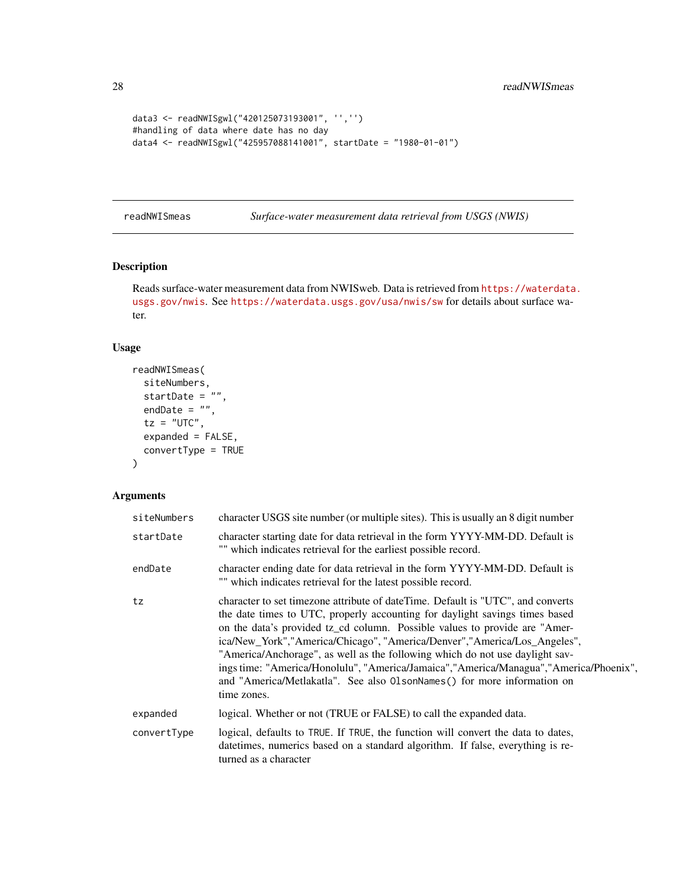```
data3 <- readNWISgwl("420125073193001", '','')
#handling of data where date has no day
data4 <- readNWISgwl("425957088141001", startDate = "1980-01-01")
```

## readNWISmeas — *Surface-water measurement data retrieval from USGS (NWIS)*

### Description

Reads surface-water measurement data from NWISweb. Data is retrieved from https://waterdata.usgs.gov/nwis. See https://waterdata.usgs.gov/usa/nwis/sw for details about surface water.

### Usage

```
readNWISmeas(
  siteNumbers,
  startDate = "",
  endDate = "",
  tz = "UTC",
  expanded = FALSE,
  convertType = TRUE
)
```

### Arguments

| | |
|---|---|
| `siteNumbers` | character USGS site number (or multiple sites). This is usually an 8 digit number |
| `startDate` | character starting date for data retrieval in the form YYYY-MM-DD. Default is "" which indicates retrieval for the earliest possible record. |
| `endDate` | character ending date for data retrieval in the form YYYY-MM-DD. Default is "" which indicates retrieval for the latest possible record. |
| `tz` | character to set timezone attribute of dateTime. Default is "UTC", and converts the date times to UTC, properly accounting for daylight savings times based on the data's provided tz_cd column. Possible values to provide are "America/New_York","America/Chicago", "America/Denver","America/Los_Angeles", "America/Anchorage", as well as the following which do not use daylight savings time: "America/Honolulu", "America/Jamaica","America/Managua","America/Phoenix", and "America/Metlakatla". See also `OlsonNames()` for more information on time zones. |
| `expanded` | logical. Whether or not (TRUE or FALSE) to call the expanded data. |
| `convertType` | logical, defaults to `TRUE`. If `TRUE`, the function will convert the data to dates, datetimes, numerics based on a standard algorithm. If false, everything is returned as a character |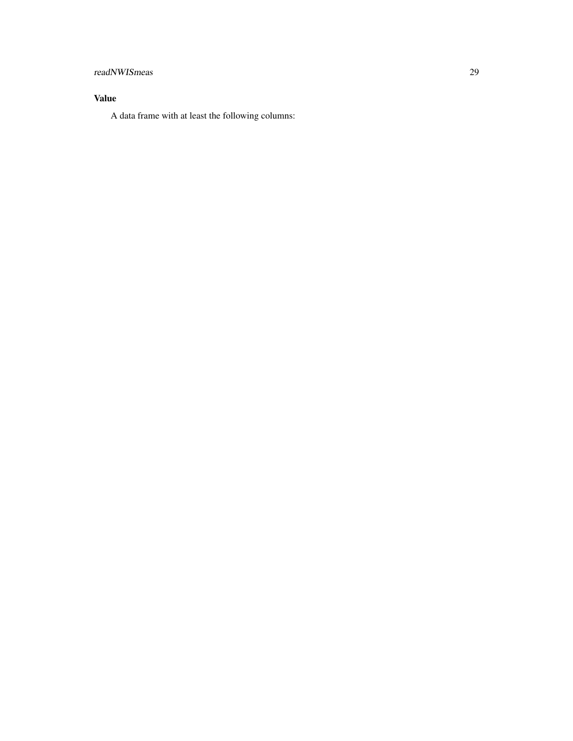### Value

A data frame with at least the following columns: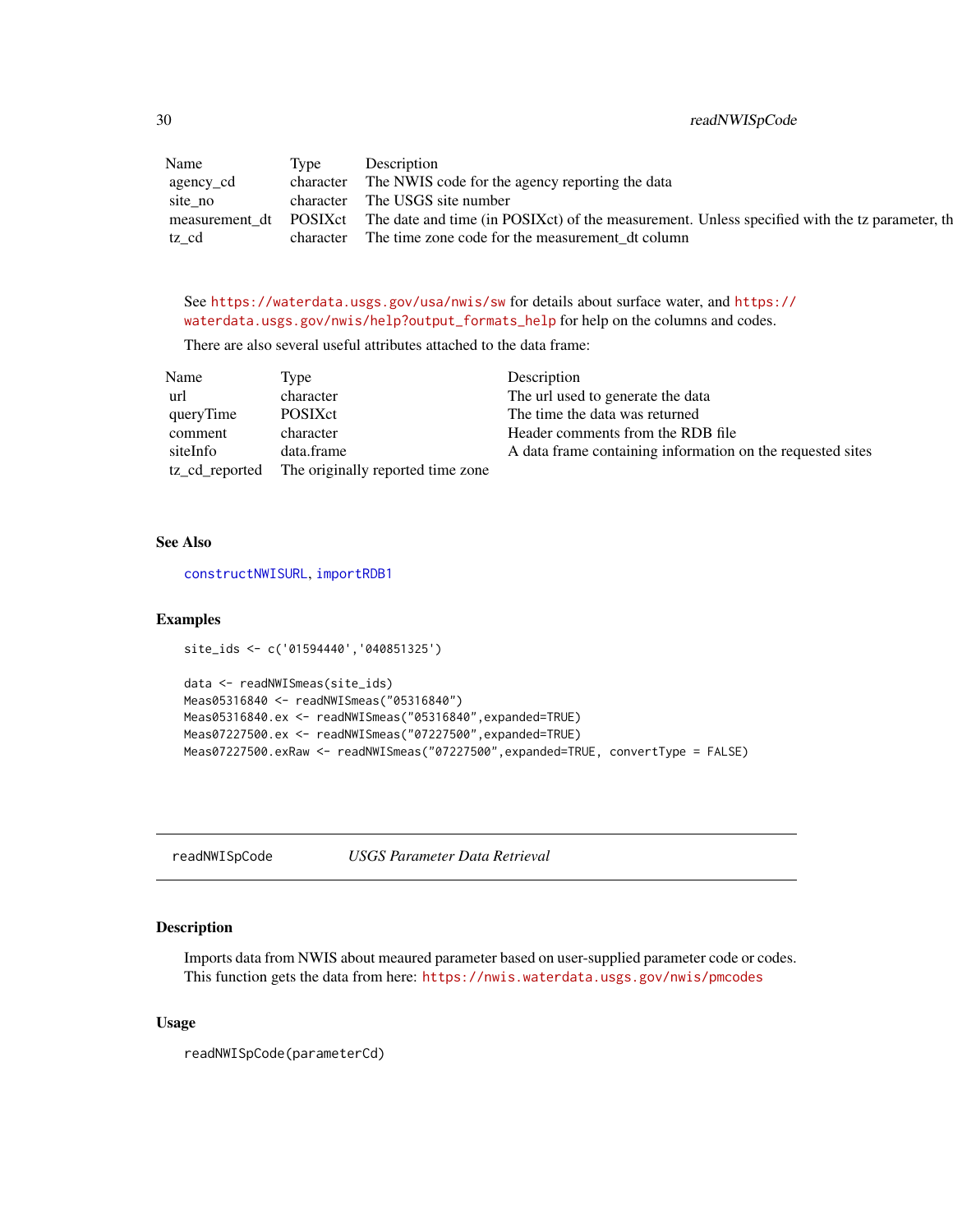| Name | Type | Description |
|---|---|---|
| agency_cd | character | The NWIS code for the agency reporting the data |
| site_no | character | The USGS site number |
| measurement_dt | POSIXct | The date and time (in POSIXct) of the measurement. Unless specified with the tz parameter, th |
| tz_cd | character | The time zone code for the measurement_dt column |

See https://waterdata.usgs.gov/usa/nwis/sw for details about surface water, and https://waterdata.usgs.gov/nwis/help?output_formats_help for help on the columns and codes.

There are also several useful attributes attached to the data frame:

| Name | Type | Description |
|---|---|---|
| url | character | The url used to generate the data |
| queryTime | POSIXct | The time the data was returned |
| comment | character | Header comments from the RDB file |
| siteInfo | data.frame | A data frame containing information on the requested sites |
| tz_cd_reported | The originally reported time zone | |

### See Also

constructNWISURL, importRDB1

### Examples

```
site_ids <- c('01594440','040851325')

data <- readNWISmeas(site_ids)
Meas05316840 <- readNWISmeas("05316840")
Meas05316840.ex <- readNWISmeas("05316840",expanded=TRUE)
Meas07227500.ex <- readNWISmeas("07227500",expanded=TRUE)
Meas07227500.exRaw <- readNWISmeas("07227500",expanded=TRUE, convertType = FALSE)
```

---

## readNWISpCode    *USGS Parameter Data Retrieval*

### Description

Imports data from NWIS about meaured parameter based on user-supplied parameter code or codes. This function gets the data from here: https://nwis.waterdata.usgs.gov/nwis/pmcodes

### Usage

```
readNWISpCode(parameterCd)
```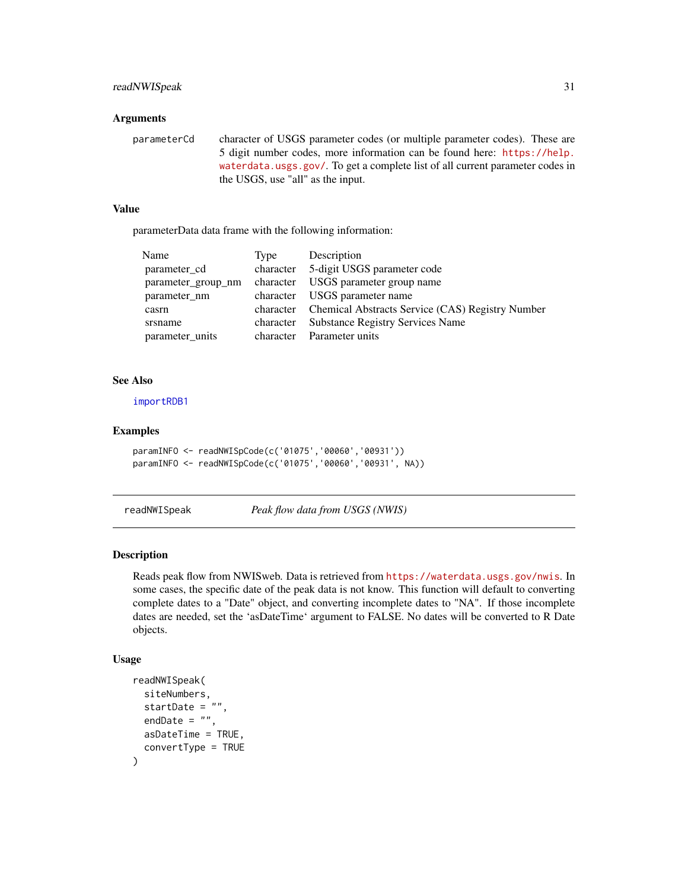### Arguments

parameterCd — character of USGS parameter codes (or multiple parameter codes). These are 5 digit number codes, more information can be found here: https://help.waterdata.usgs.gov/. To get a complete list of all current parameter codes in the USGS, use "all" as the input.

### Value

parameterData data frame with the following information:

| Name | Type | Description |
|---|---|---|
| parameter_cd | character | 5-digit USGS parameter code |
| parameter_group_nm | character | USGS parameter group name |
| parameter_nm | character | USGS parameter name |
| casrn | character | Chemical Abstracts Service (CAS) Registry Number |
| srsname | character | Substance Registry Services Name |
| parameter_units | character | Parameter units |

### See Also

importRDB1

### Examples

```
paramINFO <- readNWISpCode(c('01075','00060','00931'))
paramINFO <- readNWISpCode(c('01075','00060','00931', NA))
```

---

## readNWISpeak — *Peak flow data from USGS (NWIS)*

### Description

Reads peak flow from NWISweb. Data is retrieved from https://waterdata.usgs.gov/nwis. In some cases, the specific date of the peak data is not know. This function will default to converting complete dates to a "Date" object, and converting incomplete dates to "NA". If those incomplete dates are needed, set the 'asDateTime' argument to FALSE. No dates will be converted to R Date objects.

### Usage

```
readNWISpeak(
  siteNumbers,
  startDate = "",
  endDate = "",
  asDateTime = TRUE,
  convertType = TRUE
)
```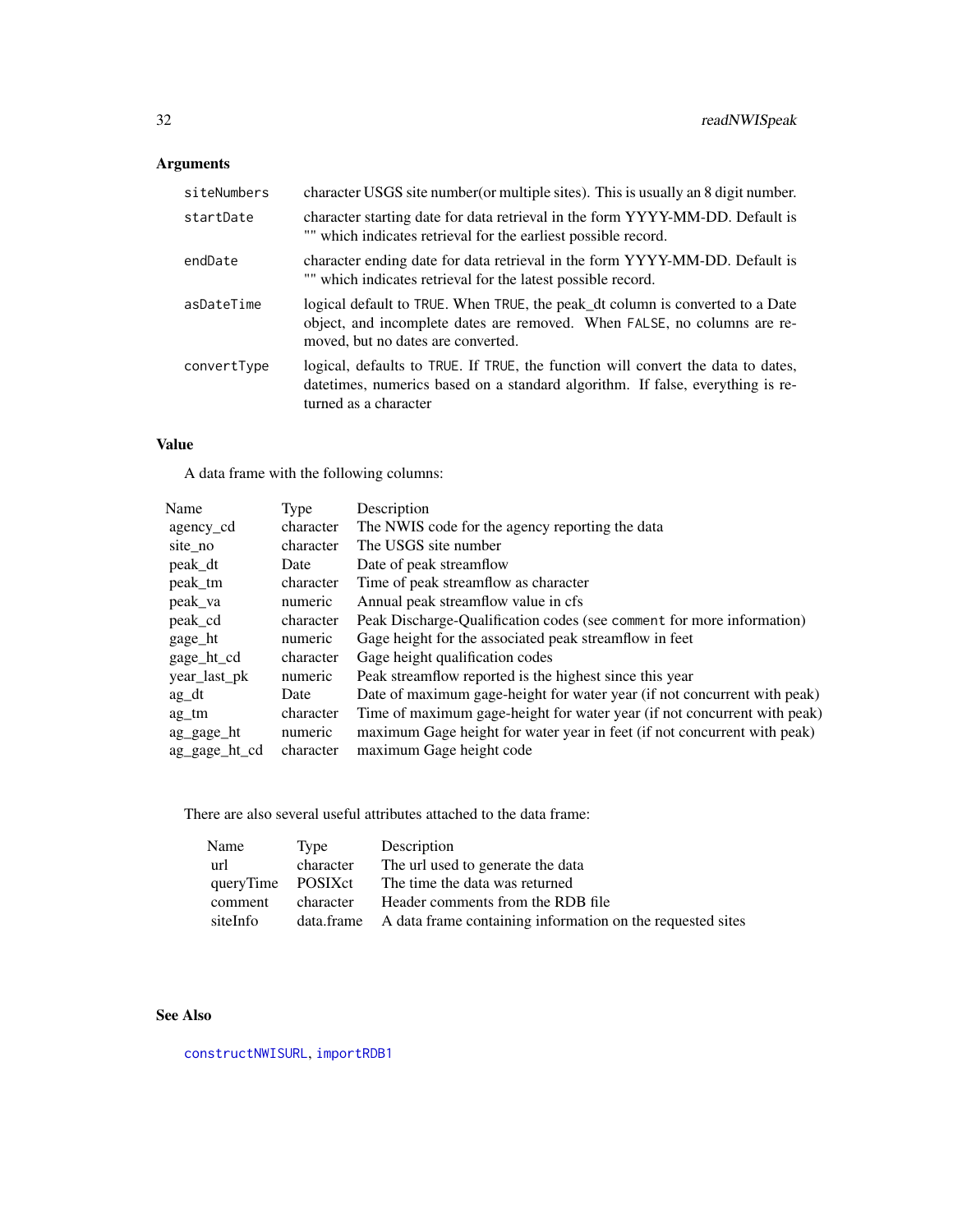## Arguments

| | |
|---|---|
| `siteNumbers` | character USGS site number(or multiple sites). This is usually an 8 digit number. |
| `startDate` | character starting date for data retrieval in the form YYYY-MM-DD. Default is "" which indicates retrieval for the earliest possible record. |
| `endDate` | character ending date for data retrieval in the form YYYY-MM-DD. Default is "" which indicates retrieval for the latest possible record. |
| `asDateTime` | logical default to `TRUE`. When `TRUE`, the peak_dt column is converted to a Date object, and incomplete dates are removed. When `FALSE`, no columns are removed, but no dates are converted. |
| `convertType` | logical, defaults to `TRUE`. If `TRUE`, the function will convert the data to dates, datetimes, numerics based on a standard algorithm. If false, everything is returned as a character |

## Value

A data frame with the following columns:

| Name | Type | Description |
|---|---|---|
| agency_cd | character | The NWIS code for the agency reporting the data |
| site_no | character | The USGS site number |
| peak_dt | Date | Date of peak streamflow |
| peak_tm | character | Time of peak streamflow as character |
| peak_va | numeric | Annual peak streamflow value in cfs |
| peak_cd | character | Peak Discharge-Qualification codes (see `comment` for more information) |
| gage_ht | numeric | Gage height for the associated peak streamflow in feet |
| gage_ht_cd | character | Gage height qualification codes |
| year_last_pk | numeric | Peak streamflow reported is the highest since this year |
| ag_dt | Date | Date of maximum gage-height for water year (if not concurrent with peak) |
| ag_tm | character | Time of maximum gage-height for water year (if not concurrent with peak) |
| ag_gage_ht | numeric | maximum Gage height for water year in feet (if not concurrent with peak) |
| ag_gage_ht_cd | character | maximum Gage height code |

There are also several useful attributes attached to the data frame:

| Name | Type | Description |
|---|---|---|
| url | character | The url used to generate the data |
| queryTime | POSIXct | The time the data was returned |
| comment | character | Header comments from the RDB file |
| siteInfo | data.frame | A data frame containing information on the requested sites |

## See Also

`constructNWISURL`, `importRDB1`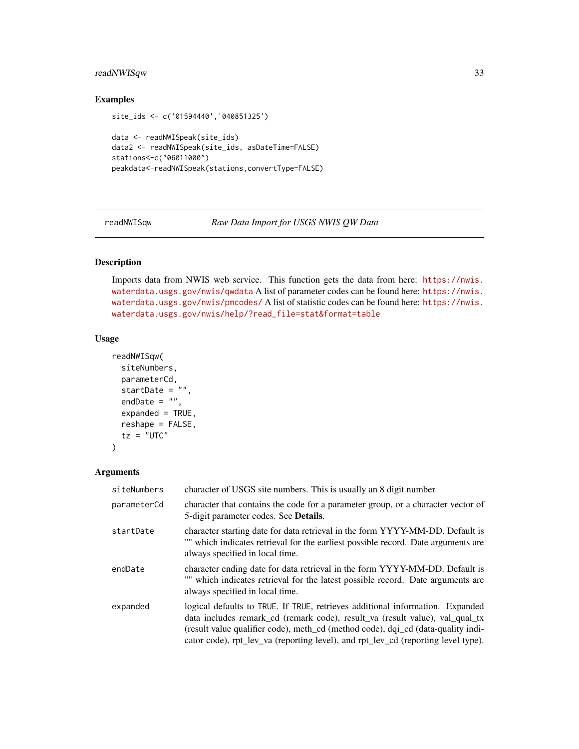## Examples

```
site_ids <- c('01594440','040851325')

data <- readNWISpeak(site_ids)
data2 <- readNWISpeak(site_ids, asDateTime=FALSE)
stations<-c("06011000")
peakdata<-readNWISpeak(stations,convertType=FALSE)
```

---

# readNWISqw *Raw Data Import for USGS NWIS QW Data*

---

## Description

Imports data from NWIS web service. This function gets the data from here: https://nwis.waterdata.usgs.gov/nwis/qwdata A list of parameter codes can be found here: https://nwis.waterdata.usgs.gov/nwis/pmcodes/ A list of statistic codes can be found here: https://nwis.waterdata.usgs.gov/nwis/help/?read_file=stat&format=table

## Usage

```
readNWISqw(
  siteNumbers,
  parameterCd,
  startDate = "",
  endDate = "",
  expanded = TRUE,
  reshape = FALSE,
  tz = "UTC"
)
```

## Arguments

| | |
|---|---|
| siteNumbers | character of USGS site numbers. This is usually an 8 digit number |
| parameterCd | character that contains the code for a parameter group, or a character vector of 5-digit parameter codes. See **Details**. |
| startDate | character starting date for data retrieval in the form YYYY-MM-DD. Default is "" which indicates retrieval for the earliest possible record. Date arguments are always specified in local time. |
| endDate | character ending date for data retrieval in the form YYYY-MM-DD. Default is "" which indicates retrieval for the latest possible record. Date arguments are always specified in local time. |
| expanded | logical defaults to TRUE. If TRUE, retrieves additional information. Expanded data includes remark_cd (remark code), result_va (result value), val_qual_tx (result value qualifier code), meth_cd (method code), dqi_cd (data-quality indicator code), rpt_lev_va (reporting level), and rpt_lev_cd (reporting level type). |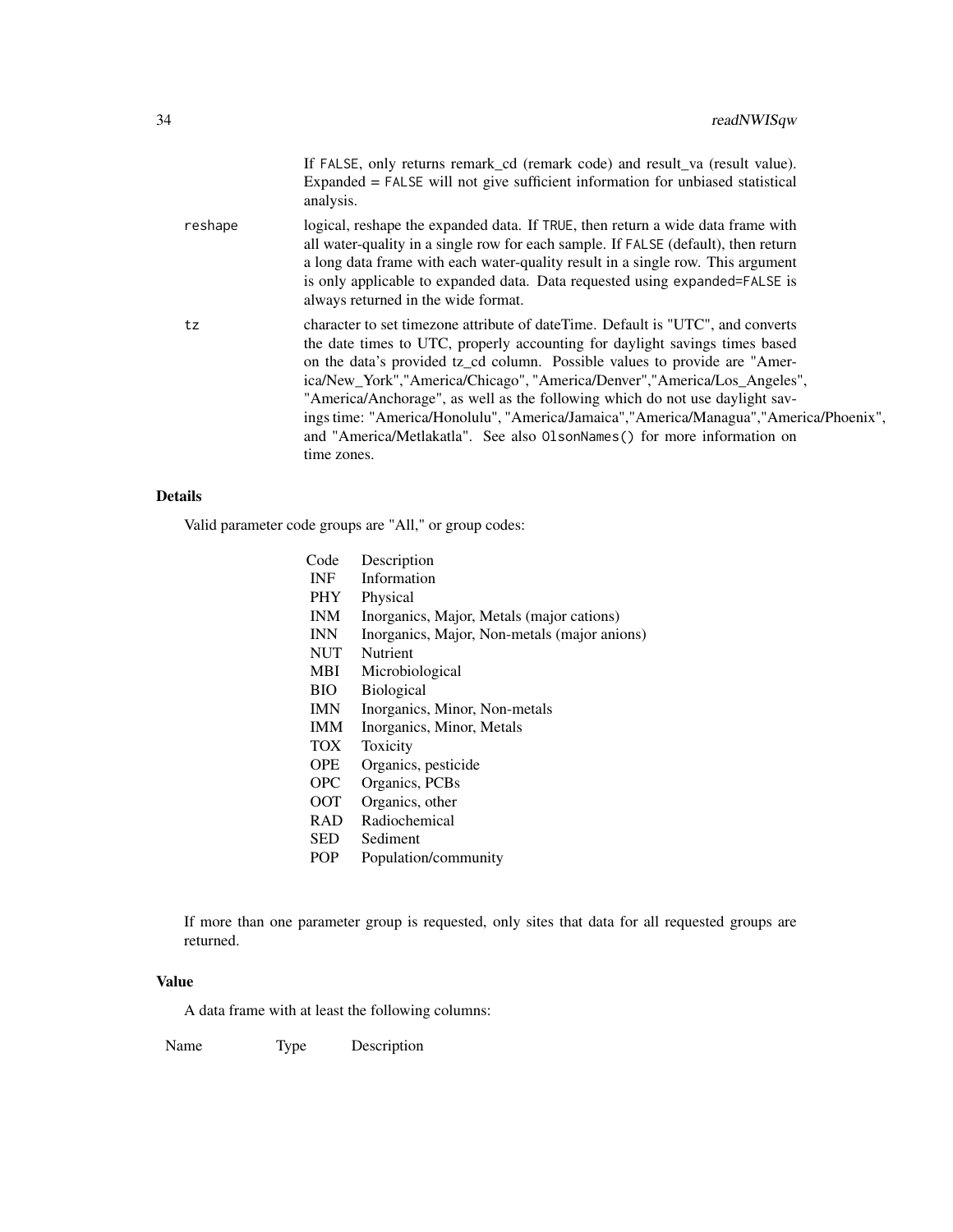If FALSE, only returns remark_cd (remark code) and result_va (result value). Expanded = FALSE will not give sufficient information for unbiased statistical analysis.

reshape
: logical, reshape the expanded data. If TRUE, then return a wide data frame with all water-quality in a single row for each sample. If FALSE (default), then return a long data frame with each water-quality result in a single row. This argument is only applicable to expanded data. Data requested using expanded=FALSE is always returned in the wide format.

tz
: character to set timezone attribute of dateTime. Default is "UTC", and converts the date times to UTC, properly accounting for daylight savings times based on the data's provided tz_cd column. Possible values to provide are "America/New_York","America/Chicago", "America/Denver","America/Los_Angeles", "America/Anchorage", as well as the following which do not use daylight savings time: "America/Honolulu", "America/Jamaica","America/Managua","America/Phoenix", and "America/Metlakatla". See also OlsonNames() for more information on time zones.

## Details

Valid parameter code groups are "All," or group codes:

| Code | Description |
|---|---|
| INF | Information |
| PHY | Physical |
| INM | Inorganics, Major, Metals (major cations) |
| INN | Inorganics, Major, Non-metals (major anions) |
| NUT | Nutrient |
| MBI | Microbiological |
| BIO | Biological |
| IMN | Inorganics, Minor, Non-metals |
| IMM | Inorganics, Minor, Metals |
| TOX | Toxicity |
| OPE | Organics, pesticide |
| OPC | Organics, PCBs |
| OOT | Organics, other |
| RAD | Radiochemical |
| SED | Sediment |
| POP | Population/community |

If more than one parameter group is requested, only sites that data for all requested groups are returned.

## Value

A data frame with at least the following columns:

| Name | Type | Description |
|---|---|---|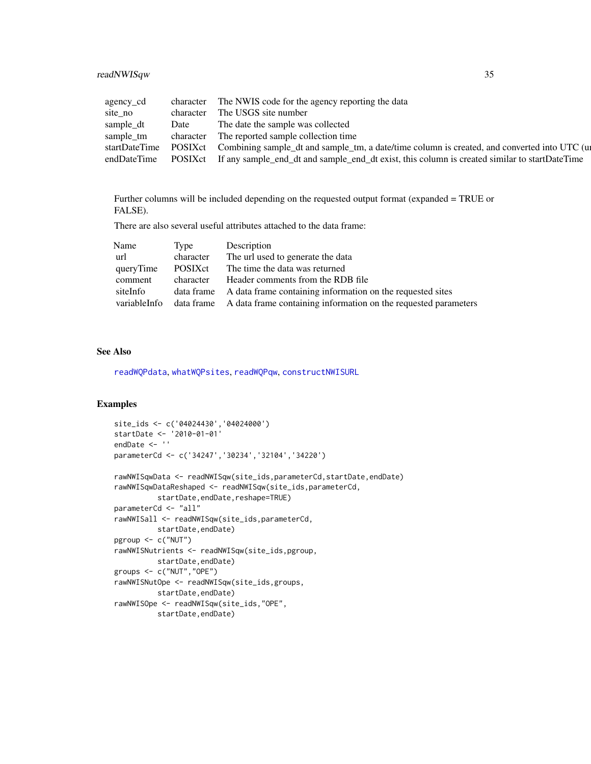| | | |
|---|---|---|
| agency_cd | character | The NWIS code for the agency reporting the data |
| site_no | character | The USGS site number |
| sample_dt | Date | The date the sample was collected |
| sample_tm | character | The reported sample collection time |
| startDateTime | POSIXct | Combining sample_dt and sample_tm, a date/time column is created, and converted into UTC (u |
| endDateTime | POSIXct | If any sample_end_dt and sample_end_dt exist, this column is created similar to startDateTime |

Further columns will be included depending on the requested output format (expanded = TRUE or FALSE).

There are also several useful attributes attached to the data frame:

| Name | Type | Description |
|---|---|---|
| url | character | The url used to generate the data |
| queryTime | POSIXct | The time the data was returned |
| comment | character | Header comments from the RDB file |
| siteInfo | data frame | A data frame containing information on the requested sites |
| variableInfo | data frame | A data frame containing information on the requested parameters |

## See Also

readWQPdata, whatWQPsites, readWQPqw, constructNWISURL

## Examples

```
site_ids <- c('04024430','04024000')
startDate <- '2010-01-01'
endDate <- ''
parameterCd <- c('34247','30234','32104','34220')

rawNWISqwData <- readNWISqw(site_ids,parameterCd,startDate,endDate)
rawNWISqwDataReshaped <- readNWISqw(site_ids,parameterCd,
          startDate,endDate,reshape=TRUE)
parameterCd <- "all"
rawNWISall <- readNWISqw(site_ids,parameterCd,
          startDate,endDate)
pgroup <- c("NUT")
rawNWISNutrients <- readNWISqw(site_ids,pgroup,
          startDate,endDate)
groups <- c("NUT","OPE")
rawNWISNutOpe <- readNWISqw(site_ids,groups,
          startDate,endDate)
rawNWISOpe <- readNWISqw(site_ids,"OPE",
          startDate,endDate)
```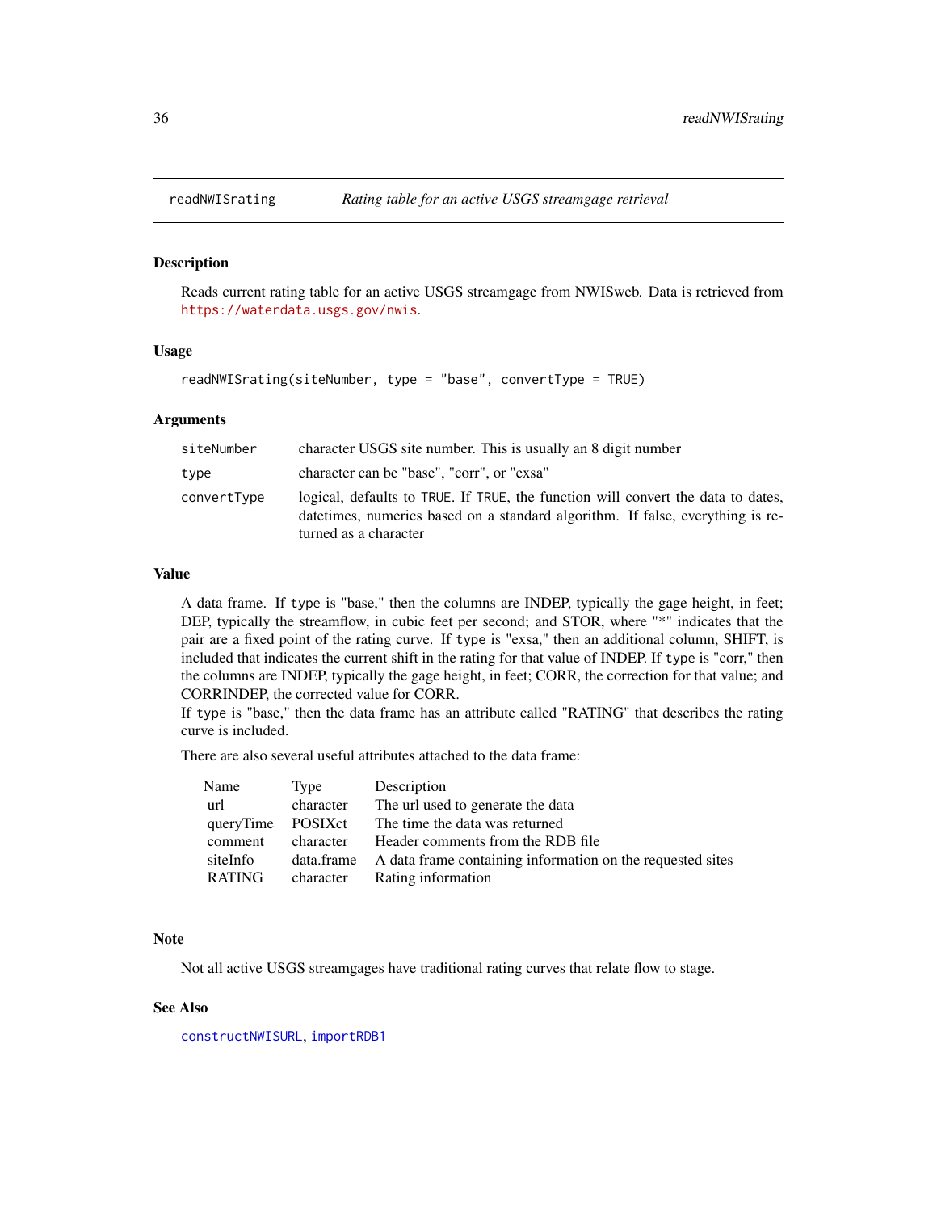## readNWISrating *Rating table for an active USGS streamgage retrieval*

### Description

Reads current rating table for an active USGS streamgage from NWISweb. Data is retrieved from https://waterdata.usgs.gov/nwis.

### Usage

```
readNWISrating(siteNumber, type = "base", convertType = TRUE)
```

### Arguments

| | |
|---|---|
| siteNumber | character USGS site number. This is usually an 8 digit number |
| type | character can be "base", "corr", or "exsa" |
| convertType | logical, defaults to TRUE. If TRUE, the function will convert the data to dates, datetimes, numerics based on a standard algorithm. If false, everything is returned as a character |

### Value

A data frame. If `type` is "base," then the columns are INDEP, typically the gage height, in feet; DEP, typically the streamflow, in cubic feet per second; and STOR, where "*" indicates that the pair are a fixed point of the rating curve. If `type` is "exsa," then an additional column, SHIFT, is included that indicates the current shift in the rating for that value of INDEP. If `type` is "corr," then the columns are INDEP, typically the gage height, in feet; CORR, the correction for that value; and CORRINDEP, the corrected value for CORR.

If `type` is "base," then the data frame has an attribute called "RATING" that describes the rating curve is included.

There are also several useful attributes attached to the data frame:

| Name | Type | Description |
|---|---|---|
| url | character | The url used to generate the data |
| queryTime | POSIXct | The time the data was returned |
| comment | character | Header comments from the RDB file |
| siteInfo | data.frame | A data frame containing information on the requested sites |
| RATING | character | Rating information |

### Note

Not all active USGS streamgages have traditional rating curves that relate flow to stage.

### See Also

constructNWISURL, importRDB1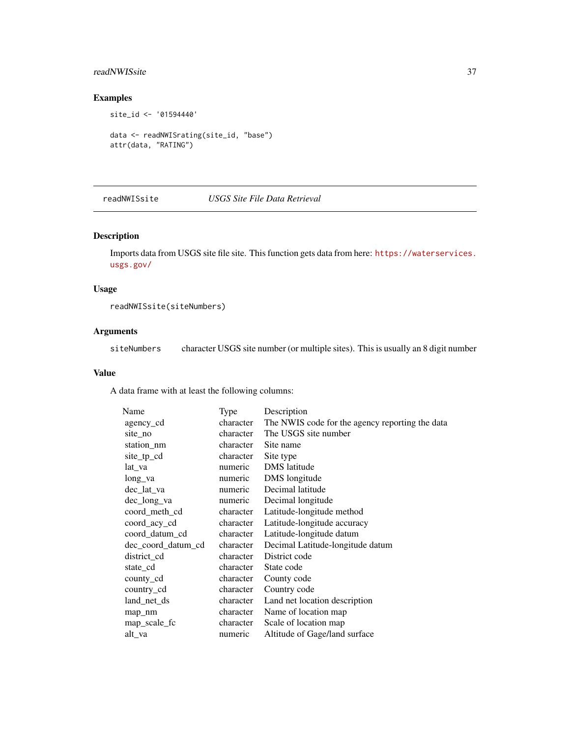### Examples

```
site_id <- '01594440'

data <- readNWISrating(site_id, "base")
attr(data, "RATING")
```

---

## readNWISsite — *USGS Site File Data Retrieval*

---

### Description

Imports data from USGS site file site. This function gets data from here: https://waterservices.usgs.gov/

### Usage

```
readNWISsite(siteNumbers)
```

### Arguments

| | |
|---|---|
| siteNumbers | character USGS site number (or multiple sites). This is usually an 8 digit number |

### Value

A data frame with at least the following columns:

| Name | Type | Description |
|---|---|---|
| agency_cd | character | The NWIS code for the agency reporting the data |
| site_no | character | The USGS site number |
| station_nm | character | Site name |
| site_tp_cd | character | Site type |
| lat_va | numeric | DMS latitude |
| long_va | numeric | DMS longitude |
| dec_lat_va | numeric | Decimal latitude |
| dec_long_va | numeric | Decimal longitude |
| coord_meth_cd | character | Latitude-longitude method |
| coord_acy_cd | character | Latitude-longitude accuracy |
| coord_datum_cd | character | Latitude-longitude datum |
| dec_coord_datum_cd | character | Decimal Latitude-longitude datum |
| district_cd | character | District code |
| state_cd | character | State code |
| county_cd | character | County code |
| country_cd | character | Country code |
| land_net_ds | character | Land net location description |
| map_nm | character | Name of location map |
| map_scale_fc | character | Scale of location map |
| alt_va | numeric | Altitude of Gage/land surface |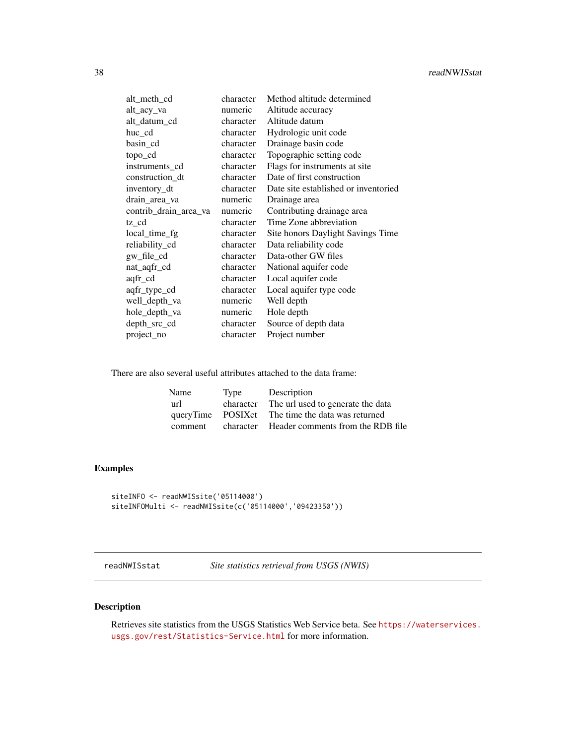| | | |
|---|---|---|
| alt_meth_cd | character | Method altitude determined |
| alt_acy_va | numeric | Altitude accuracy |
| alt_datum_cd | character | Altitude datum |
| huc_cd | character | Hydrologic unit code |
| basin_cd | character | Drainage basin code |
| topo_cd | character | Topographic setting code |
| instruments_cd | character | Flags for instruments at site |
| construction_dt | character | Date of first construction |
| inventory_dt | character | Date site established or inventoried |
| drain_area_va | numeric | Drainage area |
| contrib_drain_area_va | numeric | Contributing drainage area |
| tz_cd | character | Time Zone abbreviation |
| local_time_fg | character | Site honors Daylight Savings Time |
| reliability_cd | character | Data reliability code |
| gw_file_cd | character | Data-other GW files |
| nat_aqfr_cd | character | National aquifer code |
| aqfr_cd | character | Local aquifer code |
| aqfr_type_cd | character | Local aquifer type code |
| well_depth_va | numeric | Well depth |
| hole_depth_va | numeric | Hole depth |
| depth_src_cd | character | Source of depth data |
| project_no | character | Project number |

There are also several useful attributes attached to the data frame:

| Name | Type | Description |
|---|---|---|
| url | character | The url used to generate the data |
| queryTime | POSIXct | The time the data was returned |
| comment | character | Header comments from the RDB file |

## Examples

```
siteINFO <- readNWISsite('05114000')
siteINFOMulti <- readNWISsite(c('05114000','09423350'))
```

---

`readNWISstat` *Site statistics retrieval from USGS (NWIS)*

---

## Description

Retrieves site statistics from the USGS Statistics Web Service beta. See https://waterservices.usgs.gov/rest/Statistics-Service.html for more information.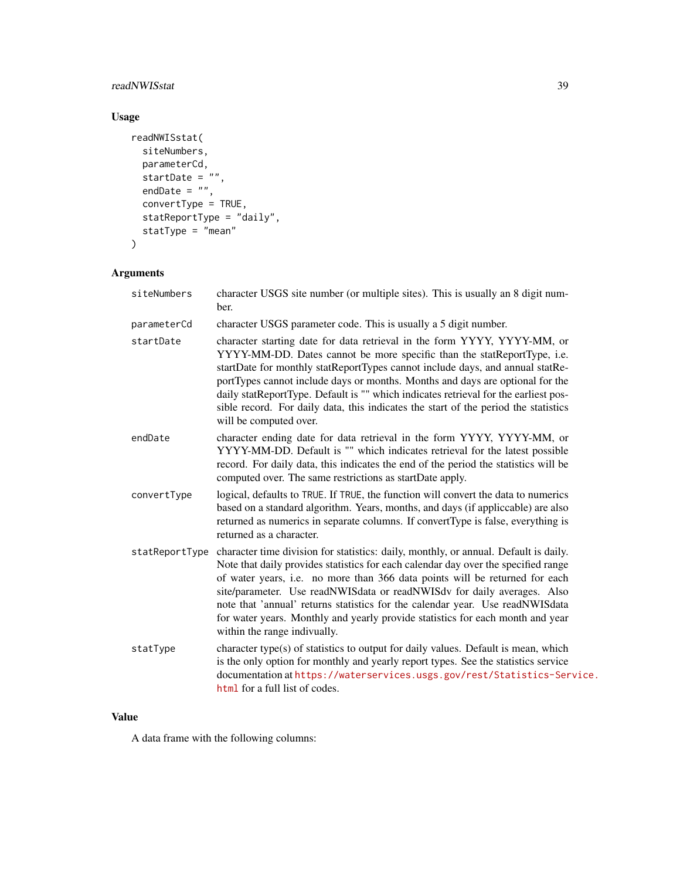## Usage

```
readNWISstat(
  siteNumbers,
  parameterCd,
  startDate = "",
  endDate = "",
  convertType = TRUE,
  statReportType = "daily",
  statType = "mean"
)
```

## Arguments

| | |
|---|---|
| siteNumbers | character USGS site number (or multiple sites). This is usually an 8 digit number. |
| parameterCd | character USGS parameter code. This is usually a 5 digit number. |
| startDate | character starting date for data retrieval in the form YYYY, YYYY-MM, or YYYY-MM-DD. Dates cannot be more specific than the statReportType, i.e. startDate for monthly statReportTypes cannot include days, and annual statReportTypes cannot include days or months. Months and days are optional for the daily statReportType. Default is "" which indicates retrieval for the earliest possible record. For daily data, this indicates the start of the period the statistics will be computed over. |
| endDate | character ending date for data retrieval in the form YYYY, YYYY-MM, or YYYY-MM-DD. Default is "" which indicates retrieval for the latest possible record. For daily data, this indicates the end of the period the statistics will be computed over. The same restrictions as startDate apply. |
| convertType | logical, defaults to TRUE. If TRUE, the function will convert the data to numerics based on a standard algorithm. Years, months, and days (if applicable) are also returned as numerics in separate columns. If convertType is false, everything is returned as a character. |
| statReportType | character time division for statistics: daily, monthly, or annual. Default is daily. Note that daily provides statistics for each calendar day over the specified range of water years, i.e. no more than 366 data points will be returned for each site/parameter. Use readNWISdata or readNWISdv for daily averages. Also note that 'annual' returns statistics for the calendar year. Use readNWISdata for water years. Monthly and yearly provide statistics for each month and year within the range indivually. |
| statType | character type(s) of statistics to output for daily values. Default is mean, which is the only option for monthly and yearly report types. See the statistics service documentation at https://waterservices.usgs.gov/rest/Statistics-Service.html for a full list of codes. |

## Value

A data frame with the following columns: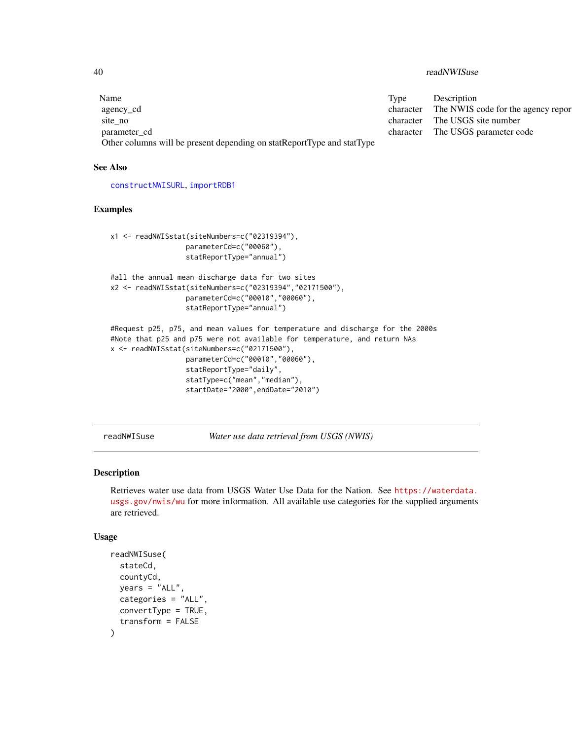| Name | Type | Description |
| --- | --- | --- |
| agency_cd | character | The NWIS code for the agency repor |
| site_no | character | The USGS site number |
| parameter_cd | character | The USGS parameter code |
| Other columns will be present depending on statReportType and statType | | |

## See Also

constructNWISURL, importRDB1

## Examples

```
x1 <- readNWISstat(siteNumbers=c("02319394"),
                   parameterCd=c("00060"),
                   statReportType="annual")

#all the annual mean discharge data for two sites
x2 <- readNWISstat(siteNumbers=c("02319394","02171500"),
                   parameterCd=c("00010","00060"),
                   statReportType="annual")

#Request p25, p75, and mean values for temperature and discharge for the 2000s
#Note that p25 and p75 were not available for temperature, and return NAs
x <- readNWISstat(siteNumbers=c("02171500"),
                   parameterCd=c("00010","00060"),
                   statReportType="daily",
                   statType=c("mean","median"),
                   startDate="2000",endDate="2010")
```

---

# readNWISuse — *Water use data retrieval from USGS (NWIS)*

---

## Description

Retrieves water use data from USGS Water Use Data for the Nation. See https://waterdata.usgs.gov/nwis/wu for more information. All available use categories for the supplied arguments are retrieved.

## Usage

```
readNWISuse(
  stateCd,
  countyCd,
  years = "ALL",
  categories = "ALL",
  convertType = TRUE,
  transform = FALSE
)
```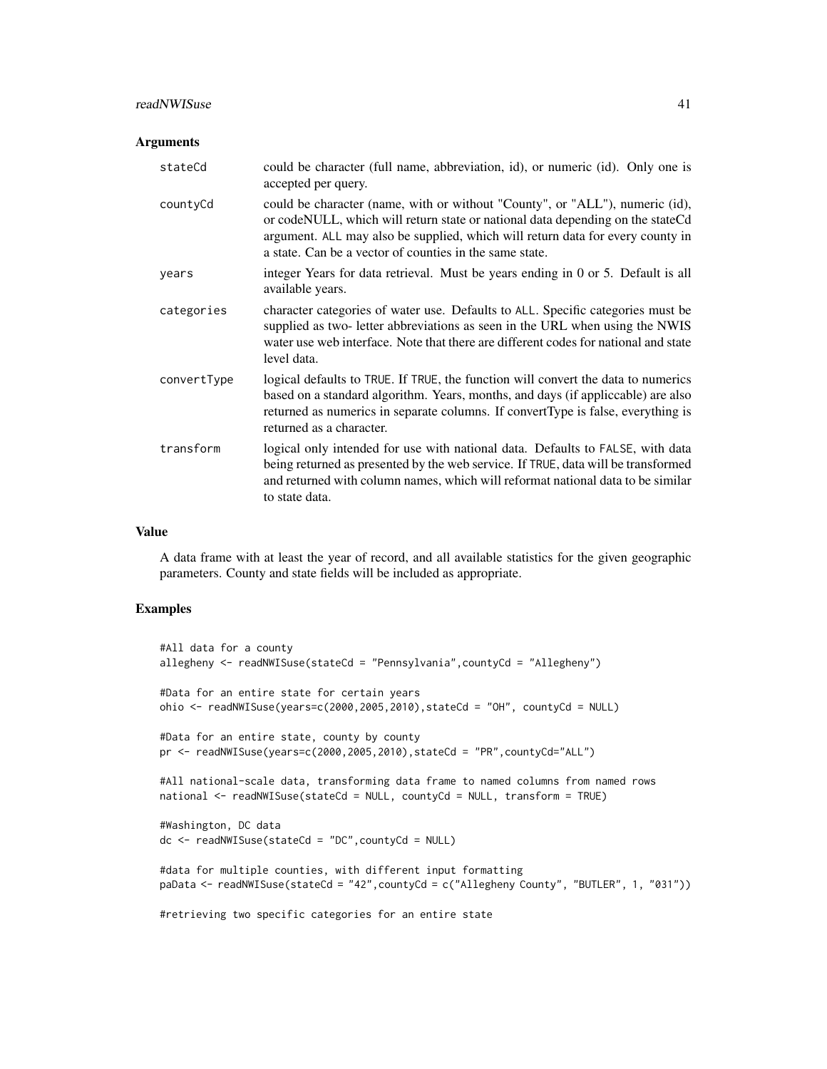### Arguments

| | |
|---|---|
| stateCd | could be character (full name, abbreviation, id), or numeric (id). Only one is accepted per query. |
| countyCd | could be character (name, with or without "County", or "ALL"), numeric (id), or codeNULL, which will return state or national data depending on the stateCd argument. ALL may also be supplied, which will return data for every county in a state. Can be a vector of counties in the same state. |
| years | integer Years for data retrieval. Must be years ending in 0 or 5. Default is all available years. |
| categories | character categories of water use. Defaults to ALL. Specific categories must be supplied as two- letter abbreviations as seen in the URL when using the NWIS water use web interface. Note that there are different codes for national and state level data. |
| convertType | logical defaults to TRUE. If TRUE, the function will convert the data to numerics based on a standard algorithm. Years, months, and days (if appliccable) are also returned as numerics in separate columns. If convertType is false, everything is returned as a character. |
| transform | logical only intended for use with national data. Defaults to FALSE, with data being returned as presented by the web service. If TRUE, data will be transformed and returned with column names, which will reformat national data to be similar to state data. |

### Value

A data frame with at least the year of record, and all available statistics for the given geographic parameters. County and state fields will be included as appropriate.

### Examples

```
#All data for a county
allegheny <- readNWISuse(stateCd = "Pennsylvania",countyCd = "Allegheny")

#Data for an entire state for certain years
ohio <- readNWISuse(years=c(2000,2005,2010),stateCd = "OH", countyCd = NULL)

#Data for an entire state, county by county
pr <- readNWISuse(years=c(2000,2005,2010),stateCd = "PR",countyCd="ALL")

#All national-scale data, transforming data frame to named columns from named rows
national <- readNWISuse(stateCd = NULL, countyCd = NULL, transform = TRUE)

#Washington, DC data
dc <- readNWISuse(stateCd = "DC",countyCd = NULL)

#data for multiple counties, with different input formatting
paData <- readNWISuse(stateCd = "42",countyCd = c("Allegheny County", "BUTLER", 1, "031"))

#retrieving two specific categories for an entire state
```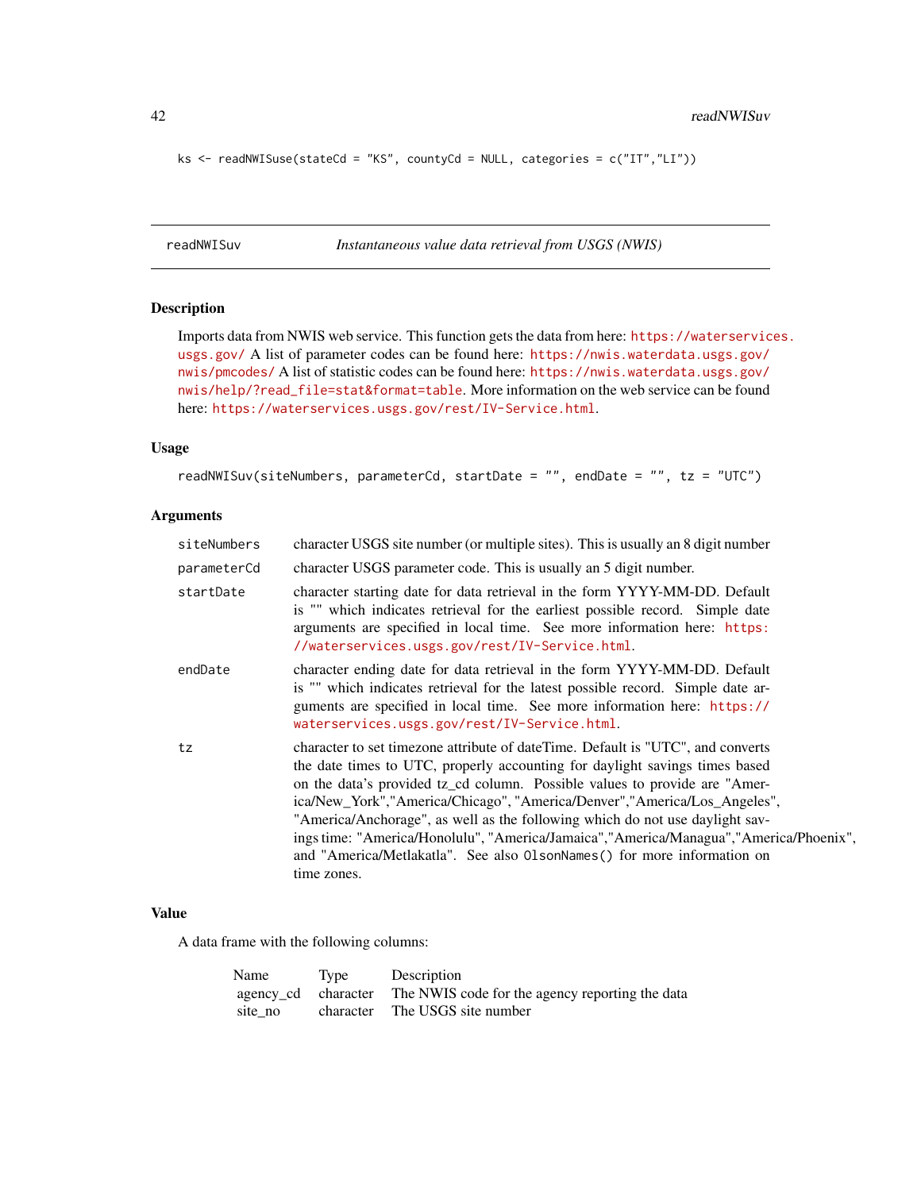```
ks <- readNWISuse(stateCd = "KS", countyCd = NULL, categories = c("IT","LI"))
```

## readNWISuv — *Instantaneous value data retrieval from USGS (NWIS)*

### Description

Imports data from NWIS web service. This function gets the data from here: https://waterservices.usgs.gov/ A list of parameter codes can be found here: https://nwis.waterdata.usgs.gov/nwis/pmcodes/ A list of statistic codes can be found here: https://nwis.waterdata.usgs.gov/nwis/help/?read_file=stat&format=table. More information on the web service can be found here: https://waterservices.usgs.gov/rest/IV-Service.html.

### Usage

```
readNWISuv(siteNumbers, parameterCd, startDate = "", endDate = "", tz = "UTC")
```

### Arguments

| | |
|---|---|
| siteNumbers | character USGS site number (or multiple sites). This is usually an 8 digit number |
| parameterCd | character USGS parameter code. This is usually an 5 digit number. |
| startDate | character starting date for data retrieval in the form YYYY-MM-DD. Default is "" which indicates retrieval for the earliest possible record. Simple date arguments are specified in local time. See more information here: https://waterservices.usgs.gov/rest/IV-Service.html. |
| endDate | character ending date for data retrieval in the form YYYY-MM-DD. Default is "" which indicates retrieval for the latest possible record. Simple date arguments are specified in local time. See more information here: https://waterservices.usgs.gov/rest/IV-Service.html. |
| tz | character to set timezone attribute of dateTime. Default is "UTC", and converts the date times to UTC, properly accounting for daylight savings times based on the data's provided tz_cd column. Possible values to provide are "America/New_York","America/Chicago", "America/Denver","America/Los_Angeles", "America/Anchorage", as well as the following which do not use daylight savings time: "America/Honolulu", "America/Jamaica","America/Managua","America/Phoenix", and "America/Metlakatla". See also `OlsonNames()` for more information on time zones. |

### Value

A data frame with the following columns:

| Name | Type | Description |
|---|---|---|
| agency_cd | character | The NWIS code for the agency reporting the data |
| site_no | character | The USGS site number |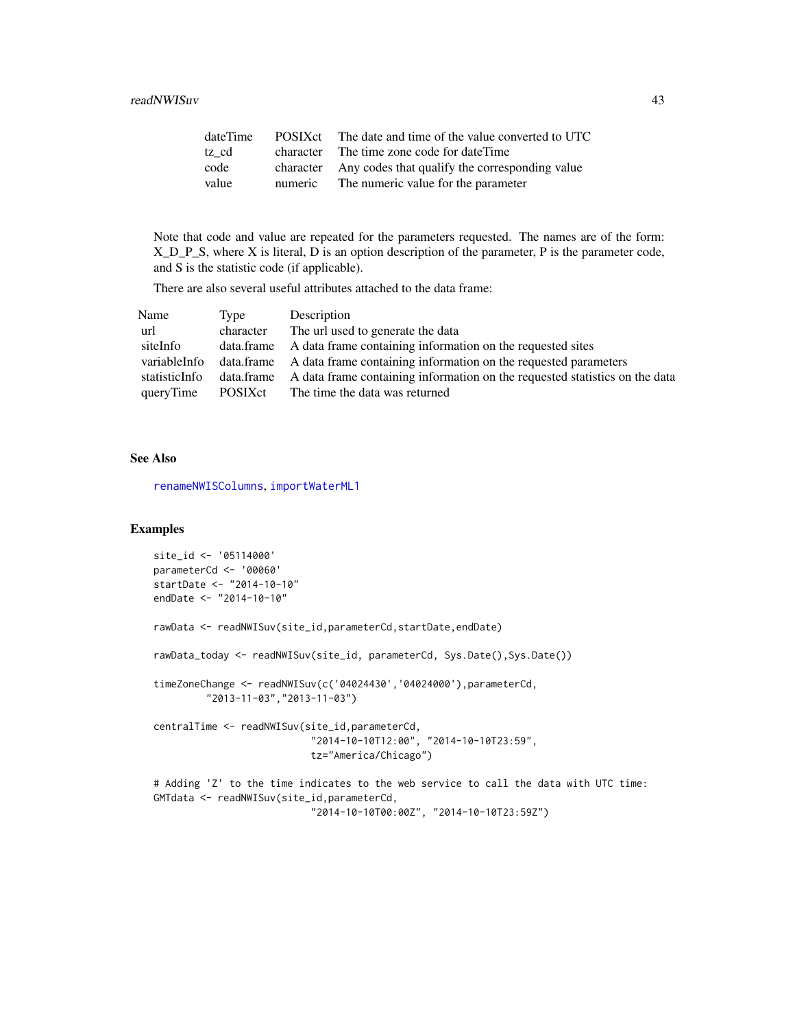| | | |
|---|---|---|
| dateTime | POSIXct | The date and time of the value converted to UTC |
| tz_cd | character | The time zone code for dateTime |
| code | character | Any codes that qualify the corresponding value |
| value | numeric | The numeric value for the parameter |

Note that code and value are repeated for the parameters requested. The names are of the form: X_D_P_S, where X is literal, D is an option description of the parameter, P is the parameter code, and S is the statistic code (if applicable).

There are also several useful attributes attached to the data frame:

| Name | Type | Description |
|---|---|---|
| url | character | The url used to generate the data |
| siteInfo | data.frame | A data frame containing information on the requested sites |
| variableInfo | data.frame | A data frame containing information on the requested parameters |
| statisticInfo | data.frame | A data frame containing information on the requested statistics on the data |
| queryTime | POSIXct | The time the data was returned |

### See Also

renameNWISColumns, importWaterML1

### Examples

```
site_id <- '05114000'
parameterCd <- '00060'
startDate <- "2014-10-10"
endDate <- "2014-10-10"

rawData <- readNWISuv(site_id,parameterCd,startDate,endDate)

rawData_today <- readNWISuv(site_id, parameterCd, Sys.Date(),Sys.Date())

timeZoneChange <- readNWISuv(c('04024430','04024000'),parameterCd,
         "2013-11-03","2013-11-03")

centralTime <- readNWISuv(site_id,parameterCd,
                          "2014-10-10T12:00", "2014-10-10T23:59",
                          tz="America/Chicago")

# Adding 'Z' to the time indicates to the web service to call the data with UTC time:
GMTdata <- readNWISuv(site_id,parameterCd,
                          "2014-10-10T00:00Z", "2014-10-10T23:59Z")
```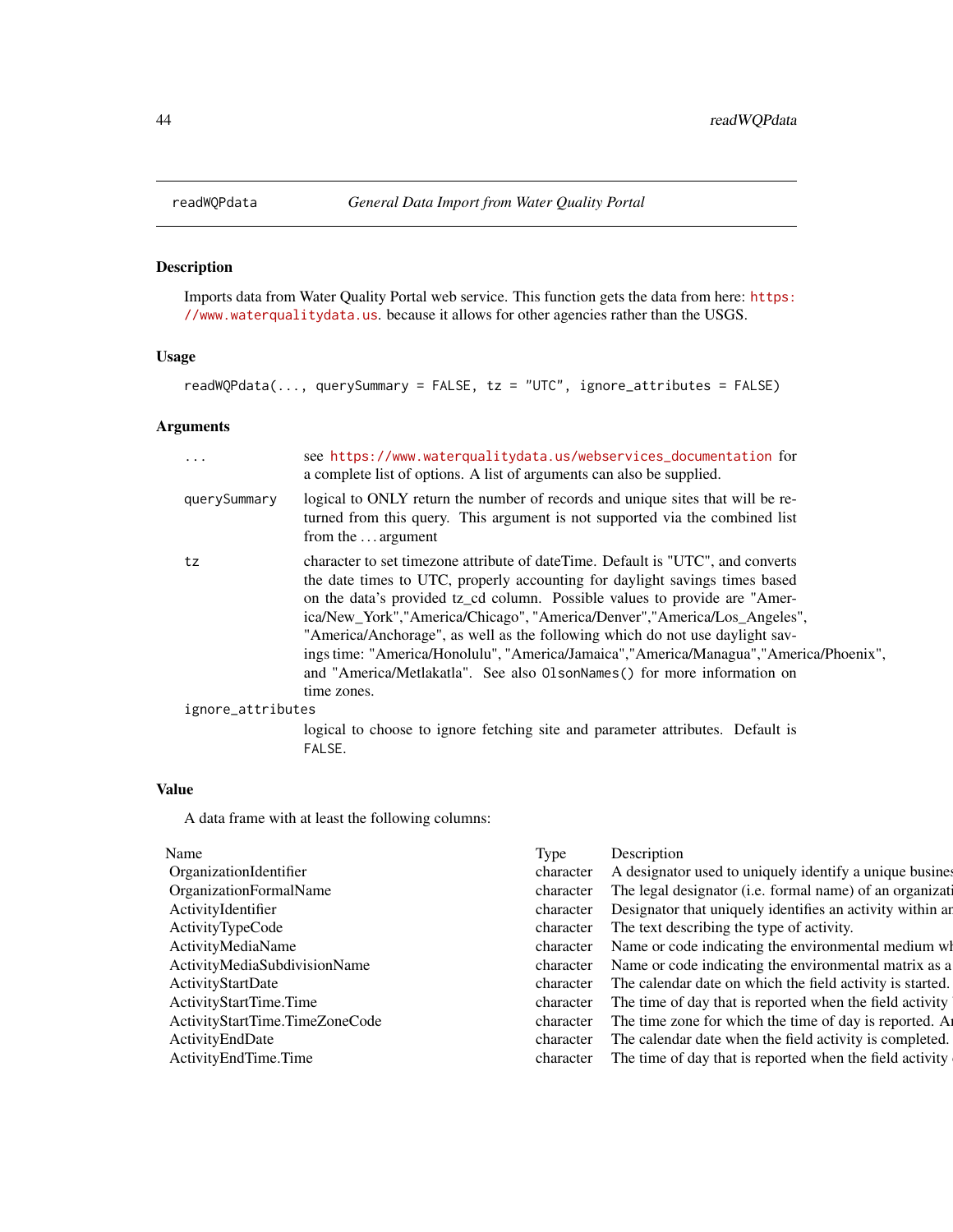readWQPdata    *General Data Import from Water Quality Portal*

## Description

Imports data from Water Quality Portal web service. This function gets the data from here: https://www.waterqualitydata.us. because it allows for other agencies rather than the USGS.

## Usage

```
readWQPdata(..., querySummary = FALSE, tz = "UTC", ignore_attributes = FALSE)
```

## Arguments

| | |
|---|---|
| ... | see https://www.waterqualitydata.us/webservices_documentation for a complete list of options. A list of arguments can also be supplied. |
| querySummary | logical to ONLY return the number of records and unique sites that will be returned from this query. This argument is not supported via the combined list from the ... argument |
| tz | character to set timezone attribute of dateTime. Default is "UTC", and converts the date times to UTC, properly accounting for daylight savings times based on the data's provided tz_cd column. Possible values to provide are "America/New_York","America/Chicago", "America/Denver","America/Los_Angeles", "America/Anchorage", as well as the following which do not use daylight savings time: "America/Honolulu", "America/Jamaica","America/Managua","America/Phoenix", and "America/Metlakatla". See also `OlsonNames()` for more information on time zones. |
| ignore_attributes | logical to choose to ignore fetching site and parameter attributes. Default is `FALSE`. |

## Value

A data frame with at least the following columns:

| Name | Type | Description |
|---|---|---|
| OrganizationIdentifier | character | A designator used to uniquely identify a unique busines |
| OrganizationFormalName | character | The legal designator (i.e. formal name) of an organizati |
| ActivityIdentifier | character | Designator that uniquely identifies an activity within ar |
| ActivityTypeCode | character | The text describing the type of activity. |
| ActivityMediaName | character | Name or code indicating the environmental medium wh |
| ActivityMediaSubdivisionName | character | Name or code indicating the environmental matrix as a |
| ActivityStartDate | character | The calendar date on which the field activity is started. |
| ActivityStartTime.Time | character | The time of day that is reported when the field activity |
| ActivityStartTime.TimeZoneCode | character | The time zone for which the time of day is reported. Ar |
| ActivityEndDate | character | The calendar date when the field activity is completed. |
| ActivityEndTime.Time | character | The time of day that is reported when the field activity |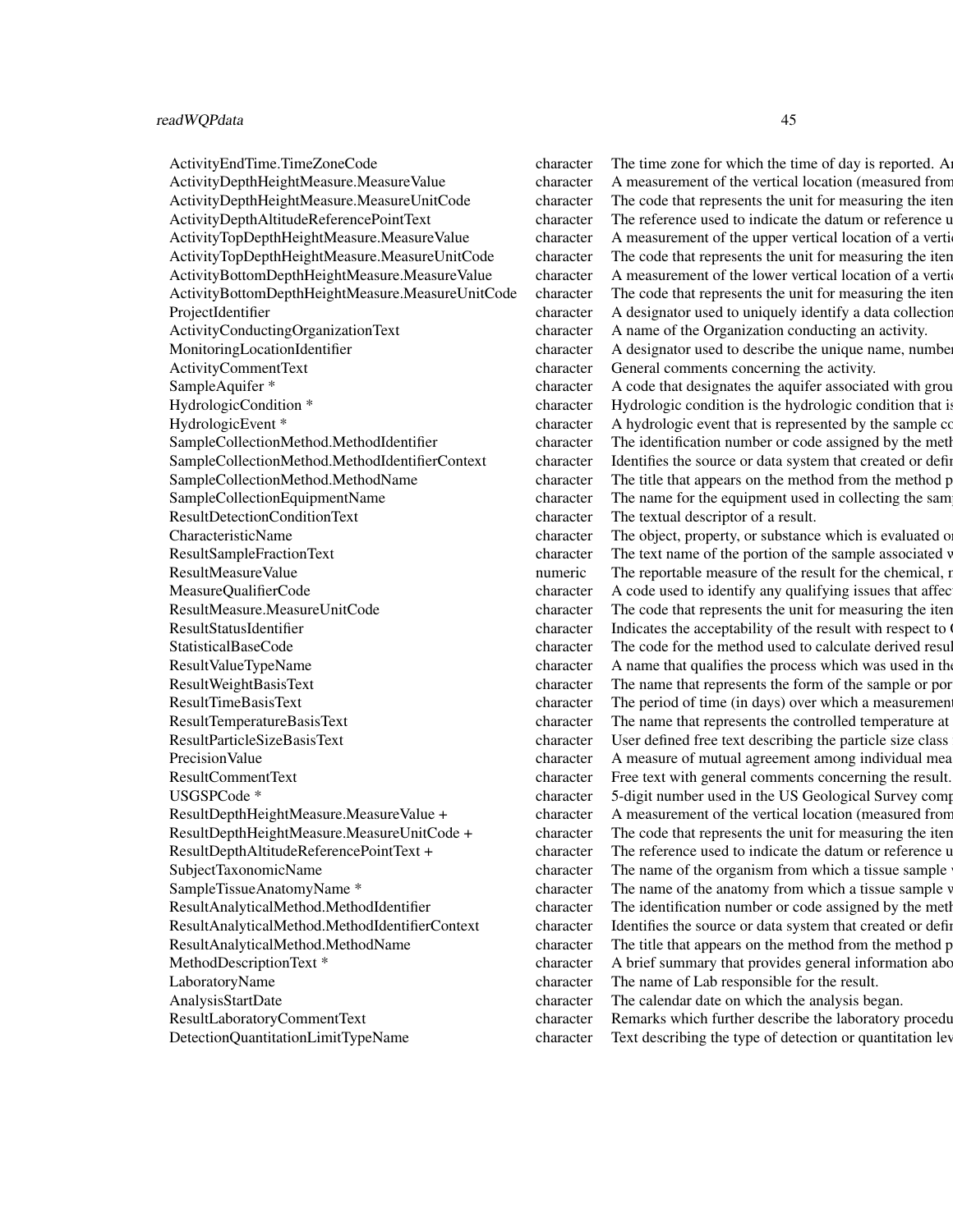| | | |
|---|---|---|
| ActivityEndTime.TimeZoneCode | character | The time zone for which the time of day is reported. Ar |
| ActivityDepthHeightMeasure.MeasureValue | character | A measurement of the vertical location (measured from |
| ActivityDepthHeightMeasure.MeasureUnitCode | character | The code that represents the unit for measuring the iten |
| ActivityDepthAltitudeReferencePointText | character | The reference used to indicate the datum or reference u |
| ActivityTopDepthHeightMeasure.MeasureValue | character | A measurement of the upper vertical location of a vertic |
| ActivityTopDepthHeightMeasure.MeasureUnitCode | character | The code that represents the unit for measuring the iten |
| ActivityBottomDepthHeightMeasure.MeasureValue | character | A measurement of the lower vertical location of a vertic |
| ActivityBottomDepthHeightMeasure.MeasureUnitCode | character | The code that represents the unit for measuring the iten |
| ProjectIdentifier | character | A designator used to uniquely identify a data collection |
| ActivityConductingOrganizationText | character | A name of the Organization conducting an activity. |
| MonitoringLocationIdentifier | character | A designator used to describe the unique name, number |
| ActivityCommentText | character | General comments concerning the activity. |
| SampleAquifer * | character | A code that designates the aquifer associated with grou |
| HydrologicCondition * | character | Hydrologic condition is the hydrologic condition that is |
| HydrologicEvent * | character | A hydrologic event that is represented by the sample co |
| SampleCollectionMethod.MethodIdentifier | character | The identification number or code assigned by the meth |
| SampleCollectionMethod.MethodIdentifierContext | character | Identifies the source or data system that created or defi |
| SampleCollectionMethod.MethodName | character | The title that appears on the method from the method p |
| SampleCollectionEquipmentName | character | The name for the equipment used in collecting the sam |
| ResultDetectionConditionText | character | The textual descriptor of a result. |
| CharacteristicName | character | The object, property, or substance which is evaluated o |
| ResultSampleFractionText | character | The text name of the portion of the sample associated w |
| ResultMeasureValue | numeric | The reportable measure of the result for the chemical, r |
| MeasureQualifierCode | character | A code used to identify any qualifying issues that affec |
| ResultMeasure.MeasureUnitCode | character | The code that represents the unit for measuring the iten |
| ResultStatusIdentifier | character | Indicates the acceptability of the result with respect to |
| StatisticalBaseCode | character | The code for the method used to calculate derived resul |
| ResultValueTypeName | character | A name that qualifies the process which was used in the |
| ResultWeightBasisText | character | The name that represents the form of the sample or por |
| ResultTimeBasisText | character | The period of time (in days) over which a measurement |
| ResultTemperatureBasisText | character | The name that represents the controlled temperature at |
| ResultParticleSizeBasisText | character | User defined free text describing the particle size class |
| PrecisionValue | character | A measure of mutual agreement among individual mea |
| ResultCommentText | character | Free text with general comments concerning the result. |
| USGSPCode * | character | 5-digit number used in the US Geological Survey comp |
| ResultDepthHeightMeasure.MeasureValue + | character | A measurement of the vertical location (measured from |
| ResultDepthHeightMeasure.MeasureUnitCode + | character | The code that represents the unit for measuring the iten |
| ResultDepthAltitudeReferencePointText + | character | The reference used to indicate the datum or reference u |
| SubjectTaxonomicName | character | The name of the organism from which a tissue sample v |
| SampleTissueAnatomyName * | character | The name of the anatomy from which a tissue sample v |
| ResultAnalyticalMethod.MethodIdentifier | character | The identification number or code assigned by the meth |
| ResultAnalyticalMethod.MethodIdentifierContext | character | Identifies the source or data system that created or defi |
| ResultAnalyticalMethod.MethodName | character | The title that appears on the method from the method p |
| MethodDescriptionText * | character | A brief summary that provides general information abo |
| LaboratoryName | character | The name of Lab responsible for the result. |
| AnalysisStartDate | character | The calendar date on which the analysis began. |
| ResultLaboratoryCommentText | character | Remarks which further describe the laboratory procedu |
| DetectionQuantitationLimitTypeName | character | Text describing the type of detection or quantitation lev |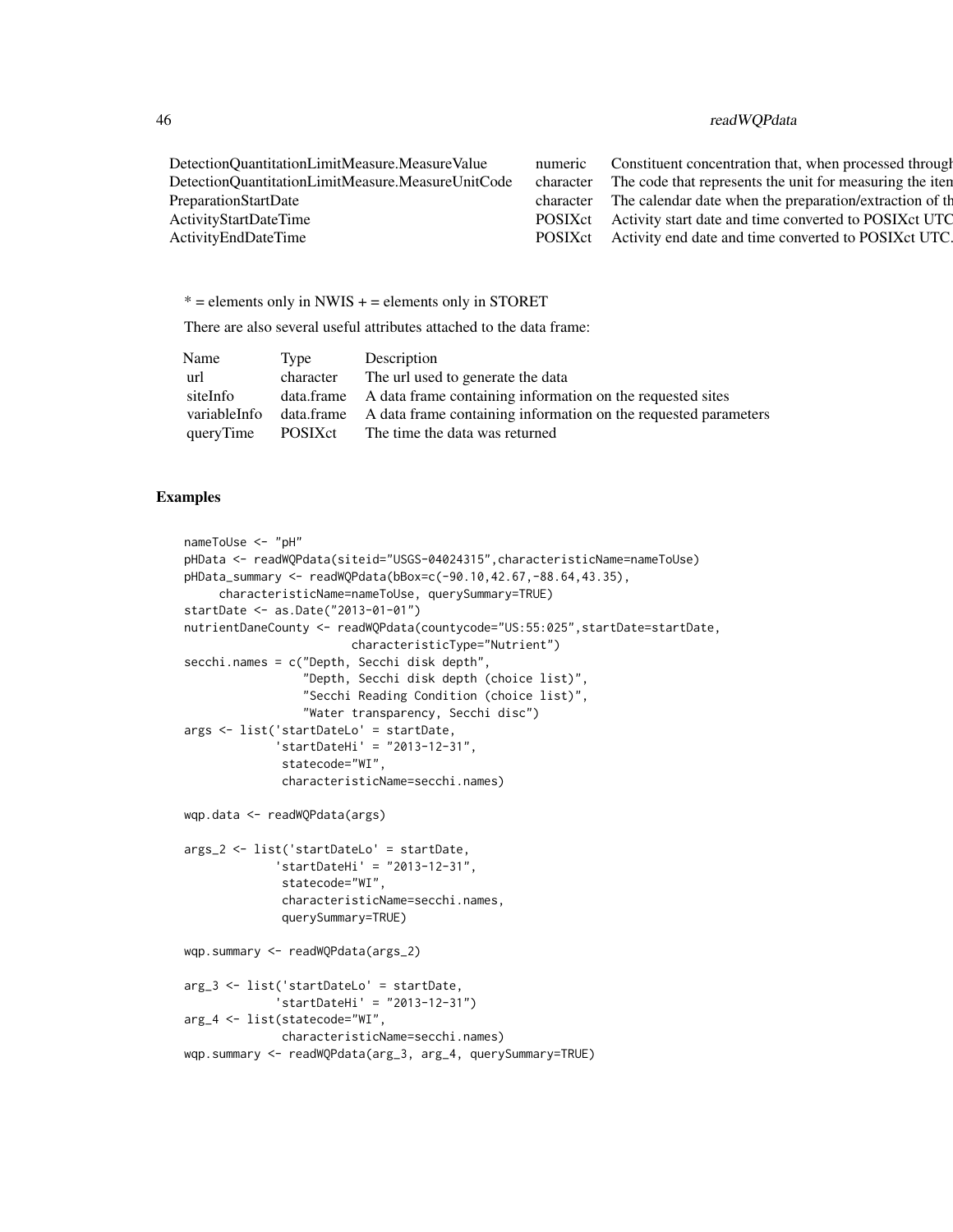| | | |
|---|---|---|
| DetectionQuantitationLimitMeasure.MeasureValue | numeric | Constituent concentration that, when processed through |
| DetectionQuantitationLimitMeasure.MeasureUnitCode | character | The code that represents the unit for measuring the iten |
| PreparationStartDate | character | The calendar date when the preparation/extraction of th |
| ActivityStartDateTime | POSIXct | Activity start date and time converted to POSIXct UTC |
| ActivityEndDateTime | POSIXct | Activity end date and time converted to POSIXct UTC. |

* = elements only in NWIS + = elements only in STORET

There are also several useful attributes attached to the data frame:

| Name | Type | Description |
|---|---|---|
| url | character | The url used to generate the data |
| siteInfo | data.frame | A data frame containing information on the requested sites |
| variableInfo | data.frame | A data frame containing information on the requested parameters |
| queryTime | POSIXct | The time the data was returned |

## Examples

```
nameToUse <- "pH"
pHData <- readWQPdata(siteid="USGS-04024315",characteristicName=nameToUse)
pHData_summary <- readWQPdata(bBox=c(-90.10,42.67,-88.64,43.35),
     characteristicName=nameToUse, querySummary=TRUE)
startDate <- as.Date("2013-01-01")
nutrientDaneCounty <- readWQPdata(countycode="US:55:025",startDate=startDate,
                        characteristicType="Nutrient")
secchi.names = c("Depth, Secchi disk depth",
                 "Depth, Secchi disk depth (choice list)",
                 "Secchi Reading Condition (choice list)",
                 "Water transparency, Secchi disc")
args <- list('startDateLo' = startDate,
             'startDateHi' = "2013-12-31",
              statecode="WI",
              characteristicName=secchi.names)

wqp.data <- readWQPdata(args)

args_2 <- list('startDateLo' = startDate,
             'startDateHi' = "2013-12-31",
              statecode="WI",
              characteristicName=secchi.names,
              querySummary=TRUE)

wqp.summary <- readWQPdata(args_2)

arg_3 <- list('startDateLo' = startDate,
             'startDateHi' = "2013-12-31")
arg_4 <- list(statecode="WI",
              characteristicName=secchi.names)
wqp.summary <- readWQPdata(arg_3, arg_4, querySummary=TRUE)
```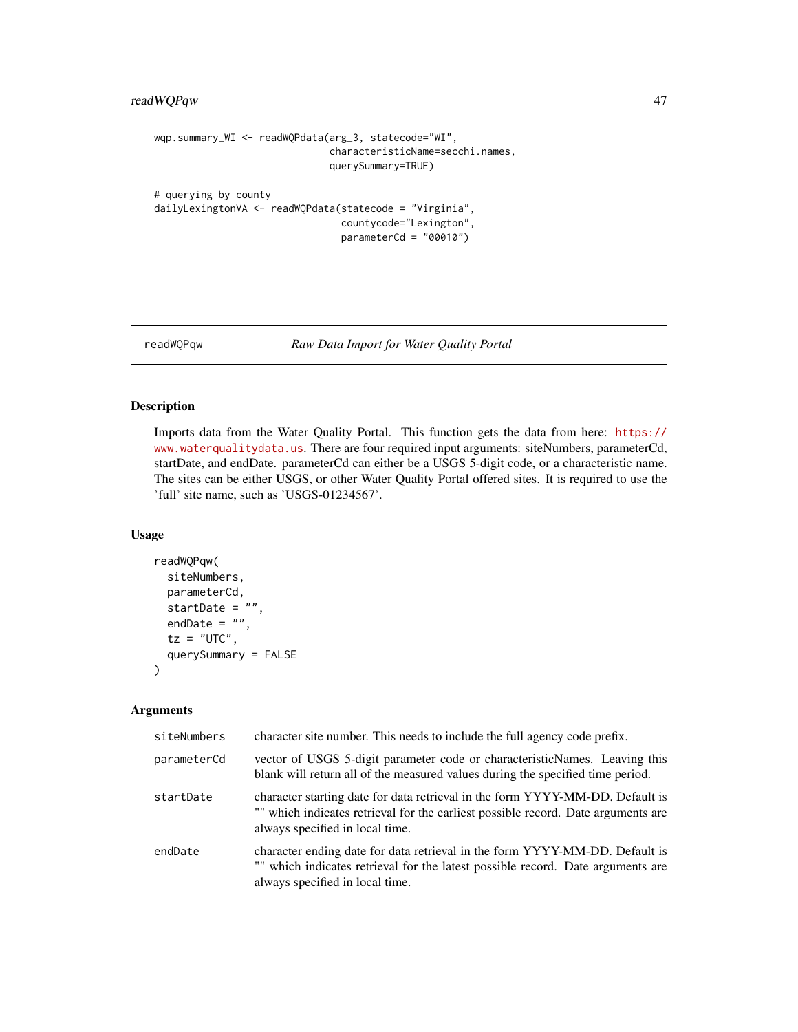```
wqp.summary_WI <- readWQPdata(arg_3, statecode="WI",
                              characteristicName=secchi.names,
                              querySummary=TRUE)

# querying by county
dailyLexingtonVA <- readWQPdata(statecode = "Virginia",
                                countycode="Lexington",
                                parameterCd = "00010")
```

## readWQPqw — *Raw Data Import for Water Quality Portal*

### Description

Imports data from the Water Quality Portal. This function gets the data from here: https://www.waterqualitydata.us. There are four required input arguments: siteNumbers, parameterCd, startDate, and endDate. parameterCd can either be a USGS 5-digit code, or a characteristic name. The sites can be either USGS, or other Water Quality Portal offered sites. It is required to use the 'full' site name, such as 'USGS-01234567'.

### Usage

```
readWQPqw(
  siteNumbers,
  parameterCd,
  startDate = "",
  endDate = "",
  tz = "UTC",
  querySummary = FALSE
)
```

### Arguments

| | |
|---|---|
| siteNumbers | character site number. This needs to include the full agency code prefix. |
| parameterCd | vector of USGS 5-digit parameter code or characteristicNames. Leaving this blank will return all of the measured values during the specified time period. |
| startDate | character starting date for data retrieval in the form YYYY-MM-DD. Default is "" which indicates retrieval for the earliest possible record. Date arguments are always specified in local time. |
| endDate | character ending date for data retrieval in the form YYYY-MM-DD. Default is "" which indicates retrieval for the latest possible record. Date arguments are always specified in local time. |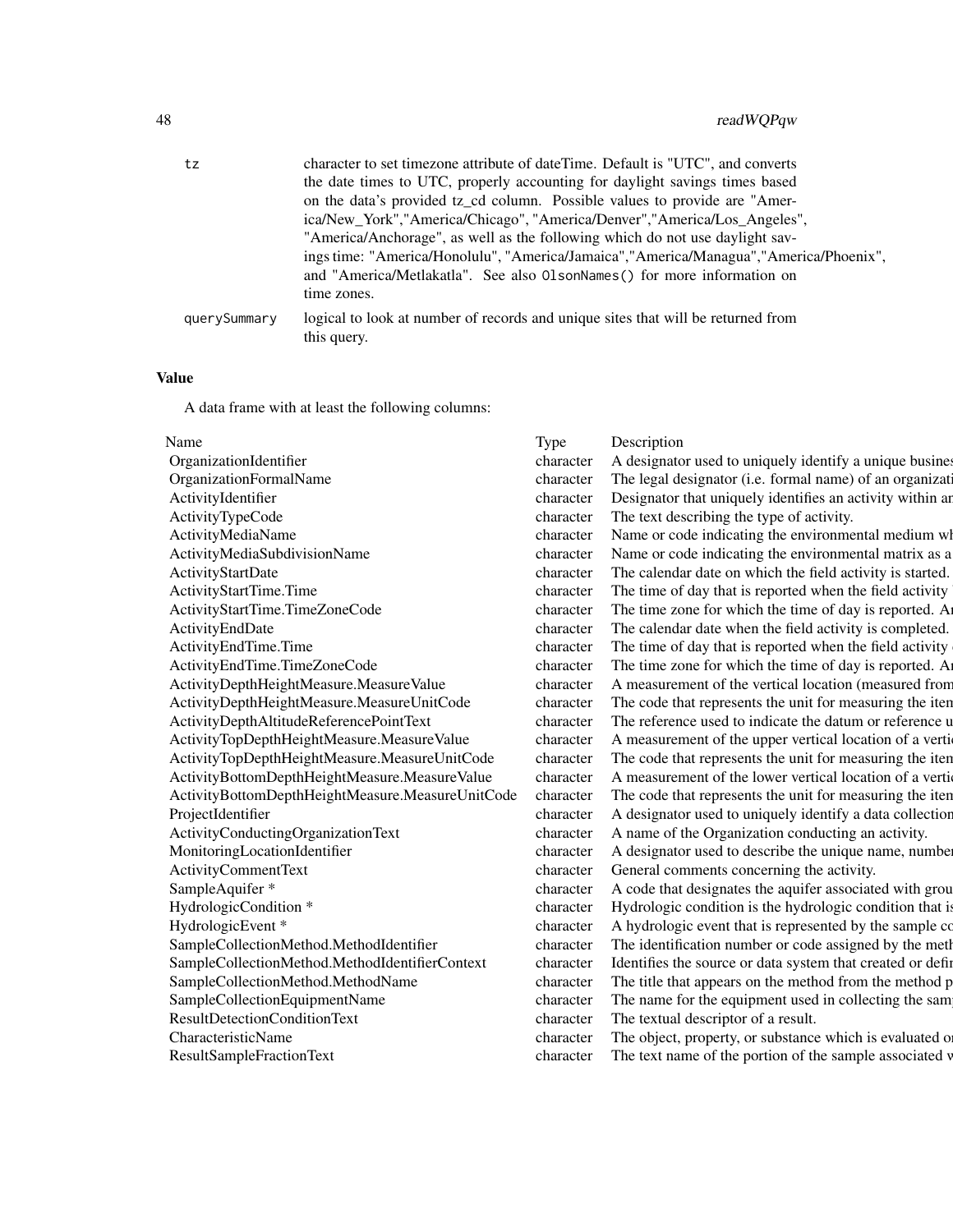| | |
|---|---|
| tz | character to set timezone attribute of dateTime. Default is "UTC", and converts the date times to UTC, properly accounting for daylight savings times based on the data's provided tz_cd column. Possible values to provide are "America/New_York","America/Chicago", "America/Denver","America/Los_Angeles", "America/Anchorage", as well as the following which do not use daylight savings time: "America/Honolulu", "America/Jamaica","America/Managua","America/Phoenix", and "America/Metlakatla". See also `OlsonNames()` for more information on time zones. |
| querySummary | logical to look at number of records and unique sites that will be returned from this query. |

### Value

A data frame with at least the following columns:

| Name | Type | Description |
|---|---|---|
| OrganizationIdentifier | character | A designator used to uniquely identify a unique busines |
| OrganizationFormalName | character | The legal designator (i.e. formal name) of an organizati |
| ActivityIdentifier | character | Designator that uniquely identifies an activity within ar |
| ActivityTypeCode | character | The text describing the type of activity. |
| ActivityMediaName | character | Name or code indicating the environmental medium wh |
| ActivityMediaSubdivisionName | character | Name or code indicating the environmental matrix as a |
| ActivityStartDate | character | The calendar date on which the field activity is started. |
| ActivityStartTime.Time | character | The time of day that is reported when the field activity |
| ActivityStartTime.TimeZoneCode | character | The time zone for which the time of day is reported. Ar |
| ActivityEndDate | character | The calendar date when the field activity is completed. |
| ActivityEndTime.Time | character | The time of day that is reported when the field activity |
| ActivityEndTime.TimeZoneCode | character | The time zone for which the time of day is reported. Ar |
| ActivityDepthHeightMeasure.MeasureValue | character | A measurement of the vertical location (measured from |
| ActivityDepthHeightMeasure.MeasureUnitCode | character | The code that represents the unit for measuring the iten |
| ActivityDepthAltitudeReferencePointText | character | The reference used to indicate the datum or reference u |
| ActivityTopDepthHeightMeasure.MeasureValue | character | A measurement of the upper vertical location of a verti |
| ActivityTopDepthHeightMeasure.MeasureUnitCode | character | The code that represents the unit for measuring the iten |
| ActivityBottomDepthHeightMeasure.MeasureValue | character | A measurement of the lower vertical location of a verti |
| ActivityBottomDepthHeightMeasure.MeasureUnitCode | character | The code that represents the unit for measuring the iten |
| ProjectIdentifier | character | A designator used to uniquely identify a data collection |
| ActivityConductingOrganizationText | character | A name of the Organization conducting an activity. |
| MonitoringLocationIdentifier | character | A designator used to describe the unique name, number |
| ActivityCommentText | character | General comments concerning the activity. |
| SampleAquifer * | character | A code that designates the aquifer associated with grou |
| HydrologicCondition * | character | Hydrologic condition is the hydrologic condition that is |
| HydrologicEvent * | character | A hydrologic event that is represented by the sample co |
| SampleCollectionMethod.MethodIdentifier | character | The identification number or code assigned by the meth |
| SampleCollectionMethod.MethodIdentifierContext | character | Identifies the source or data system that created or defir |
| SampleCollectionMethod.MethodName | character | The title that appears on the method from the method p |
| SampleCollectionEquipmentName | character | The name for the equipment used in collecting the sam |
| ResultDetectionConditionText | character | The textual descriptor of a result. |
| CharacteristicName | character | The object, property, or substance which is evaluated or |
| ResultSampleFractionText | character | The text name of the portion of the sample associated v |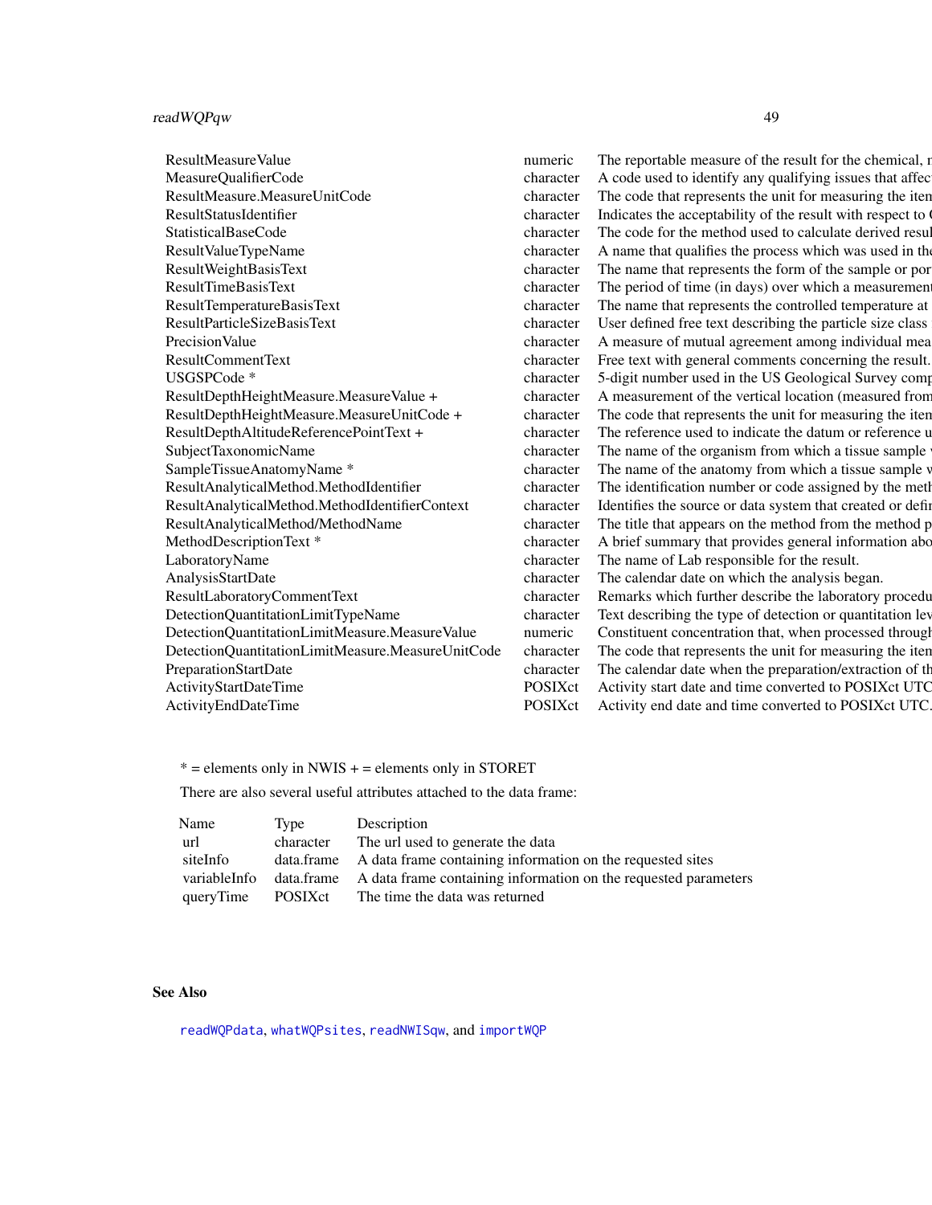| | | |
|---|---|---|
| ResultMeasureValue | numeric | The reportable measure of the result for the chemical, r |
| MeasureQualifierCode | character | A code used to identify any qualifying issues that affec |
| ResultMeasure.MeasureUnitCode | character | The code that represents the unit for measuring the iten |
| ResultStatusIdentifier | character | Indicates the acceptability of the result with respect to ( |
| StatisticalBaseCode | character | The code for the method used to calculate derived resul |
| ResultValueTypeName | character | A name that qualifies the process which was used in the |
| ResultWeightBasisText | character | The name that represents the form of the sample or por |
| ResultTimeBasisText | character | The period of time (in days) over which a measurement |
| ResultTemperatureBasisText | character | The name that represents the controlled temperature at |
| ResultParticleSizeBasisText | character | User defined free text describing the particle size class |
| PrecisionValue | character | A measure of mutual agreement among individual mea |
| ResultCommentText | character | Free text with general comments concerning the result. |
| USGSPCode * | character | 5-digit number used in the US Geological Survey comp |
| ResultDepthHeightMeasure.MeasureValue + | character | A measurement of the vertical location (measured from |
| ResultDepthHeightMeasure.MeasureUnitCode + | character | The code that represents the unit for measuring the iten |
| ResultDepthAltitudeReferencePointText + | character | The reference used to indicate the datum or reference u |
| SubjectTaxonomicName | character | The name of the organism from which a tissue sample v |
| SampleTissueAnatomyName * | character | The name of the anatomy from which a tissue sample v |
| ResultAnalyticalMethod.MethodIdentifier | character | The identification number or code assigned by the meth |
| ResultAnalyticalMethod.MethodIdentifierContext | character | Identifies the source or data system that created or defin |
| ResultAnalyticalMethod/MethodName | character | The title that appears on the method from the method p |
| MethodDescriptionText * | character | A brief summary that provides general information abo |
| LaboratoryName | character | The name of Lab responsible for the result. |
| AnalysisStartDate | character | The calendar date on which the analysis began. |
| ResultLaboratoryCommentText | character | Remarks which further describe the laboratory procedu |
| DetectionQuantitationLimitTypeName | character | Text describing the type of detection or quantitation lev |
| DetectionQuantitationLimitMeasure.MeasureValue | numeric | Constituent concentration that, when processed through |
| DetectionQuantitationLimitMeasure.MeasureUnitCode | character | The code that represents the unit for measuring the iten |
| PreparationStartDate | character | The calendar date when the preparation/extraction of th |
| ActivityStartDateTime | POSIXct | Activity start date and time converted to POSIXct UTC |
| ActivityEndDateTime | POSIXct | Activity end date and time converted to POSIXct UTC. |

* = elements only in NWIS + = elements only in STORET

There are also several useful attributes attached to the data frame:

| Name | Type | Description |
|---|---|---|
| url | character | The url used to generate the data |
| siteInfo | data.frame | A data frame containing information on the requested sites |
| variableInfo | data.frame | A data frame containing information on the requested parameters |
| queryTime | POSIXct | The time the data was returned |

## See Also

`readWQPdata`, `whatWQPsites`, `readNWISqw`, and `importWQP`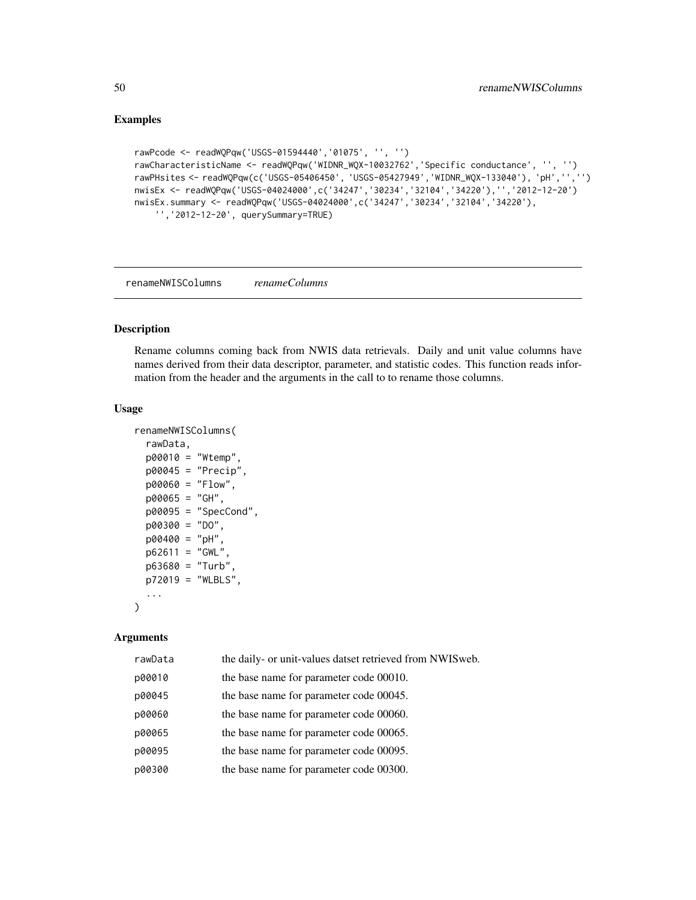## Examples

```
rawPcode <- readWQPqw('USGS-01594440','01075', '', '')
rawCharacteristicName <- readWQPqw('WIDNR_WQX-10032762','Specific conductance', '', '')
rawPHsites <- readWQPqw(c('USGS-05406450', 'USGS-05427949','WIDNR_WQX-133040'), 'pH','','')
nwisEx <- readWQPqw('USGS-04024000',c('34247','30234','32104','34220'),'','2012-12-20')
nwisEx.summary <- readWQPqw('USGS-04024000',c('34247','30234','32104','34220'),
    '','2012-12-20', querySummary=TRUE)
```

---

renameNWISColumns *renameColumns*

---

## Description

Rename columns coming back from NWIS data retrievals. Daily and unit value columns have names derived from their data descriptor, parameter, and statistic codes. This function reads information from the header and the arguments in the call to to rename those columns.

## Usage

```
renameNWISColumns(
  rawData,
  p00010 = "Wtemp",
  p00045 = "Precip",
  p00060 = "Flow",
  p00065 = "GH",
  p00095 = "SpecCond",
  p00300 = "DO",
  p00400 = "pH",
  p62611 = "GWL",
  p63680 = "Turb",
  p72019 = "WLBLS",
  ...
)
```

## Arguments

| | |
|---|---|
| rawData | the daily- or unit-values datset retrieved from NWISweb. |
| p00010 | the base name for parameter code 00010. |
| p00045 | the base name for parameter code 00045. |
| p00060 | the base name for parameter code 00060. |
| p00065 | the base name for parameter code 00065. |
| p00095 | the base name for parameter code 00095. |
| p00300 | the base name for parameter code 00300. |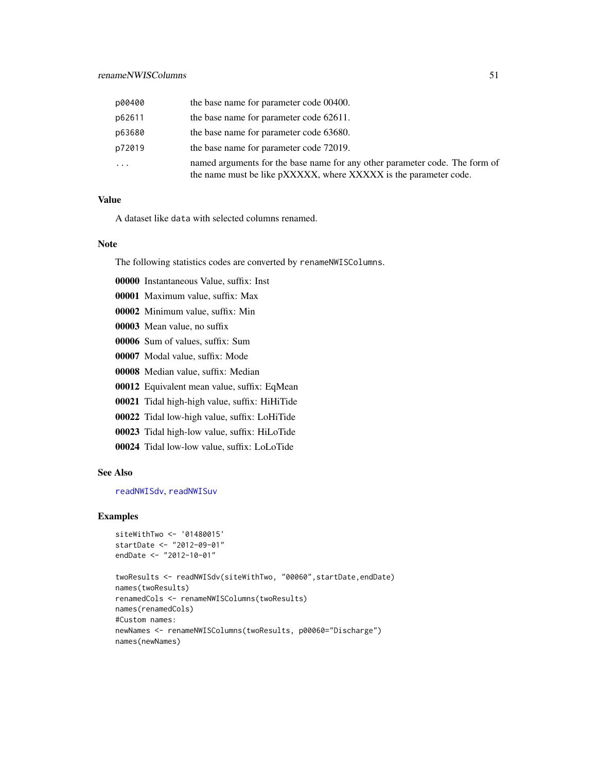| | |
|---|---|
| `p00400` | the base name for parameter code 00400. |
| `p62611` | the base name for parameter code 62611. |
| `p63680` | the base name for parameter code 63680. |
| `p72019` | the base name for parameter code 72019. |
| `...` | named arguments for the base name for any other parameter code. The form of the name must be like pXXXXX, where XXXXX is the parameter code. |

## Value

A dataset like `data` with selected columns renamed.

## Note

The following statistics codes are converted by `renameNWISColumns`.

**00000** Instantaneous Value, suffix: Inst

**00001** Maximum value, suffix: Max

**00002** Minimum value, suffix: Min

**00003** Mean value, no suffix

**00006** Sum of values, suffix: Sum

**00007** Modal value, suffix: Mode

**00008** Median value, suffix: Median

**00012** Equivalent mean value, suffix: EqMean

**00021** Tidal high-high value, suffix: HiHiTide

**00022** Tidal low-high value, suffix: LoHiTide

**00023** Tidal high-low value, suffix: HiLoTide

**00024** Tidal low-low value, suffix: LoLoTide

## See Also

readNWISdv, readNWISuv

## Examples

```
siteWithTwo <- '01480015'
startDate <- "2012-09-01"
endDate <- "2012-10-01"

twoResults <- readNWISdv(siteWithTwo, "00060",startDate,endDate)
names(twoResults)
renamedCols <- renameNWISColumns(twoResults)
names(renamedCols)
#Custom names:
newNames <- renameNWISColumns(twoResults, p00060="Discharge")
names(newNames)
```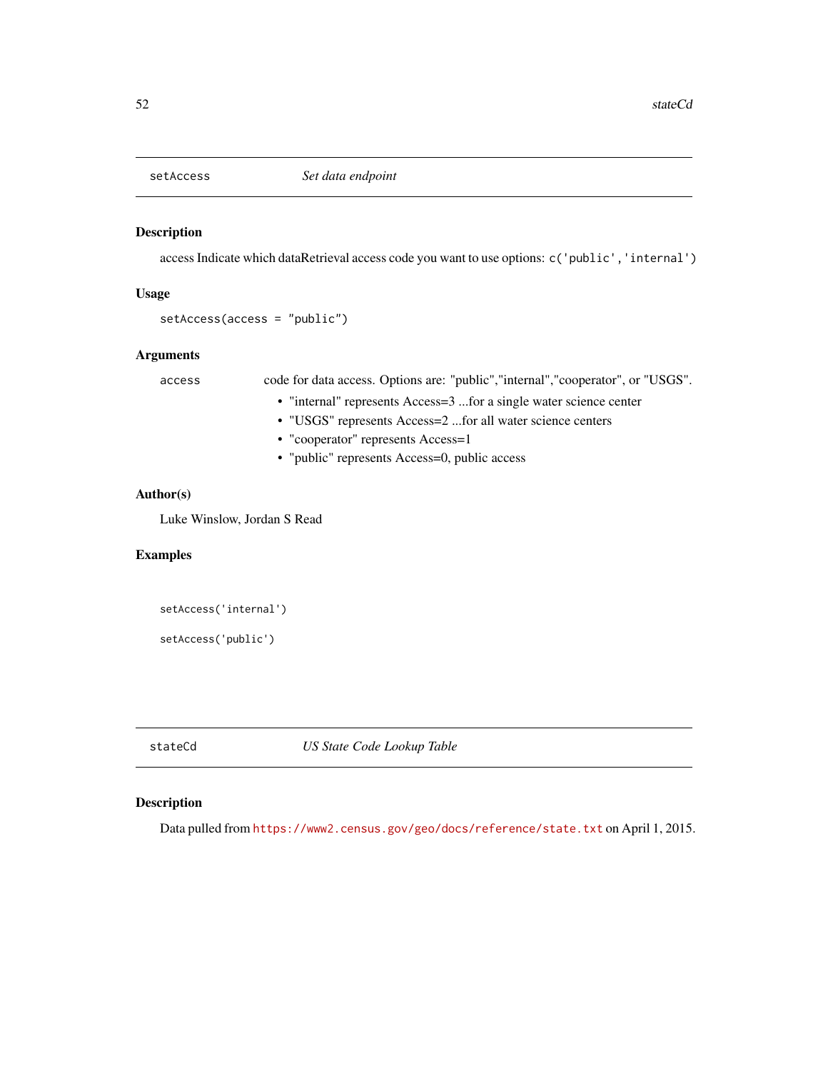## setAccess — *Set data endpoint*

### Description

access Indicate which dataRetrieval access code you want to use options: `c('public','internal')`

### Usage

```
setAccess(access = "public")
```

### Arguments

| | |
|---|---|
| `access` | code for data access. Options are: "public","internal","cooperator", or "USGS". <ul><li>"internal" represents Access=3 ...for a single water science center</li><li>"USGS" represents Access=2 ...for all water science centers</li><li>"cooperator" represents Access=1</li><li>"public" represents Access=0, public access</li></ul> |

### Author(s)

Luke Winslow, Jordan S Read

### Examples

```
setAccess('internal')

setAccess('public')
```

## stateCd — *US State Code Lookup Table*

### Description

Data pulled from https://www2.census.gov/geo/docs/reference/state.txt on April 1, 2015.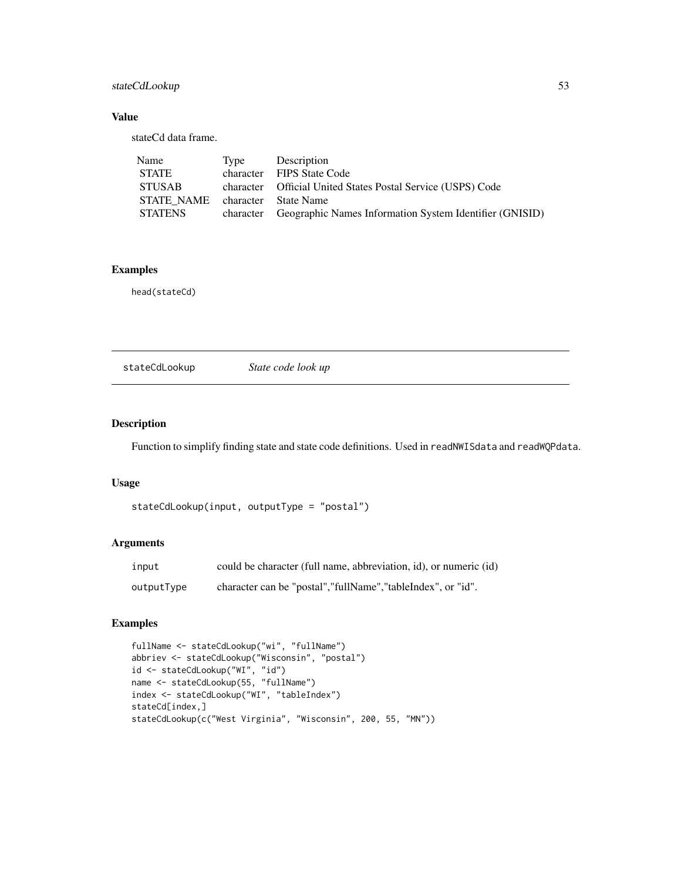### Value

stateCd data frame.

| Name | Type | Description |
|---|---|---|
| STATE | character | FIPS State Code |
| STUSAB | character | Official United States Postal Service (USPS) Code |
| STATE_NAME | character | State Name |
| STATENS | character | Geographic Names Information System Identifier (GNISID) |

### Examples

```
head(stateCd)
```

---

## stateCdLookup *State code look up*

---

### Description

Function to simplify finding state and state code definitions. Used in `readNWISdata` and `readWQPdata`.

### Usage

```
stateCdLookup(input, outputType = "postal")
```

### Arguments

| | |
|---|---|
| `input` | could be character (full name, abbreviation, id), or numeric (id) |
| `outputType` | character can be "postal","fullName","tableIndex", or "id". |

### Examples

```
fullName <- stateCdLookup("wi", "fullName")
abbriev <- stateCdLookup("Wisconsin", "postal")
id <- stateCdLookup("WI", "id")
name <- stateCdLookup(55, "fullName")
index <- stateCdLookup("WI", "tableIndex")
stateCd[index,]
stateCdLookup(c("West Virginia", "Wisconsin", 200, 55, "MN"))
```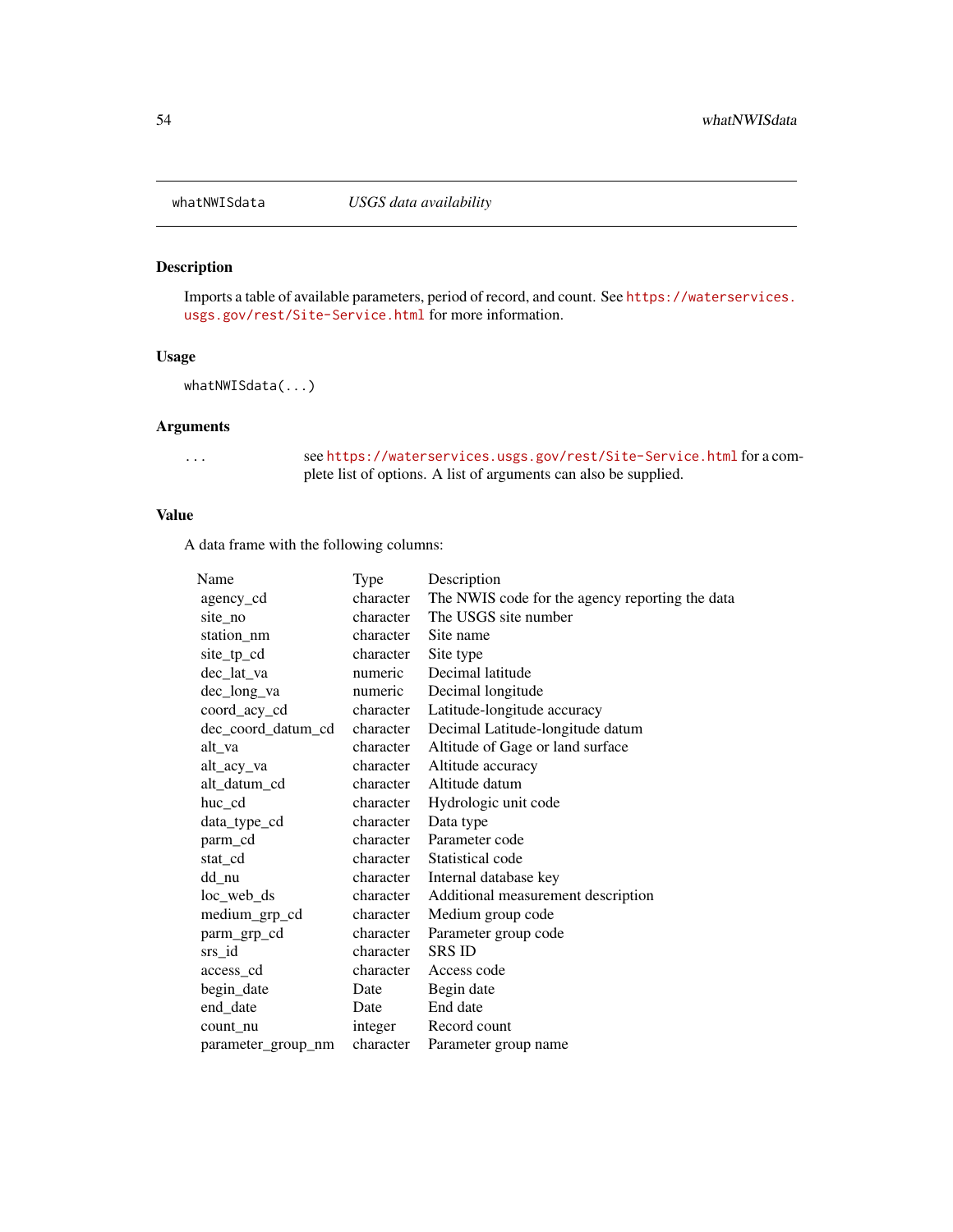## whatNWISdata *USGS data availability*

### Description

Imports a table of available parameters, period of record, and count. See https://waterservices.usgs.gov/rest/Site-Service.html for more information.

### Usage

```
whatNWISdata(...)
```

### Arguments

| | |
|---|---|
| ... | see https://waterservices.usgs.gov/rest/Site-Service.html for a complete list of options. A list of arguments can also be supplied. |

### Value

A data frame with the following columns:

| Name | Type | Description |
|---|---|---|
| agency_cd | character | The NWIS code for the agency reporting the data |
| site_no | character | The USGS site number |
| station_nm | character | Site name |
| site_tp_cd | character | Site type |
| dec_lat_va | numeric | Decimal latitude |
| dec_long_va | numeric | Decimal longitude |
| coord_acy_cd | character | Latitude-longitude accuracy |
| dec_coord_datum_cd | character | Decimal Latitude-longitude datum |
| alt_va | character | Altitude of Gage or land surface |
| alt_acy_va | character | Altitude accuracy |
| alt_datum_cd | character | Altitude datum |
| huc_cd | character | Hydrologic unit code |
| data_type_cd | character | Data type |
| parm_cd | character | Parameter code |
| stat_cd | character | Statistical code |
| dd_nu | character | Internal database key |
| loc_web_ds | character | Additional measurement description |
| medium_grp_cd | character | Medium group code |
| parm_grp_cd | character | Parameter group code |
| srs_id | character | SRS ID |
| access_cd | character | Access code |
| begin_date | Date | Begin date |
| end_date | Date | End date |
| count_nu | integer | Record count |
| parameter_group_nm | character | Parameter group name |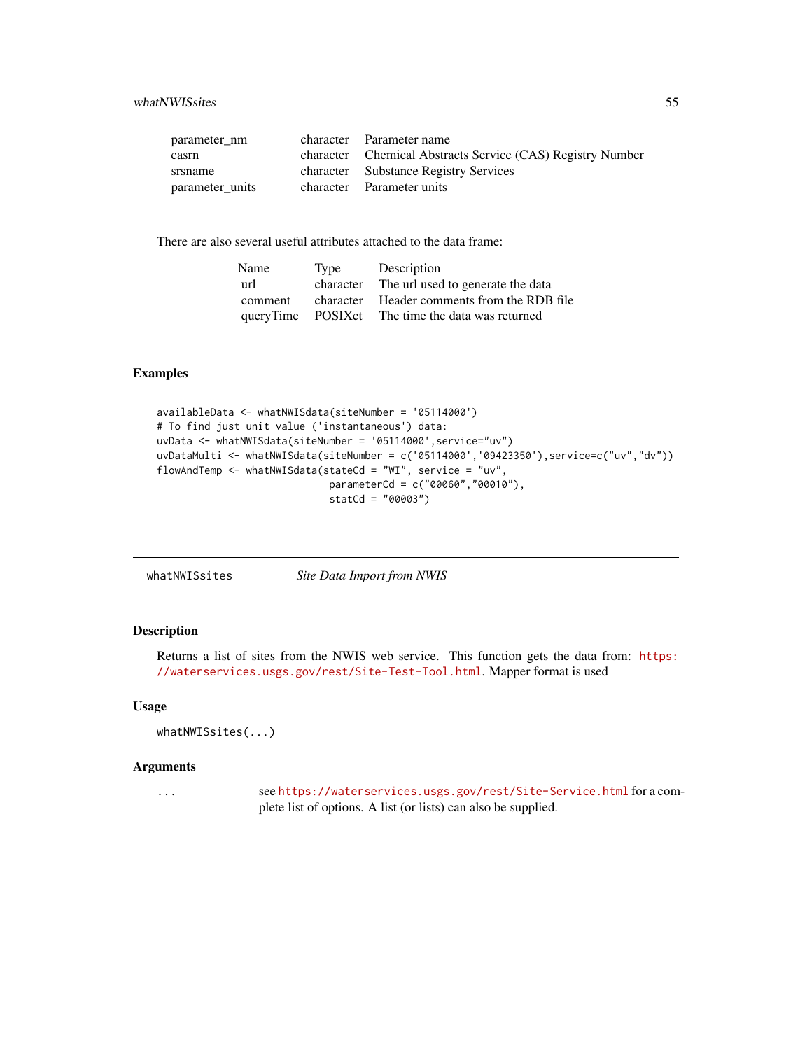| | | |
|---|---|---|
| parameter_nm | character | Parameter name |
| casrn | character | Chemical Abstracts Service (CAS) Registry Number |
| srsname | character | Substance Registry Services |
| parameter_units | character | Parameter units |

There are also several useful attributes attached to the data frame:

| Name | Type | Description |
|---|---|---|
| url | character | The url used to generate the data |
| comment | character | Header comments from the RDB file |
| queryTime | POSIXct | The time the data was returned |

## Examples

```
availableData <- whatNWISdata(siteNumber = '05114000')
# To find just unit value ('instantaneous') data:
uvData <- whatNWISdata(siteNumber = '05114000',service="uv")
uvDataMulti <- whatNWISdata(siteNumber = c('05114000','09423350'),service=c("uv","dv"))
flowAndTemp <- whatNWISdata(stateCd = "WI", service = "uv",
                            parameterCd = c("00060","00010"),
                            statCd = "00003")
```

---

# whatNWISsites — *Site Data Import from NWIS*

---

## Description

Returns a list of sites from the NWIS web service. This function gets the data from: https://waterservices.usgs.gov/rest/Site-Test-Tool.html. Mapper format is used

## Usage

```
whatNWISsites(...)
```

## Arguments

| | |
|---|---|
| ... | see https://waterservices.usgs.gov/rest/Site-Service.html for a complete list of options. A list (or lists) can also be supplied. |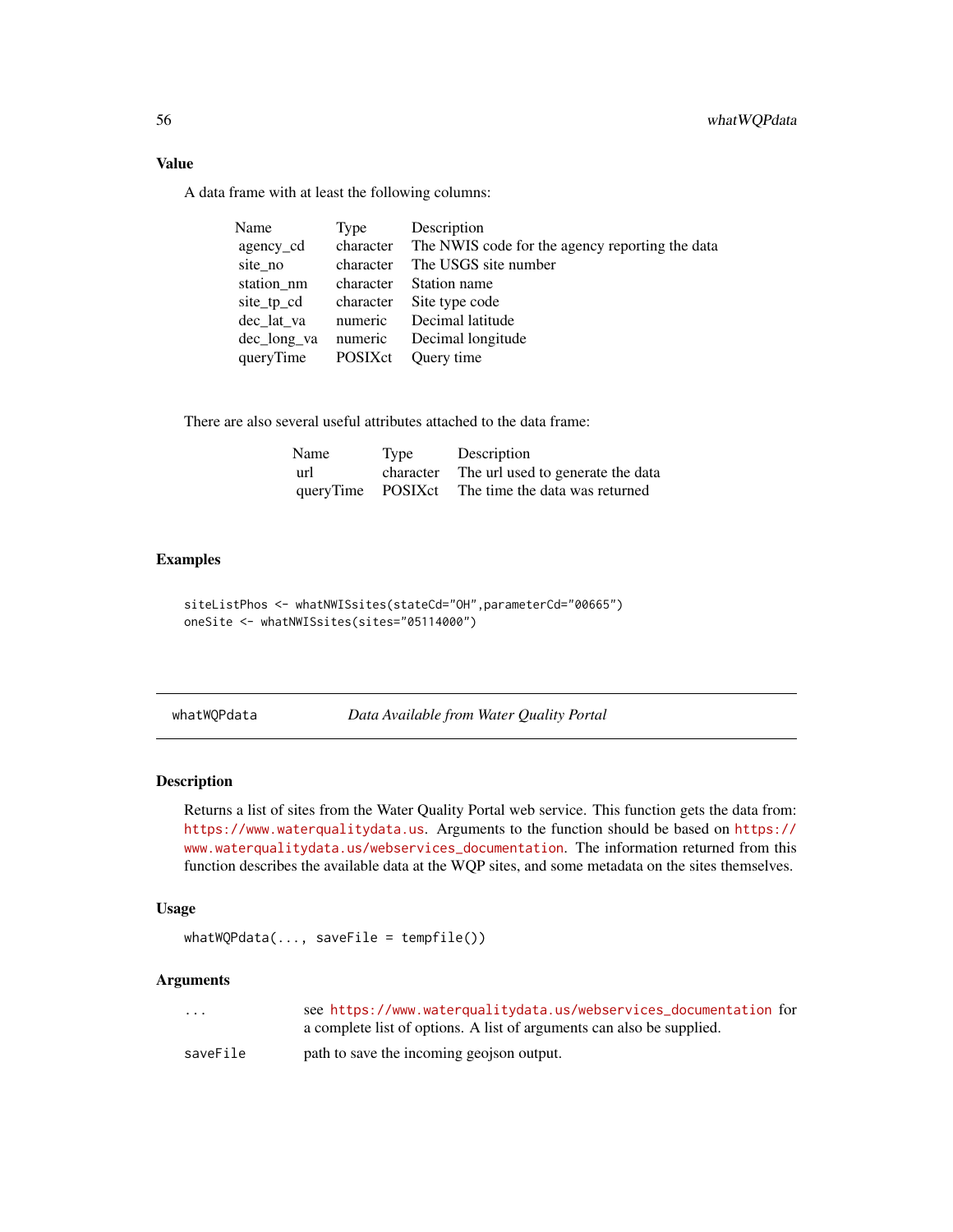### Value

A data frame with at least the following columns:

| Name | Type | Description |
|---|---|---|
| agency_cd | character | The NWIS code for the agency reporting the data |
| site_no | character | The USGS site number |
| station_nm | character | Station name |
| site_tp_cd | character | Site type code |
| dec_lat_va | numeric | Decimal latitude |
| dec_long_va | numeric | Decimal longitude |
| queryTime | POSIXct | Query time |

There are also several useful attributes attached to the data frame:

| Name | Type | Description |
|---|---|---|
| url | character | The url used to generate the data |
| queryTime | POSIXct | The time the data was returned |

### Examples

```
siteListPhos <- whatNWISsites(stateCd="OH",parameterCd="00665")
oneSite <- whatNWISsites(sites="05114000")
```

---

## whatWQPdata — *Data Available from Water Quality Portal*

---

### Description

Returns a list of sites from the Water Quality Portal web service. This function gets the data from: https://www.waterqualitydata.us. Arguments to the function should be based on https://www.waterqualitydata.us/webservices_documentation. The information returned from this function describes the available data at the WQP sites, and some metadata on the sites themselves.

### Usage

```
whatWQPdata(..., saveFile = tempfile())
```

### Arguments

| | |
|---|---|
| `...` | see https://www.waterqualitydata.us/webservices_documentation for a complete list of options. A list of arguments can also be supplied. |
| `saveFile` | path to save the incoming geojson output. |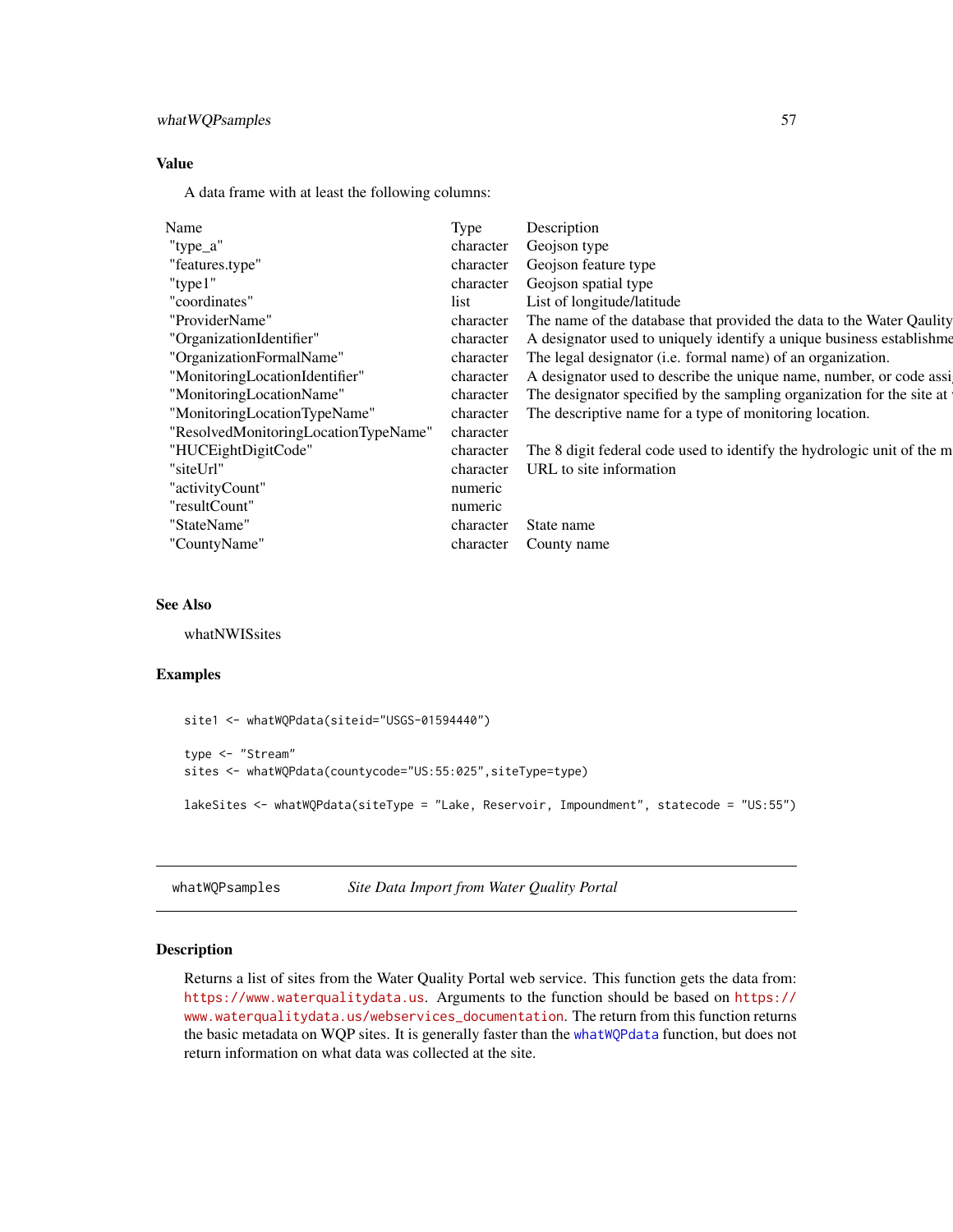## Value

A data frame with at least the following columns:

| Name | Type | Description |
|---|---|---|
| "type_a" | character | Geojson type |
| "features.type" | character | Geojson feature type |
| "type1" | character | Geojson spatial type |
| "coordinates" | list | List of longitude/latitude |
| "ProviderName" | character | The name of the database that provided the data to the Water Qaulity |
| "OrganizationIdentifier" | character | A designator used to uniquely identify a unique business establishme |
| "OrganizationFormalName" | character | The legal designator (i.e. formal name) of an organization. |
| "MonitoringLocationIdentifier" | character | A designator used to describe the unique name, number, or code assi |
| "MonitoringLocationName" | character | The designator specified by the sampling organization for the site at |
| "MonitoringLocationTypeName" | character | The descriptive name for a type of monitoring location. |
| "ResolvedMonitoringLocationTypeName" | character | |
| "HUCEightDigitCode" | character | The 8 digit federal code used to identify the hydrologic unit of the m |
| "siteUrl" | character | URL to site information |
| "activityCount" | numeric | |
| "resultCount" | numeric | |
| "StateName" | character | State name |
| "CountyName" | character | County name |

## See Also

whatNWISsites

## Examples

```
site1 <- whatWQPdata(siteid="USGS-01594440")

type <- "Stream"
sites <- whatWQPdata(countycode="US:55:025",siteType=type)

lakeSites <- whatWQPdata(siteType = "Lake, Reservoir, Impoundment", statecode = "US:55")
```

---

# whatWQPsamples    *Site Data Import from Water Quality Portal*

## Description

Returns a list of sites from the Water Quality Portal web service. This function gets the data from: https://www.waterqualitydata.us. Arguments to the function should be based on https://www.waterqualitydata.us/webservices_documentation. The return from this function returns the basic metadata on WQP sites. It is generally faster than the whatWQPdata function, but does not return information on what data was collected at the site.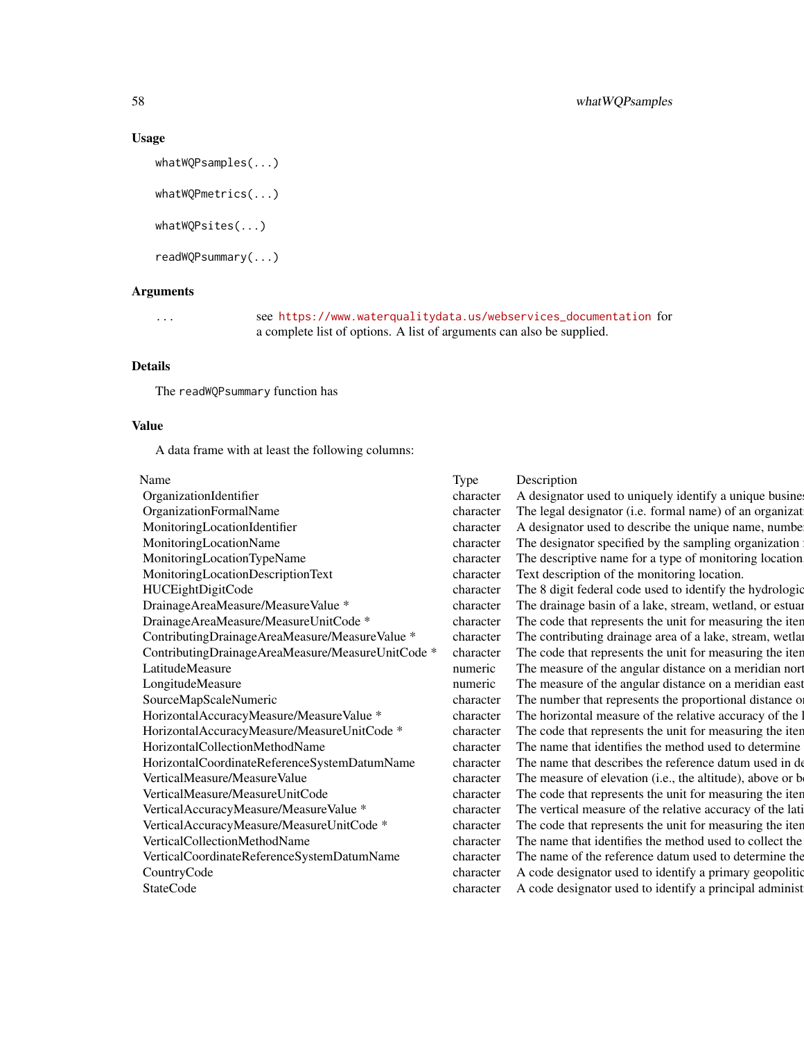## Usage

```
whatWQPsamples(...)

whatWQPmetrics(...)

whatWQPsites(...)

readWQPsummary(...)
```

## Arguments

... see https://www.waterqualitydata.us/webservices_documentation for a complete list of options. A list of arguments can also be supplied.

## Details

The `readWQPsummary` function has

## Value

A data frame with at least the following columns:

| Name | Type | Description |
|---|---|---|
| OrganizationIdentifier | character | A designator used to uniquely identify a unique busines |
| OrganizationFormalName | character | The legal designator (i.e. formal name) of an organizat |
| MonitoringLocationIdentifier | character | A designator used to describe the unique name, numbe |
| MonitoringLocationName | character | The designator specified by the sampling organization |
| MonitoringLocationTypeName | character | The descriptive name for a type of monitoring location |
| MonitoringLocationDescriptionText | character | Text description of the monitoring location. |
| HUCEightDigitCode | character | The 8 digit federal code used to identify the hydrologic |
| DrainageAreaMeasure/MeasureValue * | character | The drainage basin of a lake, stream, wetland, or estuar |
| DrainageAreaMeasure/MeasureUnitCode * | character | The code that represents the unit for measuring the iten |
| ContributingDrainageAreaMeasure/MeasureValue * | character | The contributing drainage area of a lake, stream, wetlar |
| ContributingDrainageAreaMeasure/MeasureUnitCode * | character | The code that represents the unit for measuring the iten |
| LatitudeMeasure | numeric | The measure of the angular distance on a meridian nort |
| LongitudeMeasure | numeric | The measure of the angular distance on a meridian east |
| SourceMapScaleNumeric | character | The number that represents the proportional distance o |
| HorizontalAccuracyMeasure/MeasureValue * | character | The horizontal measure of the relative accuracy of the l |
| HorizontalAccuracyMeasure/MeasureUnitCode * | character | The code that represents the unit for measuring the iten |
| HorizontalCollectionMethodName | character | The name that identifies the method used to determine |
| HorizontalCoordinateReferenceSystemDatumName | character | The name that describes the reference datum used in de |
| VerticalMeasure/MeasureValue | character | The measure of elevation (i.e., the altitude), above or be |
| VerticalMeasure/MeasureUnitCode | character | The code that represents the unit for measuring the iten |
| VerticalAccuracyMeasure/MeasureValue * | character | The vertical measure of the relative accuracy of the lati |
| VerticalAccuracyMeasure/MeasureUnitCode * | character | The code that represents the unit for measuring the iten |
| VerticalCollectionMethodName | character | The name that identifies the method used to collect the |
| VerticalCoordinateReferenceSystemDatumName | character | The name of the reference datum used to determine the |
| CountryCode | character | A code designator used to identify a primary geopolitic |
| StateCode | character | A code designator used to identify a principal administ |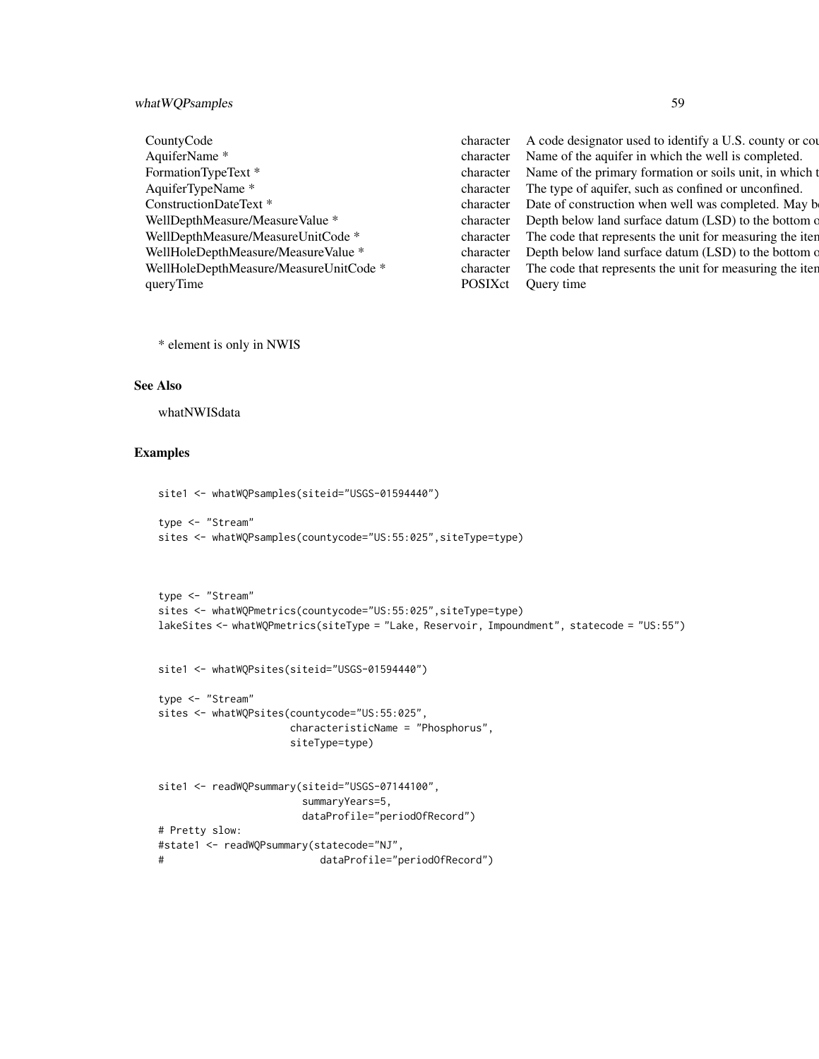| | | |
|---|---|---|
| CountyCode | character | A code designator used to identify a U.S. county or cou |
| AquiferName * | character | Name of the aquifer in which the well is completed. |
| FormationTypeText * | character | Name of the primary formation or soils unit, in which t |
| AquiferTypeName * | character | The type of aquifer, such as confined or unconfined. |
| ConstructionDateText * | character | Date of construction when well was completed. May b |
| WellDepthMeasure/MeasureValue * | character | Depth below land surface datum (LSD) to the bottom o |
| WellDepthMeasure/MeasureUnitCode * | character | The code that represents the unit for measuring the iten |
| WellHoleDepthMeasure/MeasureValue * | character | Depth below land surface datum (LSD) to the bottom o |
| WellHoleDepthMeasure/MeasureUnitCode * | character | The code that represents the unit for measuring the iten |
| queryTime | POSIXct | Query time |

* element is only in NWIS

## See Also

whatNWISdata

## Examples

```
site1 <- whatWQPsamples(siteid="USGS-01594440")

type <- "Stream"
sites <- whatWQPsamples(countycode="US:55:025",siteType=type)



type <- "Stream"
sites <- whatWQPmetrics(countycode="US:55:025",siteType=type)
lakeSites <- whatWQPmetrics(siteType = "Lake, Reservoir, Impoundment", statecode = "US:55")


site1 <- whatWQPsites(siteid="USGS-01594440")

type <- "Stream"
sites <- whatWQPsites(countycode="US:55:025",
                      characteristicName = "Phosphorus",
                      siteType=type)


site1 <- readWQPsummary(siteid="USGS-07144100",
                        summaryYears=5,
                        dataProfile="periodOfRecord")
# Pretty slow:
#state1 <- readWQPsummary(statecode="NJ",
#                         dataProfile="periodOfRecord")
```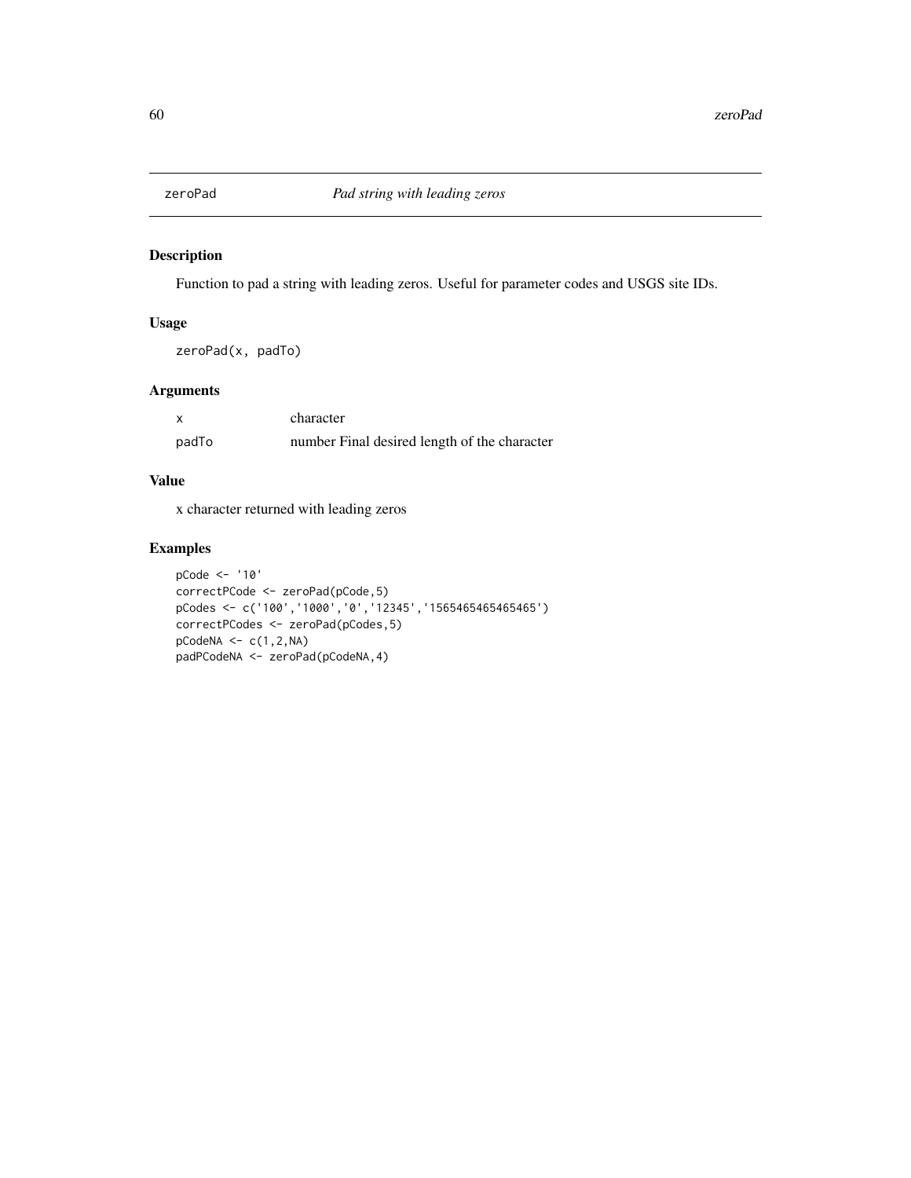# zeroPad *Pad string with leading zeros*

## Description

Function to pad a string with leading zeros. Useful for parameter codes and USGS site IDs.

## Usage

```
zeroPad(x, padTo)
```

## Arguments

| | |
|---|---|
| x | character |
| padTo | number Final desired length of the character |

## Value

x character returned with leading zeros

## Examples

```
pCode <- '10'
correctPCode <- zeroPad(pCode,5)
pCodes <- c('100','1000','0','12345','1565465465465465')
correctPCodes <- zeroPad(pCodes,5)
pCodeNA <- c(1,2,NA)
padPCodeNA <- zeroPad(pCodeNA,4)
```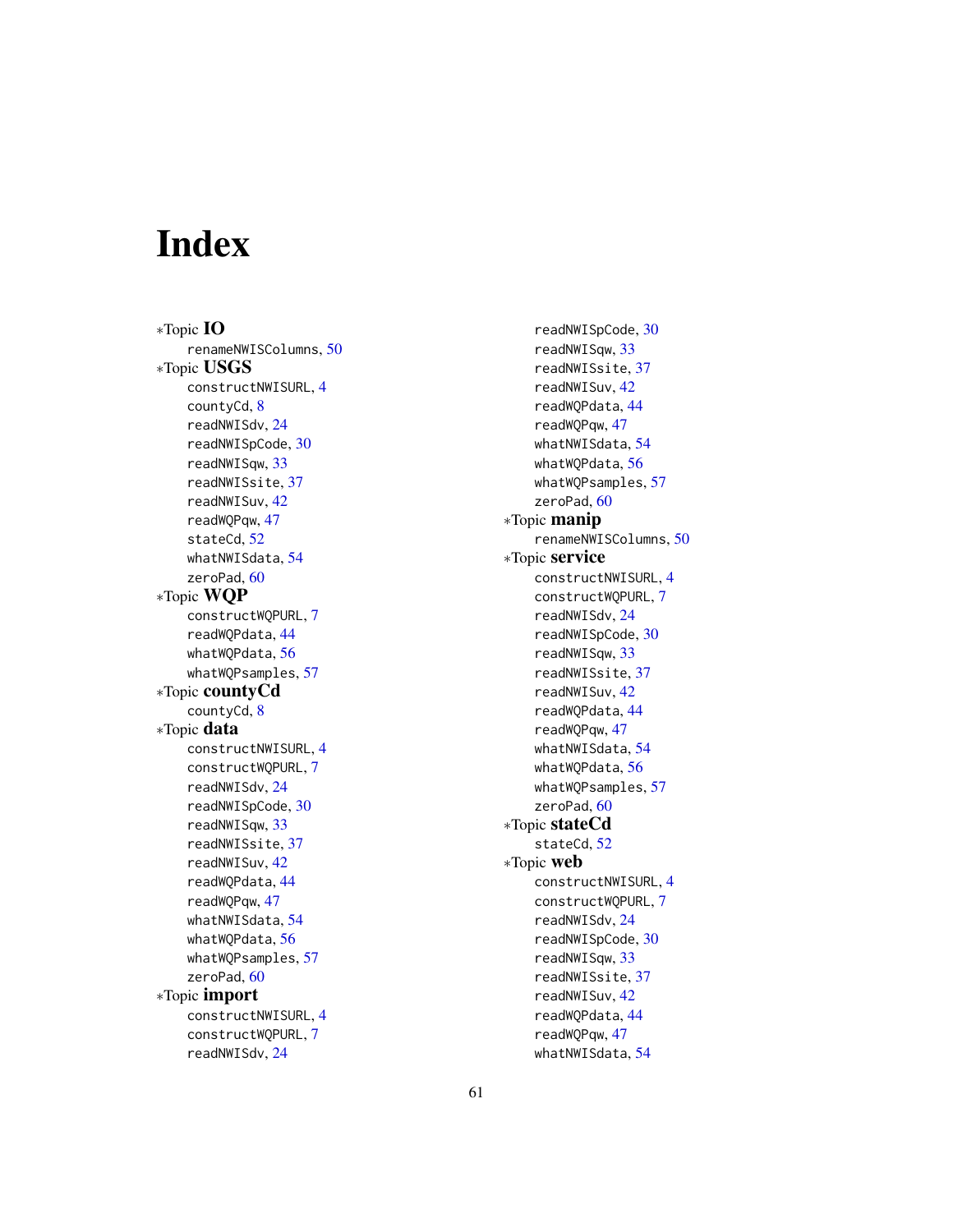# Index

∗Topic **IO**
- renameNWISColumns, 50

∗Topic **USGS**
- constructNWISURL, 4
- countyCd, 8
- readNWISdv, 24
- readNWISpCode, 30
- readNWISqw, 33
- readNWISsite, 37
- readNWISuv, 42
- readWQPqw, 47
- stateCd, 52
- whatNWISdata, 54
- zeroPad, 60

∗Topic **WQP**
- constructWQPURL, 7
- readWQPdata, 44
- whatWQPdata, 56
- whatWQPsamples, 57

∗Topic **countyCd**
- countyCd, 8

∗Topic **data**
- constructNWISURL, 4
- constructWQPURL, 7
- readNWISdv, 24
- readNWISpCode, 30
- readNWISqw, 33
- readNWISsite, 37
- readNWISuv, 42
- readWQPdata, 44
- readWQPqw, 47
- whatNWISdata, 54
- whatWQPdata, 56
- whatWQPsamples, 57
- zeroPad, 60

∗Topic **import**
- constructNWISURL, 4
- constructWQPURL, 7
- readNWISdv, 24
- readNWISpCode, 30
- readNWISqw, 33
- readNWISsite, 37
- readNWISuv, 42
- readWQPdata, 44
- readWQPqw, 47
- whatNWISdata, 54
- whatWQPdata, 56
- whatWQPsamples, 57
- zeroPad, 60

∗Topic **manip**
- renameNWISColumns, 50

∗Topic **service**
- constructNWISURL, 4
- constructWQPURL, 7
- readNWISdv, 24
- readNWISpCode, 30
- readNWISqw, 33
- readNWISsite, 37
- readNWISuv, 42
- readWQPdata, 44
- readWQPqw, 47
- whatNWISdata, 54
- whatWQPdata, 56
- whatWQPsamples, 57
- zeroPad, 60

∗Topic **stateCd**
- stateCd, 52

∗Topic **web**
- constructNWISURL, 4
- constructWQPURL, 7
- readNWISdv, 24
- readNWISpCode, 30
- readNWISqw, 33
- readNWISsite, 37
- readNWISuv, 42
- readWQPdata, 44
- readWQPqw, 47
- whatNWISdata, 54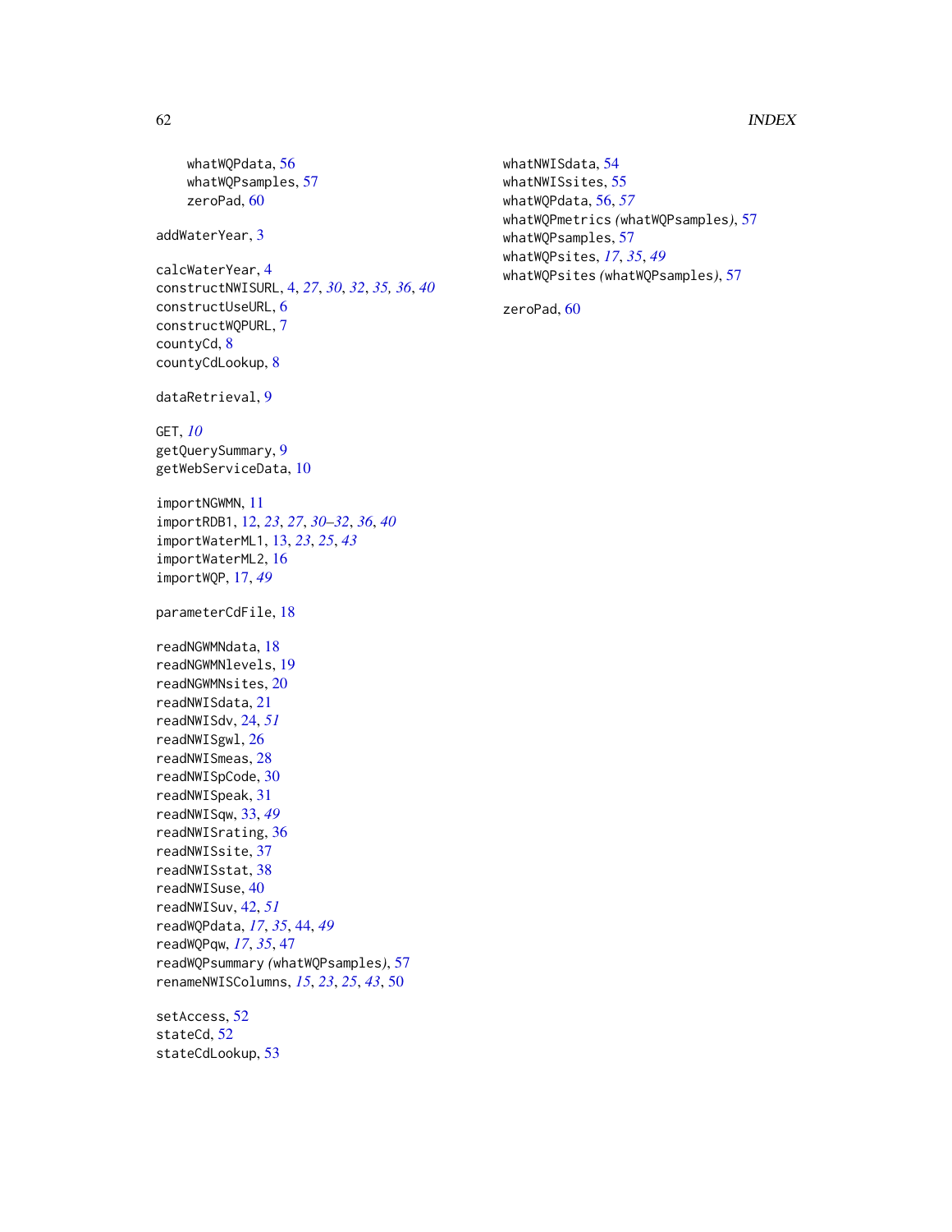whatWQPdata, 56
whatWQPsamples, 57
zeroPad, 60

addWaterYear, 3

calcWaterYear, 4
constructNWISURL, 4, *27*, *30*, *32*, *35, 36*, *40*
constructUseURL, 6
constructWQPURL, 7
countyCd, 8
countyCdLookup, 8

dataRetrieval, 9

GET, *10*
getQuerySummary, 9
getWebServiceData, 10

importNGWMN, 11
importRDB1, 12, *23*, *27*, *30–32*, *36*, *40*
importWaterML1, 13, *23*, *25*, *43*
importWaterML2, 16
importWQP, 17, *49*

parameterCdFile, 18

readNGWMNdata, 18
readNGWMNlevels, 19
readNGWMNsites, 20
readNWISdata, 21
readNWISdv, 24, *51*
readNWISgwl, 26
readNWISmeas, 28
readNWISpCode, 30
readNWISpeak, 31
readNWISqw, 33, *49*
readNWISrating, 36
readNWISsite, 37
readNWISstat, 38
readNWISuse, 40
readNWISuv, 42, *51*
readWQPdata, *17*, *35*, 44, *49*
readWQPqw, *17*, *35*, 47
readWQPsummary *(*whatWQPsamples*)*, 57
renameNWISColumns, *15*, *23*, *25*, *43*, 50

setAccess, 52
stateCd, 52
stateCdLookup, 53

whatNWISdata, 54
whatNWISsites, 55
whatWQPdata, 56, *57*
whatWQPmetrics *(*whatWQPsamples*)*, 57
whatWQPsamples, 57
whatWQPsites, *17*, *35*, *49*
whatWQPsites *(*whatWQPsamples*)*, 57

zeroPad, 60